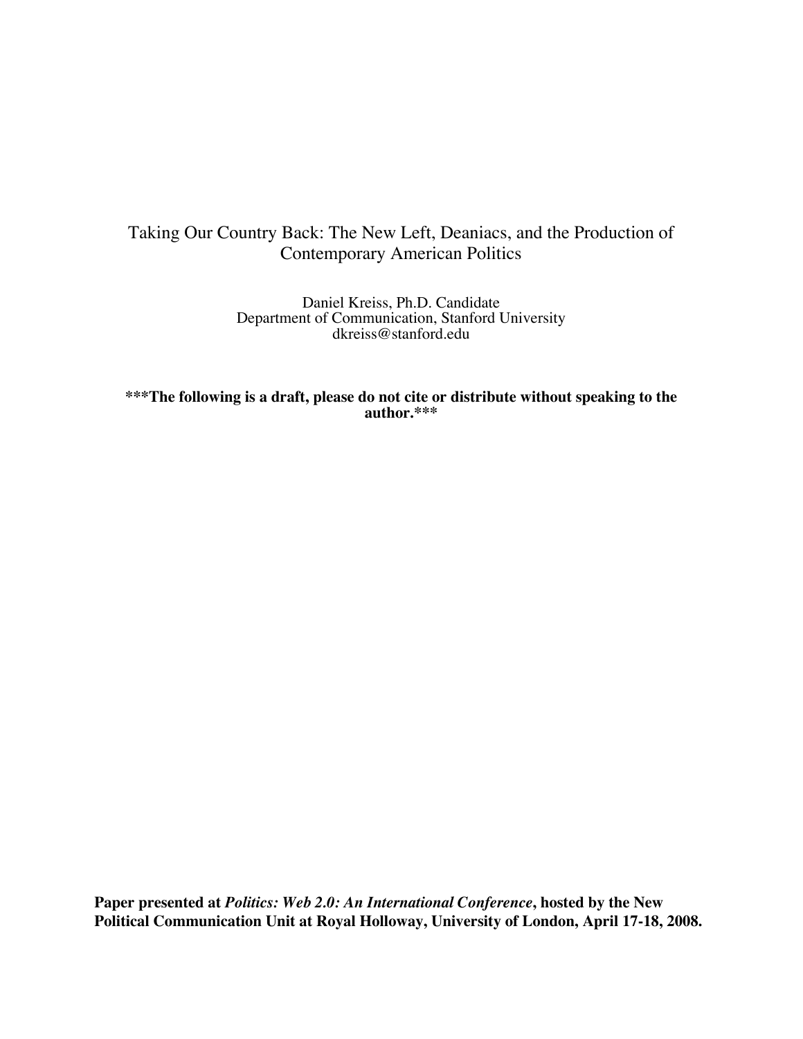# Taking Our Country Back: The New Left, Deaniacs, and the Production of Contemporary American Politics

Daniel Kreiss, Ph.D. Candidate
Department of Communication, Stanford University
dkreiss@stanford.edu

**\*\*\*The following is a draft, please do not cite or distribute without speaking to the author.\*\*\***

**Paper presented at *Politics: Web 2.0: An International Conference*, hosted by the New Political Communication Unit at Royal Holloway, University of London, April 17-18, 2008.**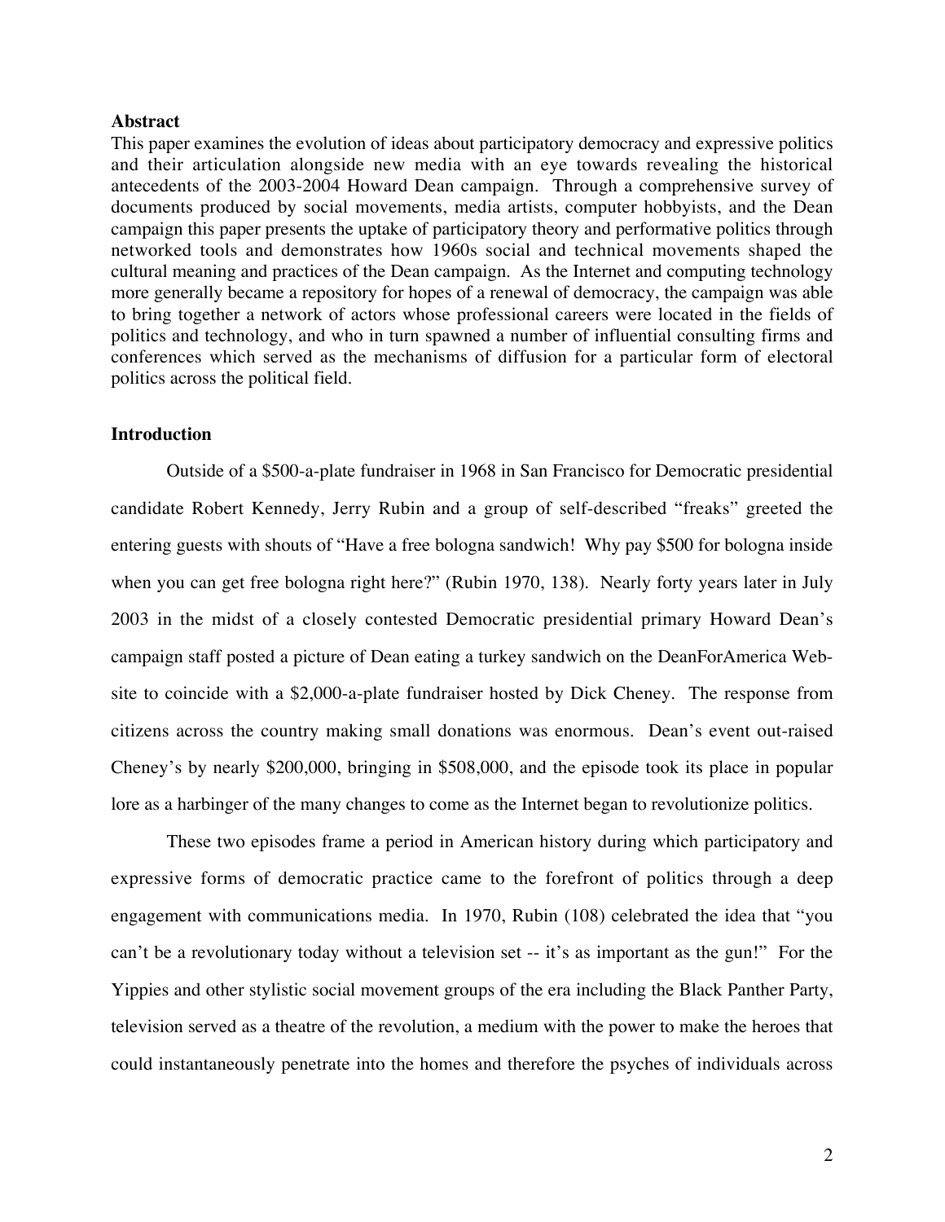## Abstract

This paper examines the evolution of ideas about participatory democracy and expressive politics and their articulation alongside new media with an eye towards revealing the historical antecedents of the 2003-2004 Howard Dean campaign. Through a comprehensive survey of documents produced by social movements, media artists, computer hobbyists, and the Dean campaign this paper presents the uptake of participatory theory and performative politics through networked tools and demonstrates how 1960s social and technical movements shaped the cultural meaning and practices of the Dean campaign. As the Internet and computing technology more generally became a repository for hopes of a renewal of democracy, the campaign was able to bring together a network of actors whose professional careers were located in the fields of politics and technology, and who in turn spawned a number of influential consulting firms and conferences which served as the mechanisms of diffusion for a particular form of electoral politics across the political field.

## Introduction

Outside of a $500-a-plate fundraiser in 1968 in San Francisco for Democratic presidential candidate Robert Kennedy, Jerry Rubin and a group of self-described "freaks" greeted the entering guests with shouts of "Have a free bologna sandwich! Why pay $500 for bologna inside when you can get free bologna right here?" (Rubin 1970, 138). Nearly forty years later in July 2003 in the midst of a closely contested Democratic presidential primary Howard Dean's campaign staff posted a picture of Dean eating a turkey sandwich on the DeanForAmerica Web-site to coincide with a $2,000-a-plate fundraiser hosted by Dick Cheney. The response from citizens across the country making small donations was enormous. Dean's event out-raised Cheney's by nearly $200,000, bringing in $508,000, and the episode took its place in popular lore as a harbinger of the many changes to come as the Internet began to revolutionize politics.

These two episodes frame a period in American history during which participatory and expressive forms of democratic practice came to the forefront of politics through a deep engagement with communications media. In 1970, Rubin (108) celebrated the idea that "you can't be a revolutionary today without a television set -- it's as important as the gun!" For the Yippies and other stylistic social movement groups of the era including the Black Panther Party, television served as a theatre of the revolution, a medium with the power to make the heroes that could instantaneously penetrate into the homes and therefore the psyches of individuals across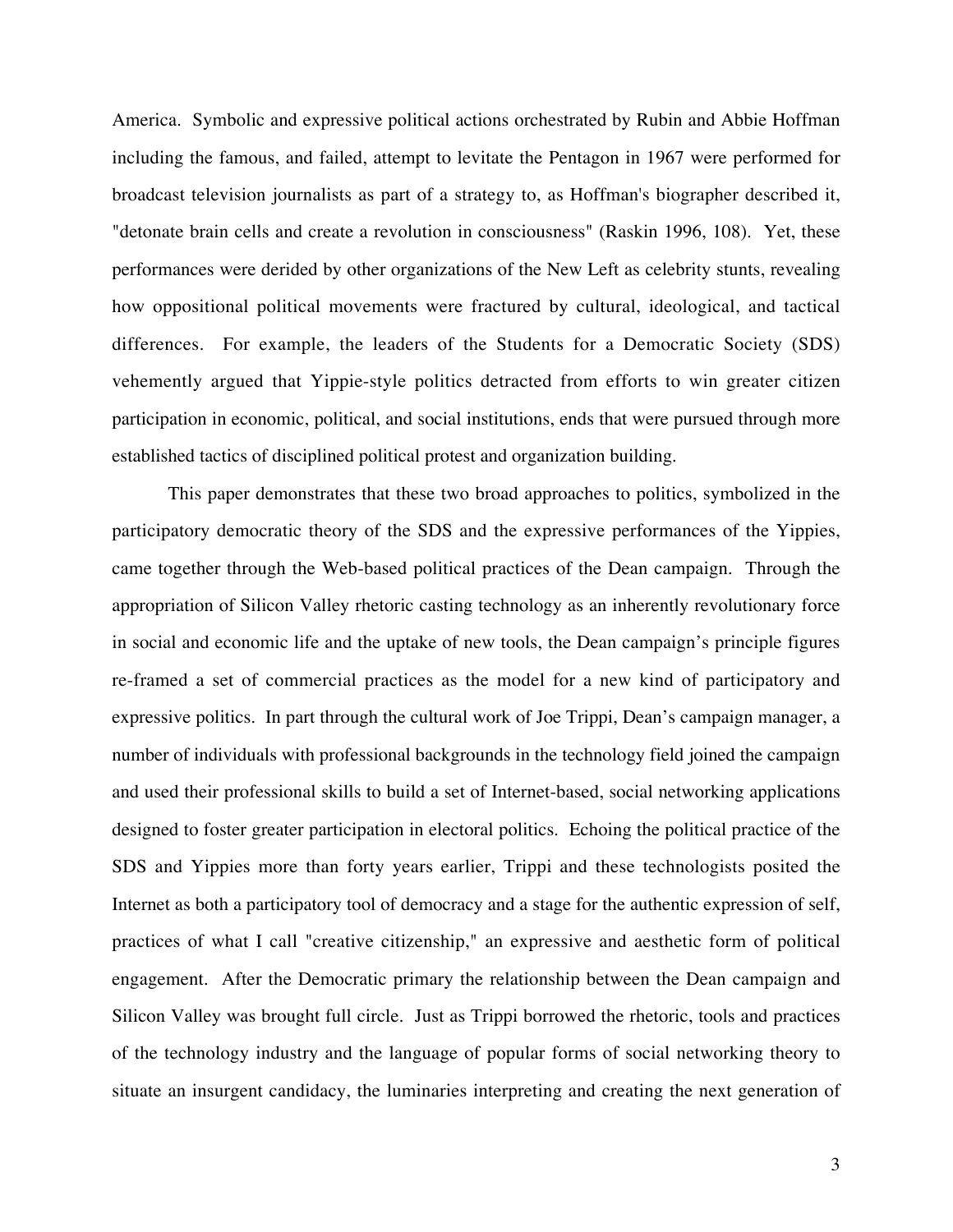America. Symbolic and expressive political actions orchestrated by Rubin and Abbie Hoffman including the famous, and failed, attempt to levitate the Pentagon in 1967 were performed for broadcast television journalists as part of a strategy to, as Hoffman's biographer described it, "detonate brain cells and create a revolution in consciousness" (Raskin 1996, 108). Yet, these performances were derided by other organizations of the New Left as celebrity stunts, revealing how oppositional political movements were fractured by cultural, ideological, and tactical differences. For example, the leaders of the Students for a Democratic Society (SDS) vehemently argued that Yippie-style politics detracted from efforts to win greater citizen participation in economic, political, and social institutions, ends that were pursued through more established tactics of disciplined political protest and organization building.

This paper demonstrates that these two broad approaches to politics, symbolized in the participatory democratic theory of the SDS and the expressive performances of the Yippies, came together through the Web-based political practices of the Dean campaign. Through the appropriation of Silicon Valley rhetoric casting technology as an inherently revolutionary force in social and economic life and the uptake of new tools, the Dean campaign's principle figures re-framed a set of commercial practices as the model for a new kind of participatory and expressive politics. In part through the cultural work of Joe Trippi, Dean's campaign manager, a number of individuals with professional backgrounds in the technology field joined the campaign and used their professional skills to build a set of Internet-based, social networking applications designed to foster greater participation in electoral politics. Echoing the political practice of the SDS and Yippies more than forty years earlier, Trippi and these technologists posited the Internet as both a participatory tool of democracy and a stage for the authentic expression of self, practices of what I call "creative citizenship," an expressive and aesthetic form of political engagement. After the Democratic primary the relationship between the Dean campaign and Silicon Valley was brought full circle. Just as Trippi borrowed the rhetoric, tools and practices of the technology industry and the language of popular forms of social networking theory to situate an insurgent candidacy, the luminaries interpreting and creating the next generation of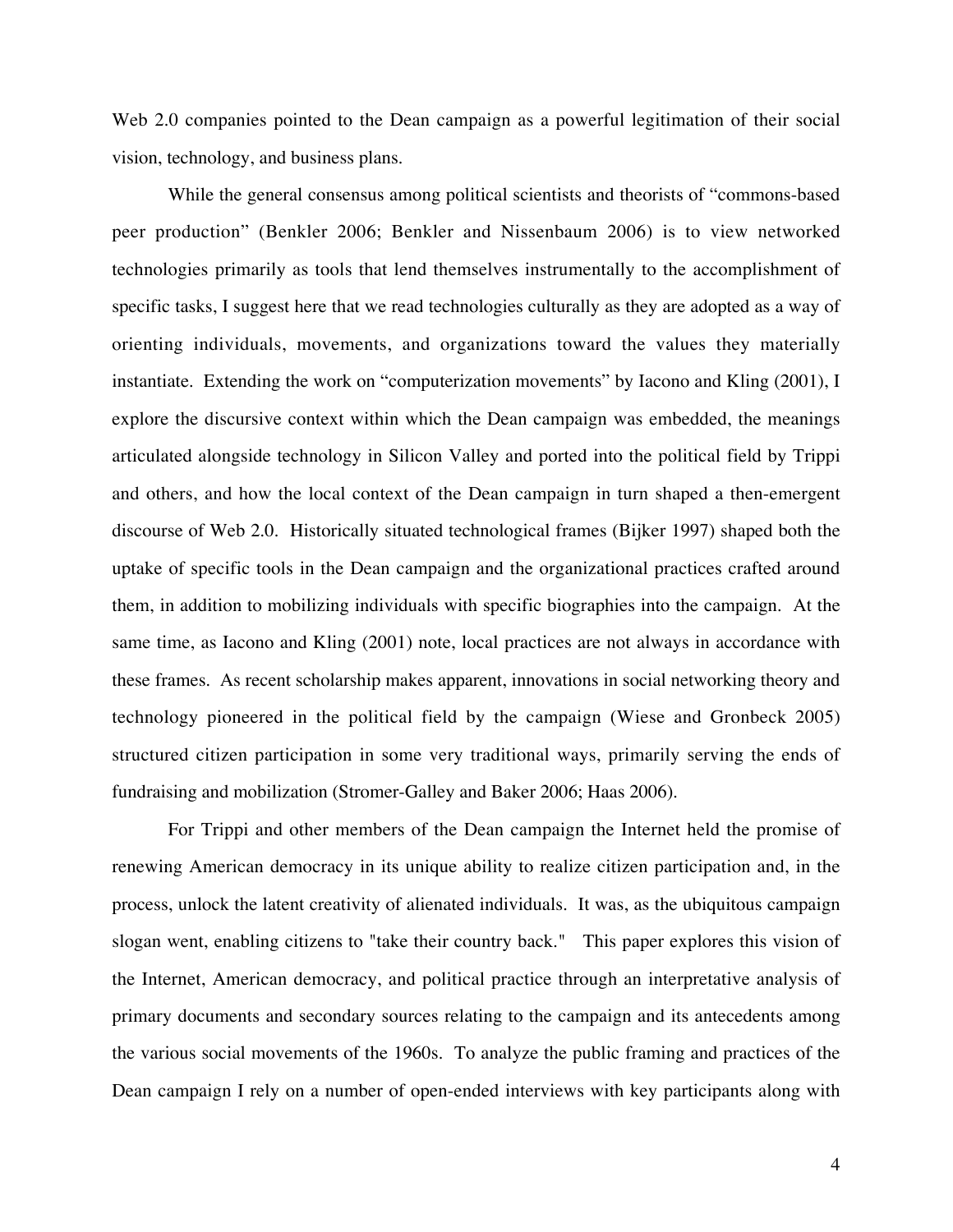Web 2.0 companies pointed to the Dean campaign as a powerful legitimation of their social vision, technology, and business plans.

While the general consensus among political scientists and theorists of "commons-based peer production" (Benkler 2006; Benkler and Nissenbaum 2006) is to view networked technologies primarily as tools that lend themselves instrumentally to the accomplishment of specific tasks, I suggest here that we read technologies culturally as they are adopted as a way of orienting individuals, movements, and organizations toward the values they materially instantiate. Extending the work on "computerization movements" by Iacono and Kling (2001), I explore the discursive context within which the Dean campaign was embedded, the meanings articulated alongside technology in Silicon Valley and ported into the political field by Trippi and others, and how the local context of the Dean campaign in turn shaped a then-emergent discourse of Web 2.0. Historically situated technological frames (Bijker 1997) shaped both the uptake of specific tools in the Dean campaign and the organizational practices crafted around them, in addition to mobilizing individuals with specific biographies into the campaign. At the same time, as Iacono and Kling (2001) note, local practices are not always in accordance with these frames. As recent scholarship makes apparent, innovations in social networking theory and technology pioneered in the political field by the campaign (Wiese and Gronbeck 2005) structured citizen participation in some very traditional ways, primarily serving the ends of fundraising and mobilization (Stromer-Galley and Baker 2006; Haas 2006).

For Trippi and other members of the Dean campaign the Internet held the promise of renewing American democracy in its unique ability to realize citizen participation and, in the process, unlock the latent creativity of alienated individuals. It was, as the ubiquitous campaign slogan went, enabling citizens to "take their country back." This paper explores this vision of the Internet, American democracy, and political practice through an interpretative analysis of primary documents and secondary sources relating to the campaign and its antecedents among the various social movements of the 1960s. To analyze the public framing and practices of the Dean campaign I rely on a number of open-ended interviews with key participants along with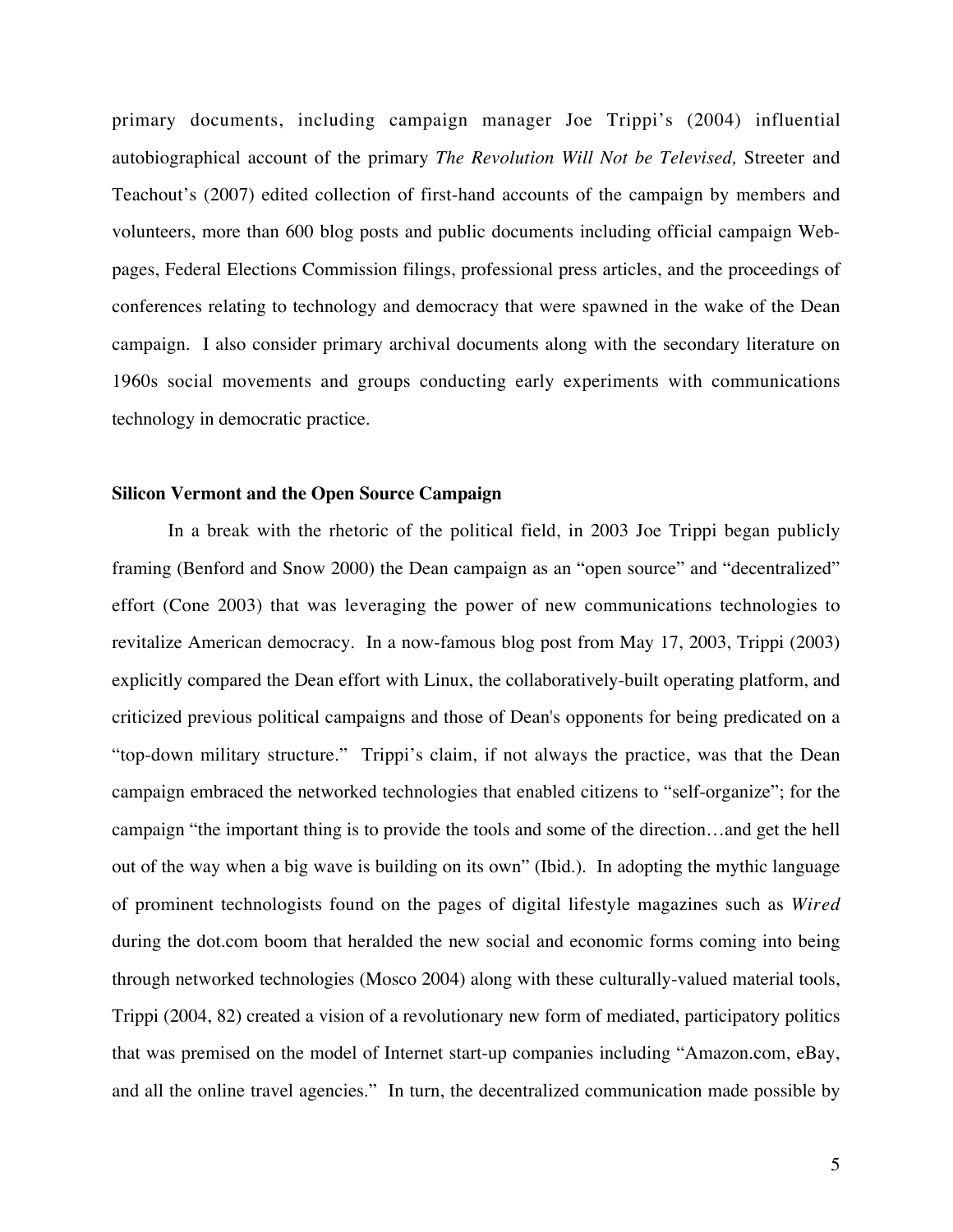primary documents, including campaign manager Joe Trippi's (2004) influential autobiographical account of the primary *The Revolution Will Not be Televised,* Streeter and Teachout's (2007) edited collection of first-hand accounts of the campaign by members and volunteers, more than 600 blog posts and public documents including official campaign Web-pages, Federal Elections Commission filings, professional press articles, and the proceedings of conferences relating to technology and democracy that were spawned in the wake of the Dean campaign. I also consider primary archival documents along with the secondary literature on 1960s social movements and groups conducting early experiments with communications technology in democratic practice.

**Silicon Vermont and the Open Source Campaign**

In a break with the rhetoric of the political field, in 2003 Joe Trippi began publicly framing (Benford and Snow 2000) the Dean campaign as an "open source" and "decentralized" effort (Cone 2003) that was leveraging the power of new communications technologies to revitalize American democracy. In a now-famous blog post from May 17, 2003, Trippi (2003) explicitly compared the Dean effort with Linux, the collaboratively-built operating platform, and criticized previous political campaigns and those of Dean's opponents for being predicated on a "top-down military structure." Trippi's claim, if not always the practice, was that the Dean campaign embraced the networked technologies that enabled citizens to "self-organize"; for the campaign "the important thing is to provide the tools and some of the direction…and get the hell out of the way when a big wave is building on its own" (Ibid.). In adopting the mythic language of prominent technologists found on the pages of digital lifestyle magazines such as *Wired* during the dot.com boom that heralded the new social and economic forms coming into being through networked technologies (Mosco 2004) along with these culturally-valued material tools, Trippi (2004, 82) created a vision of a revolutionary new form of mediated, participatory politics that was premised on the model of Internet start-up companies including "Amazon.com, eBay, and all the online travel agencies." In turn, the decentralized communication made possible by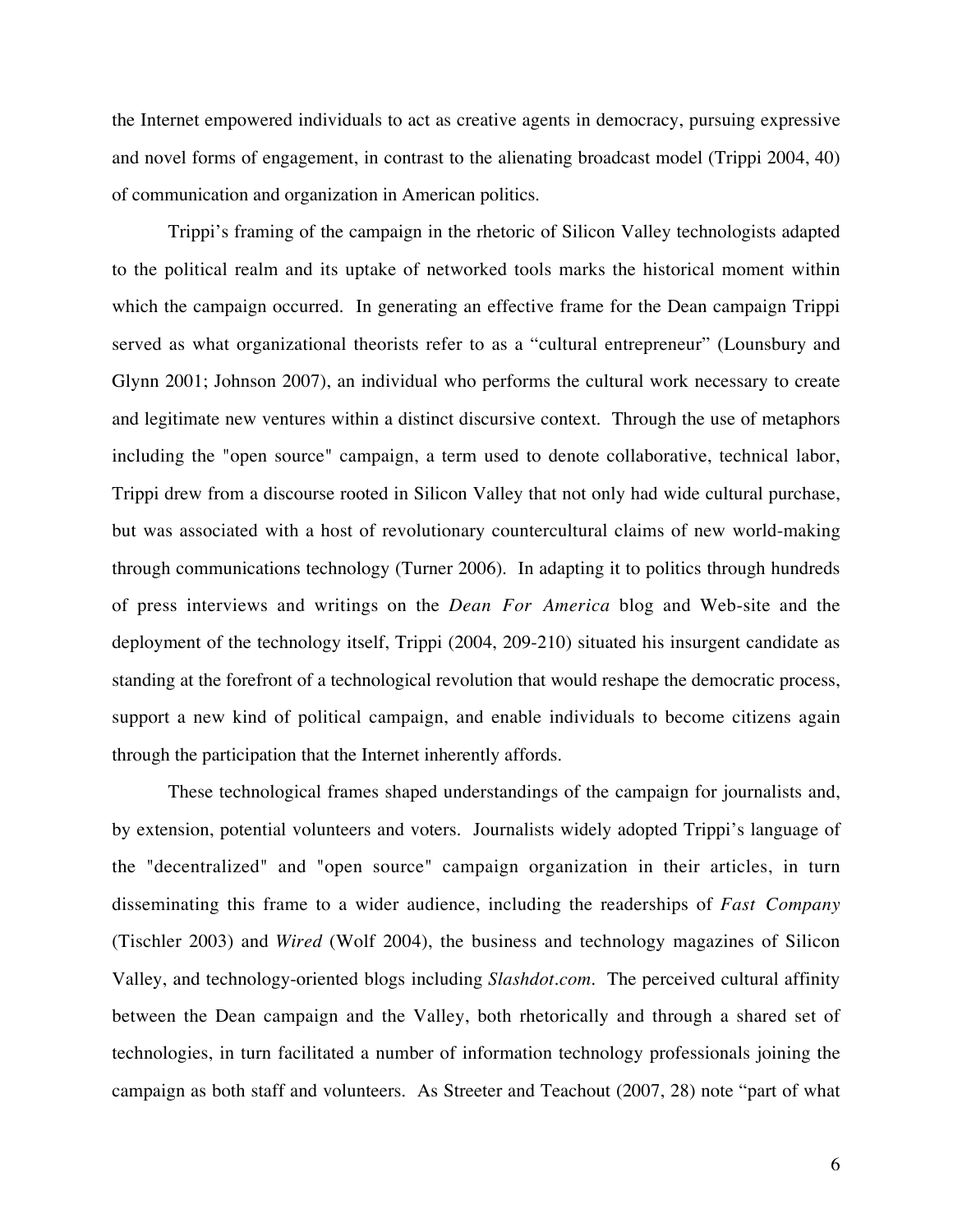the Internet empowered individuals to act as creative agents in democracy, pursuing expressive and novel forms of engagement, in contrast to the alienating broadcast model (Trippi 2004, 40) of communication and organization in American politics.

Trippi's framing of the campaign in the rhetoric of Silicon Valley technologists adapted to the political realm and its uptake of networked tools marks the historical moment within which the campaign occurred. In generating an effective frame for the Dean campaign Trippi served as what organizational theorists refer to as a "cultural entrepreneur" (Lounsbury and Glynn 2001; Johnson 2007), an individual who performs the cultural work necessary to create and legitimate new ventures within a distinct discursive context. Through the use of metaphors including the "open source" campaign, a term used to denote collaborative, technical labor, Trippi drew from a discourse rooted in Silicon Valley that not only had wide cultural purchase, but was associated with a host of revolutionary countercultural claims of new world-making through communications technology (Turner 2006). In adapting it to politics through hundreds of press interviews and writings on the *Dean For America* blog and Web-site and the deployment of the technology itself, Trippi (2004, 209-210) situated his insurgent candidate as standing at the forefront of a technological revolution that would reshape the democratic process, support a new kind of political campaign, and enable individuals to become citizens again through the participation that the Internet inherently affords.

These technological frames shaped understandings of the campaign for journalists and, by extension, potential volunteers and voters. Journalists widely adopted Trippi's language of the "decentralized" and "open source" campaign organization in their articles, in turn disseminating this frame to a wider audience, including the readerships of *Fast Company* (Tischler 2003) and *Wired* (Wolf 2004), the business and technology magazines of Silicon Valley, and technology-oriented blogs including *Slashdot.com.* The perceived cultural affinity between the Dean campaign and the Valley, both rhetorically and through a shared set of technologies, in turn facilitated a number of information technology professionals joining the campaign as both staff and volunteers. As Streeter and Teachout (2007, 28) note "part of what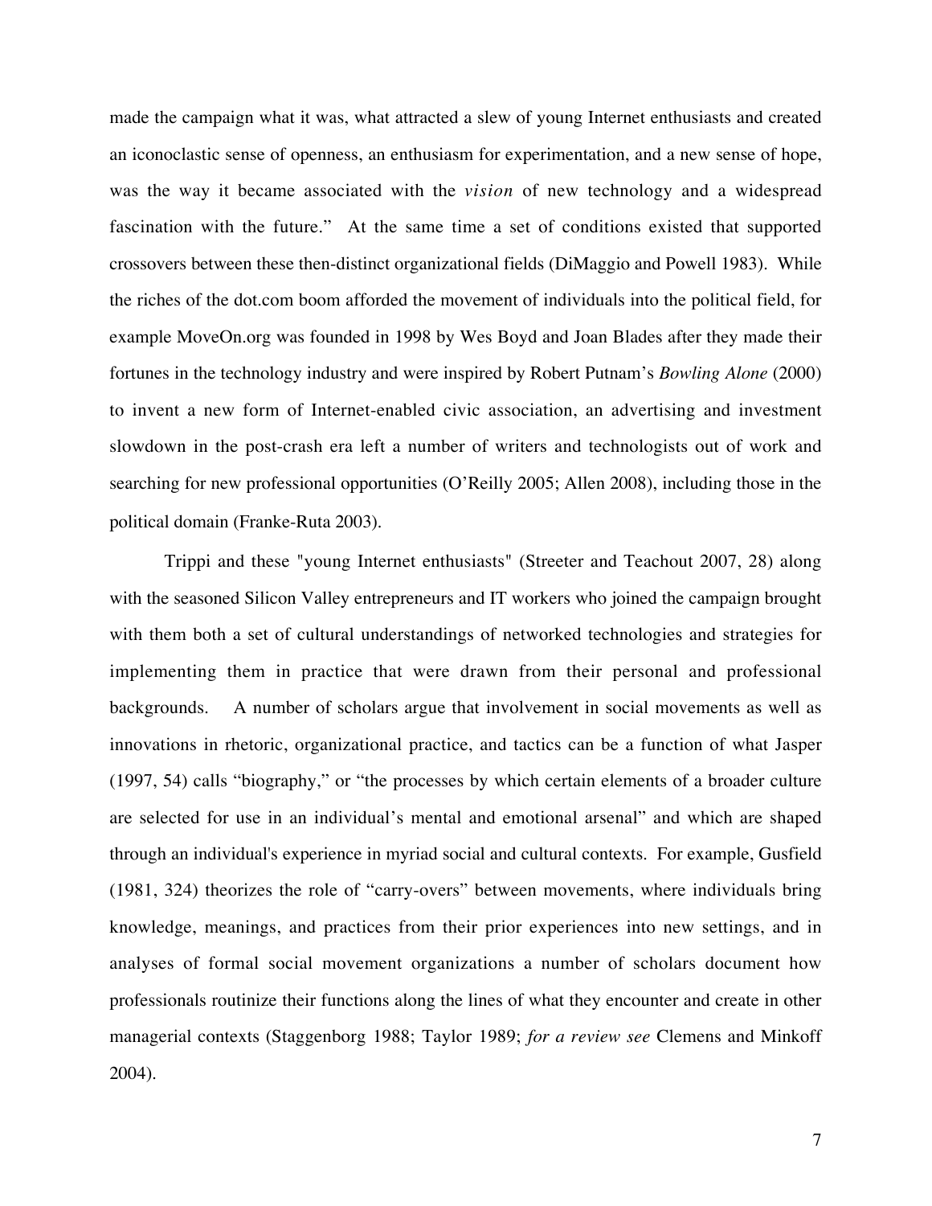made the campaign what it was, what attracted a slew of young Internet enthusiasts and created an iconoclastic sense of openness, an enthusiasm for experimentation, and a new sense of hope, was the way it became associated with the *vision* of new technology and a widespread fascination with the future." At the same time a set of conditions existed that supported crossovers between these then-distinct organizational fields (DiMaggio and Powell 1983). While the riches of the dot.com boom afforded the movement of individuals into the political field, for example MoveOn.org was founded in 1998 by Wes Boyd and Joan Blades after they made their fortunes in the technology industry and were inspired by Robert Putnam's *Bowling Alone* (2000) to invent a new form of Internet-enabled civic association, an advertising and investment slowdown in the post-crash era left a number of writers and technologists out of work and searching for new professional opportunities (O'Reilly 2005; Allen 2008), including those in the political domain (Franke-Ruta 2003).

Trippi and these "young Internet enthusiasts" (Streeter and Teachout 2007, 28) along with the seasoned Silicon Valley entrepreneurs and IT workers who joined the campaign brought with them both a set of cultural understandings of networked technologies and strategies for implementing them in practice that were drawn from their personal and professional backgrounds. A number of scholars argue that involvement in social movements as well as innovations in rhetoric, organizational practice, and tactics can be a function of what Jasper (1997, 54) calls "biography," or "the processes by which certain elements of a broader culture are selected for use in an individual's mental and emotional arsenal" and which are shaped through an individual's experience in myriad social and cultural contexts. For example, Gusfield (1981, 324) theorizes the role of "carry-overs" between movements, where individuals bring knowledge, meanings, and practices from their prior experiences into new settings, and in analyses of formal social movement organizations a number of scholars document how professionals routinize their functions along the lines of what they encounter and create in other managerial contexts (Staggenborg 1988; Taylor 1989; *for a review see* Clemens and Minkoff 2004).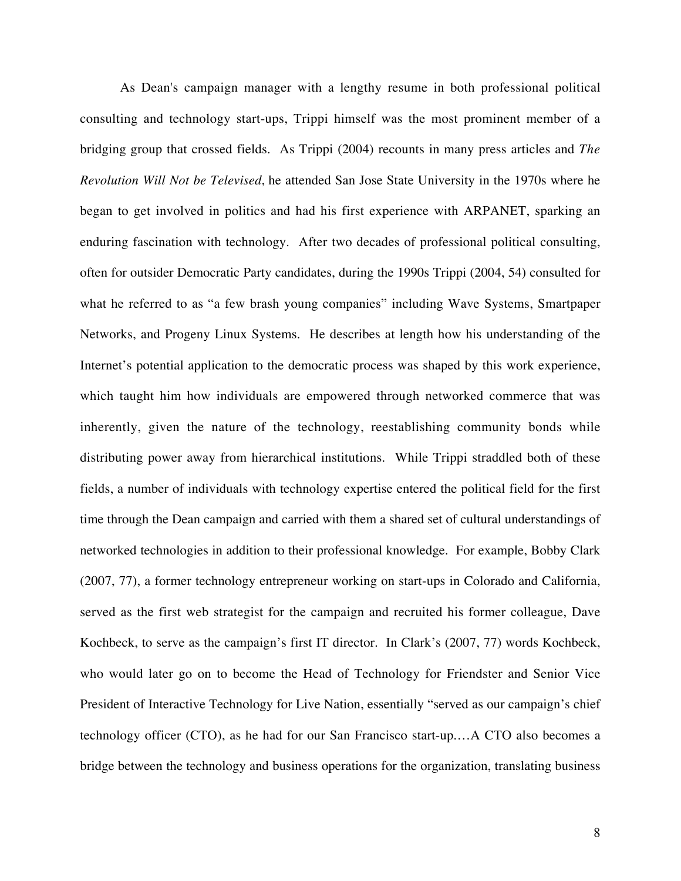As Dean's campaign manager with a lengthy resume in both professional political consulting and technology start-ups, Trippi himself was the most prominent member of a bridging group that crossed fields. As Trippi (2004) recounts in many press articles and *The Revolution Will Not be Televised*, he attended San Jose State University in the 1970s where he began to get involved in politics and had his first experience with ARPANET, sparking an enduring fascination with technology. After two decades of professional political consulting, often for outsider Democratic Party candidates, during the 1990s Trippi (2004, 54) consulted for what he referred to as "a few brash young companies" including Wave Systems, Smartpaper Networks, and Progeny Linux Systems. He describes at length how his understanding of the Internet's potential application to the democratic process was shaped by this work experience, which taught him how individuals are empowered through networked commerce that was inherently, given the nature of the technology, reestablishing community bonds while distributing power away from hierarchical institutions. While Trippi straddled both of these fields, a number of individuals with technology expertise entered the political field for the first time through the Dean campaign and carried with them a shared set of cultural understandings of networked technologies in addition to their professional knowledge. For example, Bobby Clark (2007, 77), a former technology entrepreneur working on start-ups in Colorado and California, served as the first web strategist for the campaign and recruited his former colleague, Dave Kochbeck, to serve as the campaign's first IT director. In Clark's (2007, 77) words Kochbeck, who would later go on to become the Head of Technology for Friendster and Senior Vice President of Interactive Technology for Live Nation, essentially "served as our campaign's chief technology officer (CTO), as he had for our San Francisco start-up.…A CTO also becomes a bridge between the technology and business operations for the organization, translating business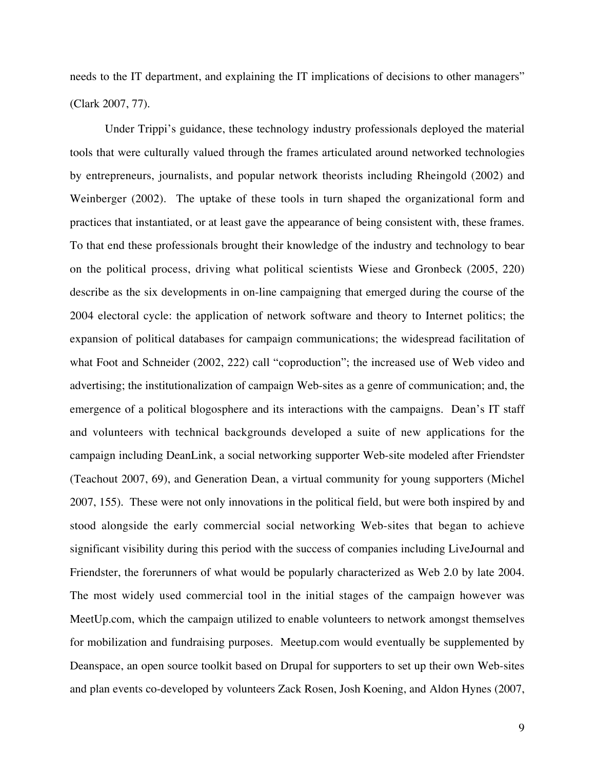needs to the IT department, and explaining the IT implications of decisions to other managers" (Clark 2007, 77).

Under Trippi's guidance, these technology industry professionals deployed the material tools that were culturally valued through the frames articulated around networked technologies by entrepreneurs, journalists, and popular network theorists including Rheingold (2002) and Weinberger (2002). The uptake of these tools in turn shaped the organizational form and practices that instantiated, or at least gave the appearance of being consistent with, these frames. To that end these professionals brought their knowledge of the industry and technology to bear on the political process, driving what political scientists Wiese and Gronbeck (2005, 220) describe as the six developments in on-line campaigning that emerged during the course of the 2004 electoral cycle: the application of network software and theory to Internet politics; the expansion of political databases for campaign communications; the widespread facilitation of what Foot and Schneider (2002, 222) call "coproduction"; the increased use of Web video and advertising; the institutionalization of campaign Web-sites as a genre of communication; and, the emergence of a political blogosphere and its interactions with the campaigns. Dean's IT staff and volunteers with technical backgrounds developed a suite of new applications for the campaign including DeanLink, a social networking supporter Web-site modeled after Friendster (Teachout 2007, 69), and Generation Dean, a virtual community for young supporters (Michel 2007, 155). These were not only innovations in the political field, but were both inspired by and stood alongside the early commercial social networking Web-sites that began to achieve significant visibility during this period with the success of companies including LiveJournal and Friendster, the forerunners of what would be popularly characterized as Web 2.0 by late 2004. The most widely used commercial tool in the initial stages of the campaign however was MeetUp.com, which the campaign utilized to enable volunteers to network amongst themselves for mobilization and fundraising purposes. Meetup.com would eventually be supplemented by Deanspace, an open source toolkit based on Drupal for supporters to set up their own Web-sites and plan events co-developed by volunteers Zack Rosen, Josh Koening, and Aldon Hynes (2007,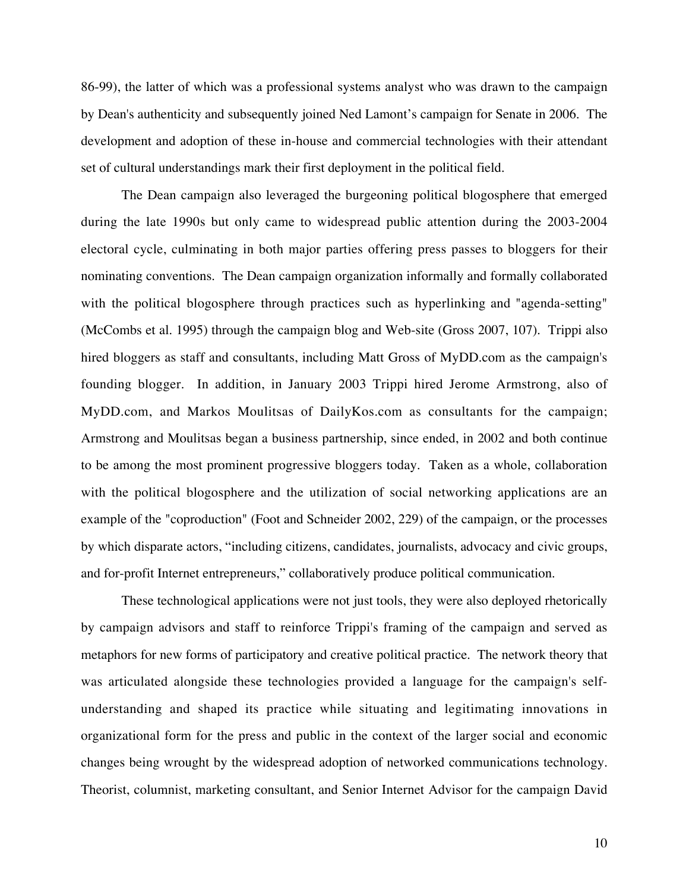86-99), the latter of which was a professional systems analyst who was drawn to the campaign by Dean's authenticity and subsequently joined Ned Lamont's campaign for Senate in 2006. The development and adoption of these in-house and commercial technologies with their attendant set of cultural understandings mark their first deployment in the political field.

The Dean campaign also leveraged the burgeoning political blogosphere that emerged during the late 1990s but only came to widespread public attention during the 2003-2004 electoral cycle, culminating in both major parties offering press passes to bloggers for their nominating conventions. The Dean campaign organization informally and formally collaborated with the political blogosphere through practices such as hyperlinking and "agenda-setting" (McCombs et al. 1995) through the campaign blog and Web-site (Gross 2007, 107). Trippi also hired bloggers as staff and consultants, including Matt Gross of MyDD.com as the campaign's founding blogger. In addition, in January 2003 Trippi hired Jerome Armstrong, also of MyDD.com, and Markos Moulitsas of DailyKos.com as consultants for the campaign; Armstrong and Moulitsas began a business partnership, since ended, in 2002 and both continue to be among the most prominent progressive bloggers today. Taken as a whole, collaboration with the political blogosphere and the utilization of social networking applications are an example of the "coproduction" (Foot and Schneider 2002, 229) of the campaign, or the processes by which disparate actors, "including citizens, candidates, journalists, advocacy and civic groups, and for-profit Internet entrepreneurs," collaboratively produce political communication.

These technological applications were not just tools, they were also deployed rhetorically by campaign advisors and staff to reinforce Trippi's framing of the campaign and served as metaphors for new forms of participatory and creative political practice. The network theory that was articulated alongside these technologies provided a language for the campaign's self-understanding and shaped its practice while situating and legitimating innovations in organizational form for the press and public in the context of the larger social and economic changes being wrought by the widespread adoption of networked communications technology. Theorist, columnist, marketing consultant, and Senior Internet Advisor for the campaign David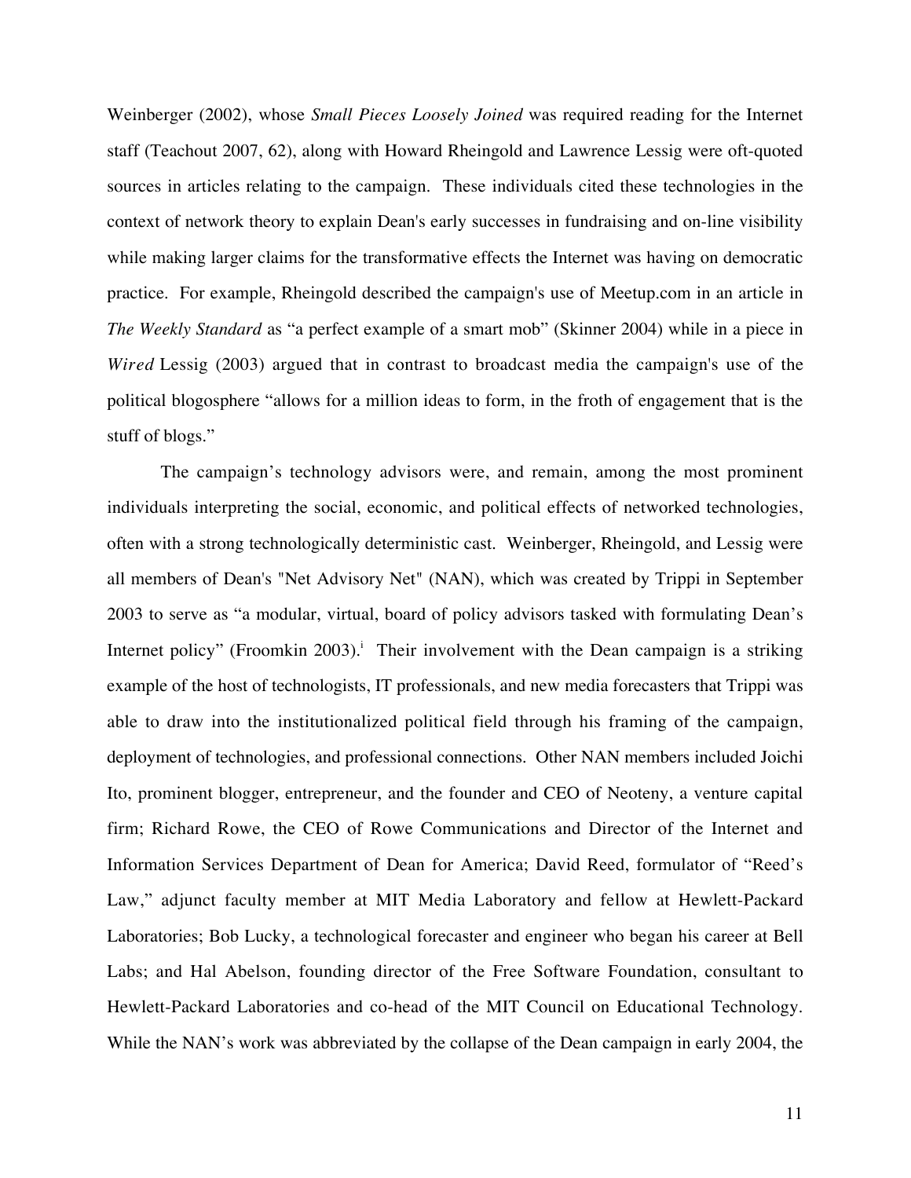Weinberger (2002), whose *Small Pieces Loosely Joined* was required reading for the Internet staff (Teachout 2007, 62), along with Howard Rheingold and Lawrence Lessig were oft-quoted sources in articles relating to the campaign. These individuals cited these technologies in the context of network theory to explain Dean's early successes in fundraising and on-line visibility while making larger claims for the transformative effects the Internet was having on democratic practice. For example, Rheingold described the campaign's use of Meetup.com in an article in *The Weekly Standard* as "a perfect example of a smart mob" (Skinner 2004) while in a piece in *Wired* Lessig (2003) argued that in contrast to broadcast media the campaign's use of the political blogosphere "allows for a million ideas to form, in the froth of engagement that is the stuff of blogs."

The campaign's technology advisors were, and remain, among the most prominent individuals interpreting the social, economic, and political effects of networked technologies, often with a strong technologically deterministic cast. Weinberger, Rheingold, and Lessig were all members of Dean's "Net Advisory Net" (NAN), which was created by Trippi in September 2003 to serve as "a modular, virtual, board of policy advisors tasked with formulating Dean's Internet policy" (Froomkin 2003).[i] Their involvement with the Dean campaign is a striking example of the host of technologists, IT professionals, and new media forecasters that Trippi was able to draw into the institutionalized political field through his framing of the campaign, deployment of technologies, and professional connections. Other NAN members included Joichi Ito, prominent blogger, entrepreneur, and the founder and CEO of Neoteny, a venture capital firm; Richard Rowe, the CEO of Rowe Communications and Director of the Internet and Information Services Department of Dean for America; David Reed, formulator of "Reed's Law," adjunct faculty member at MIT Media Laboratory and fellow at Hewlett-Packard Laboratories; Bob Lucky, a technological forecaster and engineer who began his career at Bell Labs; and Hal Abelson, founding director of the Free Software Foundation, consultant to Hewlett-Packard Laboratories and co-head of the MIT Council on Educational Technology. While the NAN's work was abbreviated by the collapse of the Dean campaign in early 2004, the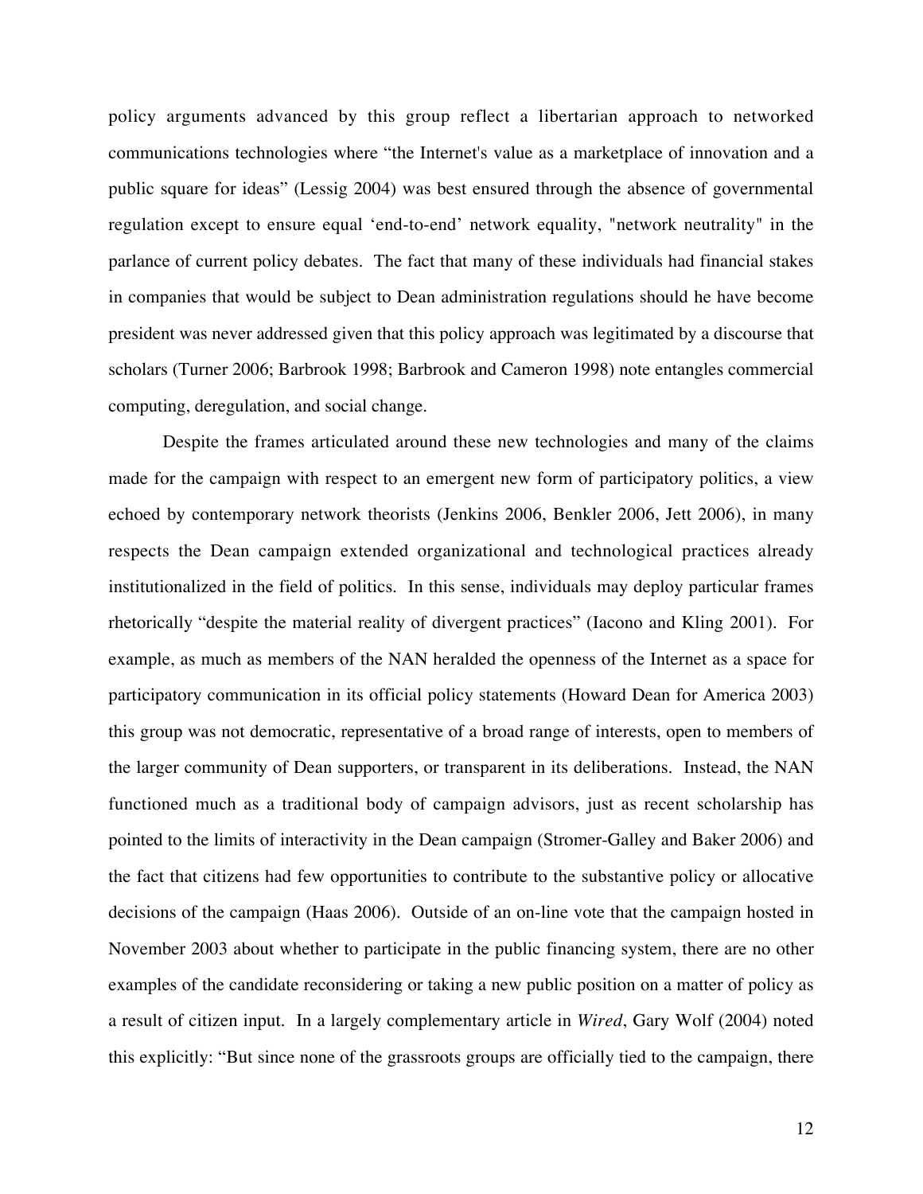policy arguments advanced by this group reflect a libertarian approach to networked communications technologies where "the Internet's value as a marketplace of innovation and a public square for ideas" (Lessig 2004) was best ensured through the absence of governmental regulation except to ensure equal 'end-to-end' network equality, "network neutrality" in the parlance of current policy debates. The fact that many of these individuals had financial stakes in companies that would be subject to Dean administration regulations should he have become president was never addressed given that this policy approach was legitimated by a discourse that scholars (Turner 2006; Barbrook 1998; Barbrook and Cameron 1998) note entangles commercial computing, deregulation, and social change.

Despite the frames articulated around these new technologies and many of the claims made for the campaign with respect to an emergent new form of participatory politics, a view echoed by contemporary network theorists (Jenkins 2006, Benkler 2006, Jett 2006), in many respects the Dean campaign extended organizational and technological practices already institutionalized in the field of politics. In this sense, individuals may deploy particular frames rhetorically "despite the material reality of divergent practices" (Iacono and Kling 2001). For example, as much as members of the NAN heralded the openness of the Internet as a space for participatory communication in its official policy statements (Howard Dean for America 2003) this group was not democratic, representative of a broad range of interests, open to members of the larger community of Dean supporters, or transparent in its deliberations. Instead, the NAN functioned much as a traditional body of campaign advisors, just as recent scholarship has pointed to the limits of interactivity in the Dean campaign (Stromer-Galley and Baker 2006) and the fact that citizens had few opportunities to contribute to the substantive policy or allocative decisions of the campaign (Haas 2006). Outside of an on-line vote that the campaign hosted in November 2003 about whether to participate in the public financing system, there are no other examples of the candidate reconsidering or taking a new public position on a matter of policy as a result of citizen input. In a largely complementary article in *Wired*, Gary Wolf (2004) noted this explicitly: "But since none of the grassroots groups are officially tied to the campaign, there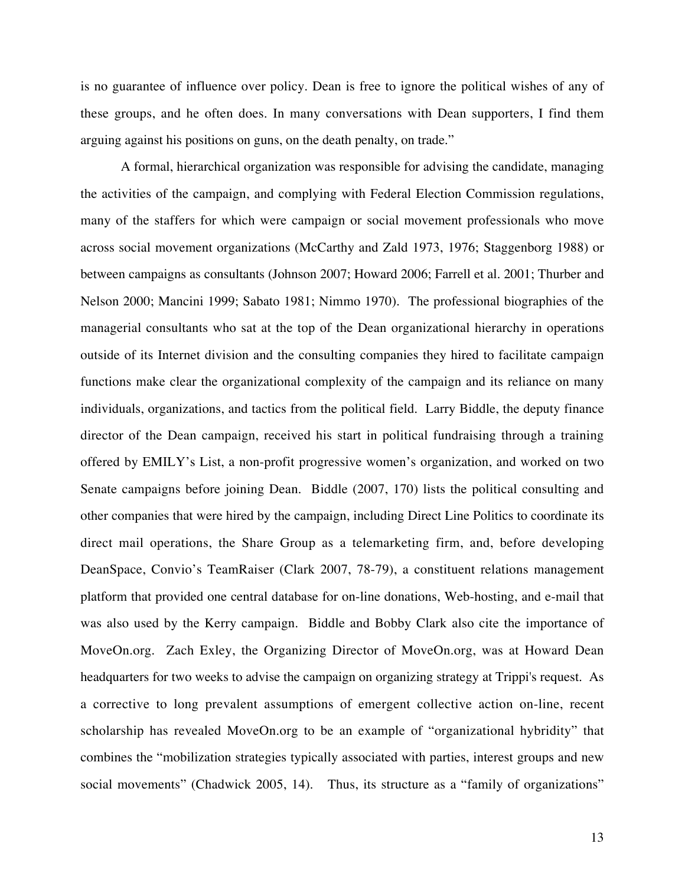is no guarantee of influence over policy. Dean is free to ignore the political wishes of any of these groups, and he often does. In many conversations with Dean supporters, I find them arguing against his positions on guns, on the death penalty, on trade."

A formal, hierarchical organization was responsible for advising the candidate, managing the activities of the campaign, and complying with Federal Election Commission regulations, many of the staffers for which were campaign or social movement professionals who move across social movement organizations (McCarthy and Zald 1973, 1976; Staggenborg 1988) or between campaigns as consultants (Johnson 2007; Howard 2006; Farrell et al. 2001; Thurber and Nelson 2000; Mancini 1999; Sabato 1981; Nimmo 1970). The professional biographies of the managerial consultants who sat at the top of the Dean organizational hierarchy in operations outside of its Internet division and the consulting companies they hired to facilitate campaign functions make clear the organizational complexity of the campaign and its reliance on many individuals, organizations, and tactics from the political field. Larry Biddle, the deputy finance director of the Dean campaign, received his start in political fundraising through a training offered by EMILY's List, a non-profit progressive women's organization, and worked on two Senate campaigns before joining Dean. Biddle (2007, 170) lists the political consulting and other companies that were hired by the campaign, including Direct Line Politics to coordinate its direct mail operations, the Share Group as a telemarketing firm, and, before developing DeanSpace, Convio's TeamRaiser (Clark 2007, 78-79), a constituent relations management platform that provided one central database for on-line donations, Web-hosting, and e-mail that was also used by the Kerry campaign. Biddle and Bobby Clark also cite the importance of MoveOn.org. Zach Exley, the Organizing Director of MoveOn.org, was at Howard Dean headquarters for two weeks to advise the campaign on organizing strategy at Trippi's request. As a corrective to long prevalent assumptions of emergent collective action on-line, recent scholarship has revealed MoveOn.org to be an example of "organizational hybridity" that combines the "mobilization strategies typically associated with parties, interest groups and new social movements" (Chadwick 2005, 14). Thus, its structure as a "family of organizations"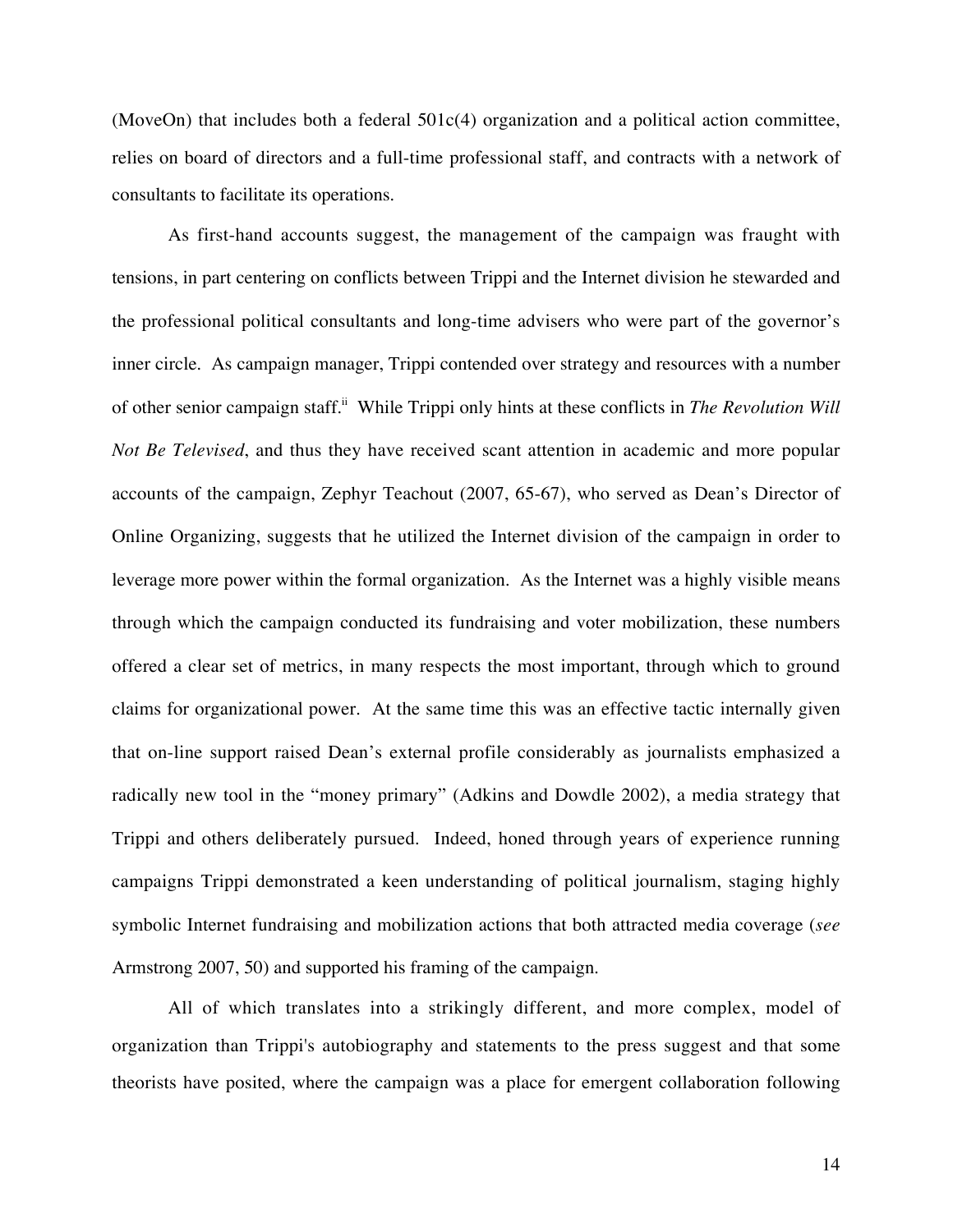(MoveOn) that includes both a federal 501c(4) organization and a political action committee, relies on board of directors and a full-time professional staff, and contracts with a network of consultants to facilitate its operations.

As first-hand accounts suggest, the management of the campaign was fraught with tensions, in part centering on conflicts between Trippi and the Internet division he stewarded and the professional political consultants and long-time advisers who were part of the governor's inner circle. As campaign manager, Trippi contended over strategy and resources with a number of other senior campaign staff.[ii] While Trippi only hints at these conflicts in *The Revolution Will Not Be Televised*, and thus they have received scant attention in academic and more popular accounts of the campaign, Zephyr Teachout (2007, 65-67), who served as Dean's Director of Online Organizing, suggests that he utilized the Internet division of the campaign in order to leverage more power within the formal organization. As the Internet was a highly visible means through which the campaign conducted its fundraising and voter mobilization, these numbers offered a clear set of metrics, in many respects the most important, through which to ground claims for organizational power. At the same time this was an effective tactic internally given that on-line support raised Dean's external profile considerably as journalists emphasized a radically new tool in the "money primary" (Adkins and Dowdle 2002), a media strategy that Trippi and others deliberately pursued. Indeed, honed through years of experience running campaigns Trippi demonstrated a keen understanding of political journalism, staging highly symbolic Internet fundraising and mobilization actions that both attracted media coverage (*see* Armstrong 2007, 50) and supported his framing of the campaign.

All of which translates into a strikingly different, and more complex, model of organization than Trippi's autobiography and statements to the press suggest and that some theorists have posited, where the campaign was a place for emergent collaboration following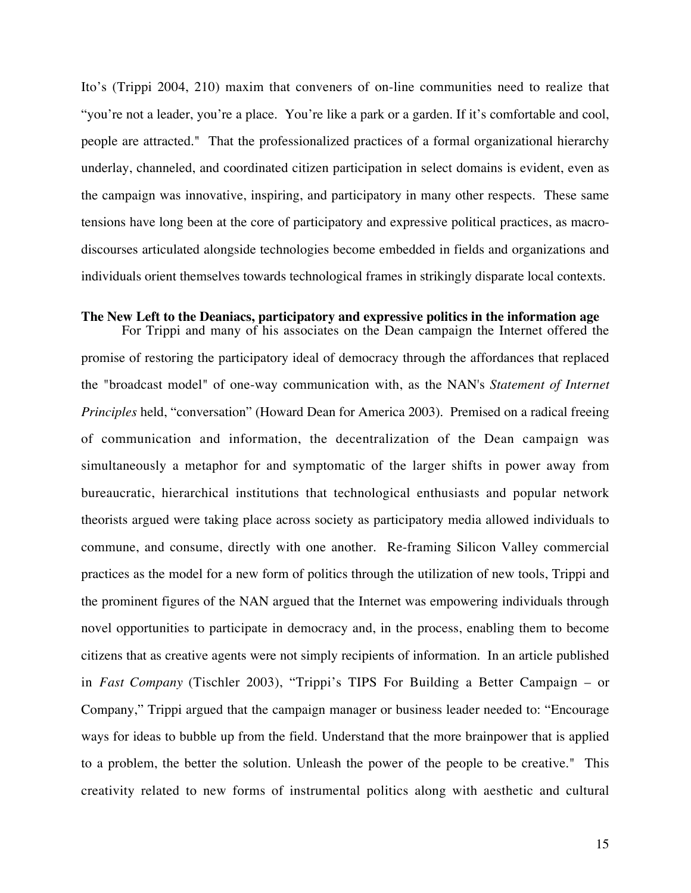Ito's (Trippi 2004, 210) maxim that conveners of on-line communities need to realize that "you're not a leader, you're a place. You're like a park or a garden. If it's comfortable and cool, people are attracted." That the professionalized practices of a formal organizational hierarchy underlay, channeled, and coordinated citizen participation in select domains is evident, even as the campaign was innovative, inspiring, and participatory in many other respects. These same tensions have long been at the core of participatory and expressive political practices, as macro-discourses articulated alongside technologies become embedded in fields and organizations and individuals orient themselves towards technological frames in strikingly disparate local contexts.

**The New Left to the Deaniacs, participatory and expressive politics in the information age**

For Trippi and many of his associates on the Dean campaign the Internet offered the promise of restoring the participatory ideal of democracy through the affordances that replaced the "broadcast model" of one-way communication with, as the NAN's *Statement of Internet Principles* held, "conversation" (Howard Dean for America 2003). Premised on a radical freeing of communication and information, the decentralization of the Dean campaign was simultaneously a metaphor for and symptomatic of the larger shifts in power away from bureaucratic, hierarchical institutions that technological enthusiasts and popular network theorists argued were taking place across society as participatory media allowed individuals to commune, and consume, directly with one another. Re-framing Silicon Valley commercial practices as the model for a new form of politics through the utilization of new tools, Trippi and the prominent figures of the NAN argued that the Internet was empowering individuals through novel opportunities to participate in democracy and, in the process, enabling them to become citizens that as creative agents were not simply recipients of information. In an article published in *Fast Company* (Tischler 2003), "Trippi's TIPS For Building a Better Campaign – or Company," Trippi argued that the campaign manager or business leader needed to: "Encourage ways for ideas to bubble up from the field. Understand that the more brainpower that is applied to a problem, the better the solution. Unleash the power of the people to be creative." This creativity related to new forms of instrumental politics along with aesthetic and cultural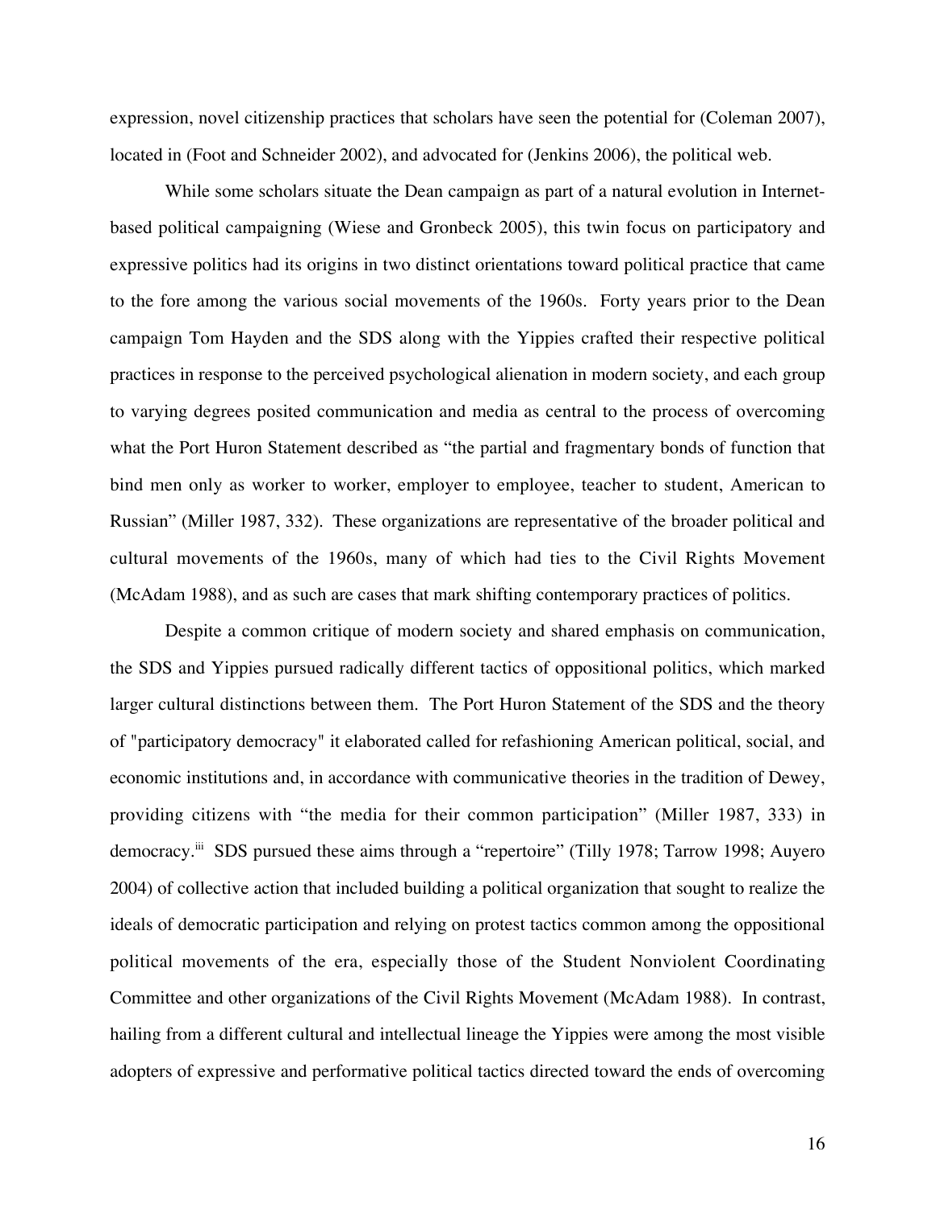expression, novel citizenship practices that scholars have seen the potential for (Coleman 2007), located in (Foot and Schneider 2002), and advocated for (Jenkins 2006), the political web.

While some scholars situate the Dean campaign as part of a natural evolution in Internet-based political campaigning (Wiese and Gronbeck 2005), this twin focus on participatory and expressive politics had its origins in two distinct orientations toward political practice that came to the fore among the various social movements of the 1960s. Forty years prior to the Dean campaign Tom Hayden and the SDS along with the Yippies crafted their respective political practices in response to the perceived psychological alienation in modern society, and each group to varying degrees posited communication and media as central to the process of overcoming what the Port Huron Statement described as "the partial and fragmentary bonds of function that bind men only as worker to worker, employer to employee, teacher to student, American to Russian" (Miller 1987, 332). These organizations are representative of the broader political and cultural movements of the 1960s, many of which had ties to the Civil Rights Movement (McAdam 1988), and as such are cases that mark shifting contemporary practices of politics.

Despite a common critique of modern society and shared emphasis on communication, the SDS and Yippies pursued radically different tactics of oppositional politics, which marked larger cultural distinctions between them. The Port Huron Statement of the SDS and the theory of "participatory democracy" it elaborated called for refashioning American political, social, and economic institutions and, in accordance with communicative theories in the tradition of Dewey, providing citizens with "the media for their common participation" (Miller 1987, 333) in democracy.[iii] SDS pursued these aims through a "repertoire" (Tilly 1978; Tarrow 1998; Auyero 2004) of collective action that included building a political organization that sought to realize the ideals of democratic participation and relying on protest tactics common among the oppositional political movements of the era, especially those of the Student Nonviolent Coordinating Committee and other organizations of the Civil Rights Movement (McAdam 1988). In contrast, hailing from a different cultural and intellectual lineage the Yippies were among the most visible adopters of expressive and performative political tactics directed toward the ends of overcoming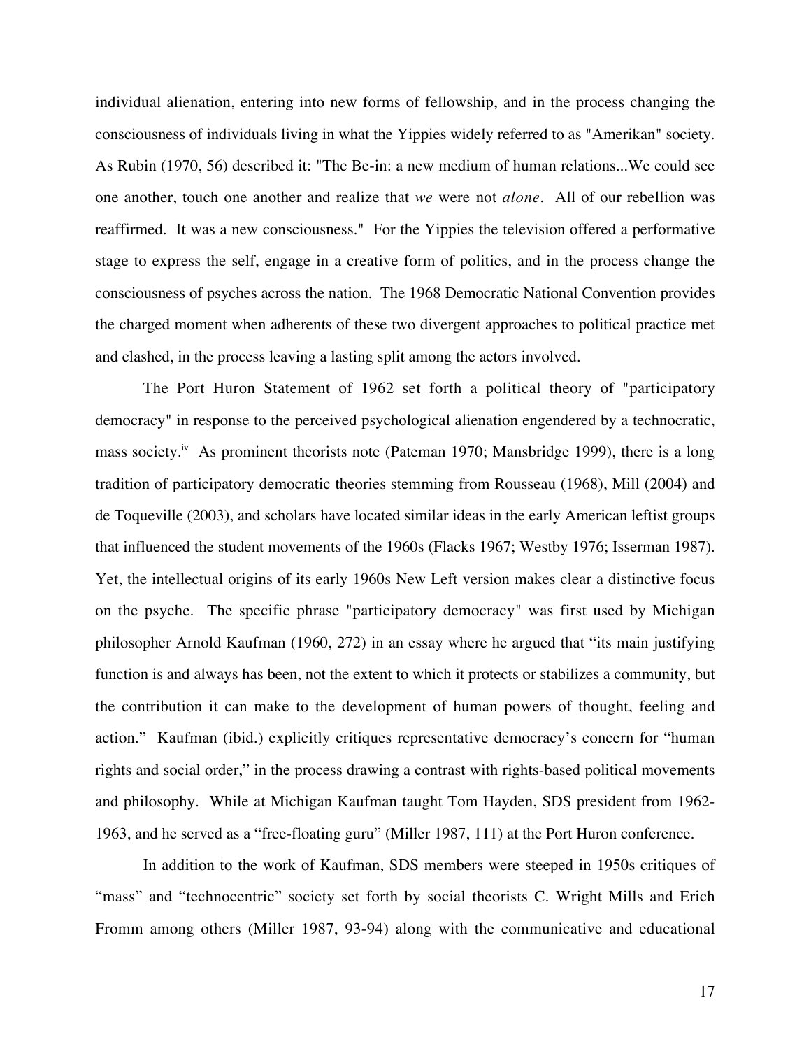individual alienation, entering into new forms of fellowship, and in the process changing the consciousness of individuals living in what the Yippies widely referred to as "Amerikan" society. As Rubin (1970, 56) described it: "The Be-in: a new medium of human relations...We could see one another, touch one another and realize that *we* were not *alone*. All of our rebellion was reaffirmed. It was a new consciousness." For the Yippies the television offered a performative stage to express the self, engage in a creative form of politics, and in the process change the consciousness of psyches across the nation. The 1968 Democratic National Convention provides the charged moment when adherents of these two divergent approaches to political practice met and clashed, in the process leaving a lasting split among the actors involved.

The Port Huron Statement of 1962 set forth a political theory of "participatory democracy" in response to the perceived psychological alienation engendered by a technocratic, mass society.[iv] As prominent theorists note (Pateman 1970; Mansbridge 1999), there is a long tradition of participatory democratic theories stemming from Rousseau (1968), Mill (2004) and de Toqueville (2003), and scholars have located similar ideas in the early American leftist groups that influenced the student movements of the 1960s (Flacks 1967; Westby 1976; Isserman 1987). Yet, the intellectual origins of its early 1960s New Left version makes clear a distinctive focus on the psyche. The specific phrase "participatory democracy" was first used by Michigan philosopher Arnold Kaufman (1960, 272) in an essay where he argued that "its main justifying function is and always has been, not the extent to which it protects or stabilizes a community, but the contribution it can make to the development of human powers of thought, feeling and action." Kaufman (ibid.) explicitly critiques representative democracy's concern for "human rights and social order," in the process drawing a contrast with rights-based political movements and philosophy. While at Michigan Kaufman taught Tom Hayden, SDS president from 1962-1963, and he served as a "free-floating guru" (Miller 1987, 111) at the Port Huron conference.

In addition to the work of Kaufman, SDS members were steeped in 1950s critiques of "mass" and "technocentric" society set forth by social theorists C. Wright Mills and Erich Fromm among others (Miller 1987, 93-94) along with the communicative and educational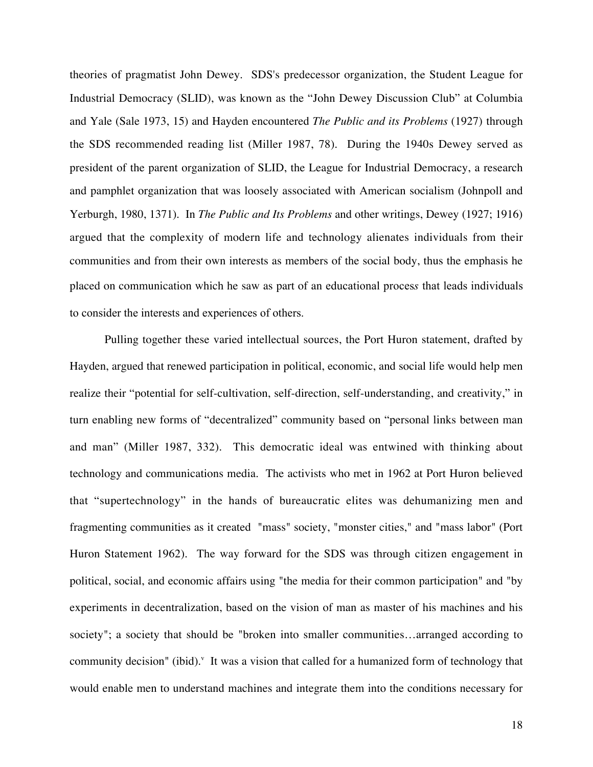theories of pragmatist John Dewey. SDS's predecessor organization, the Student League for Industrial Democracy (SLID), was known as the "John Dewey Discussion Club" at Columbia and Yale (Sale 1973, 15) and Hayden encountered *The Public and its Problems* (1927) through the SDS recommended reading list (Miller 1987, 78). During the 1940s Dewey served as president of the parent organization of SLID, the League for Industrial Democracy, a research and pamphlet organization that was loosely associated with American socialism (Johnpoll and Yerburgh, 1980, 1371). In *The Public and Its Problems* and other writings, Dewey (1927; 1916) argued that the complexity of modern life and technology alienates individuals from their communities and from their own interests as members of the social body, thus the emphasis he placed on communication which he saw as part of an educational process that leads individuals to consider the interests and experiences of others.

Pulling together these varied intellectual sources, the Port Huron statement, drafted by Hayden, argued that renewed participation in political, economic, and social life would help men realize their "potential for self-cultivation, self-direction, self-understanding, and creativity," in turn enabling new forms of "decentralized" community based on "personal links between man and man" (Miller 1987, 332). This democratic ideal was entwined with thinking about technology and communications media. The activists who met in 1962 at Port Huron believed that "supertechnology" in the hands of bureaucratic elites was dehumanizing men and fragmenting communities as it created "mass" society, "monster cities," and "mass labor" (Port Huron Statement 1962). The way forward for the SDS was through citizen engagement in political, social, and economic affairs using "the media for their common participation" and "by experiments in decentralization, based on the vision of man as master of his machines and his society"; a society that should be "broken into smaller communities…arranged according to community decision" (ibid).[v] It was a vision that called for a humanized form of technology that would enable men to understand machines and integrate them into the conditions necessary for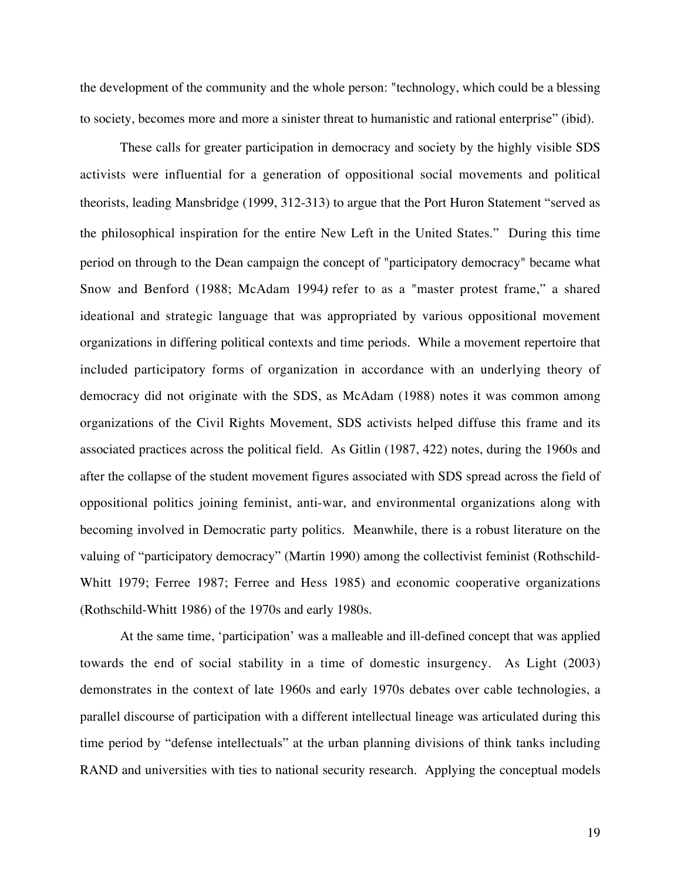the development of the community and the whole person: "technology, which could be a blessing to society, becomes more and more a sinister threat to humanistic and rational enterprise" (ibid).

These calls for greater participation in democracy and society by the highly visible SDS activists were influential for a generation of oppositional social movements and political theorists, leading Mansbridge (1999, 312-313) to argue that the Port Huron Statement "served as the philosophical inspiration for the entire New Left in the United States." During this time period on through to the Dean campaign the concept of "participatory democracy" became what Snow and Benford (1988; McAdam 1994*)* refer to as a "master protest frame," a shared ideational and strategic language that was appropriated by various oppositional movement organizations in differing political contexts and time periods. While a movement repertoire that included participatory forms of organization in accordance with an underlying theory of democracy did not originate with the SDS, as McAdam (1988) notes it was common among organizations of the Civil Rights Movement, SDS activists helped diffuse this frame and its associated practices across the political field. As Gitlin (1987, 422) notes, during the 1960s and after the collapse of the student movement figures associated with SDS spread across the field of oppositional politics joining feminist, anti-war, and environmental organizations along with becoming involved in Democratic party politics. Meanwhile, there is a robust literature on the valuing of "participatory democracy" (Martin 1990) among the collectivist feminist (Rothschild-Whitt 1979; Ferree 1987; Ferree and Hess 1985) and economic cooperative organizations (Rothschild-Whitt 1986) of the 1970s and early 1980s.

At the same time, 'participation' was a malleable and ill-defined concept that was applied towards the end of social stability in a time of domestic insurgency. As Light (2003) demonstrates in the context of late 1960s and early 1970s debates over cable technologies, a parallel discourse of participation with a different intellectual lineage was articulated during this time period by "defense intellectuals" at the urban planning divisions of think tanks including RAND and universities with ties to national security research. Applying the conceptual models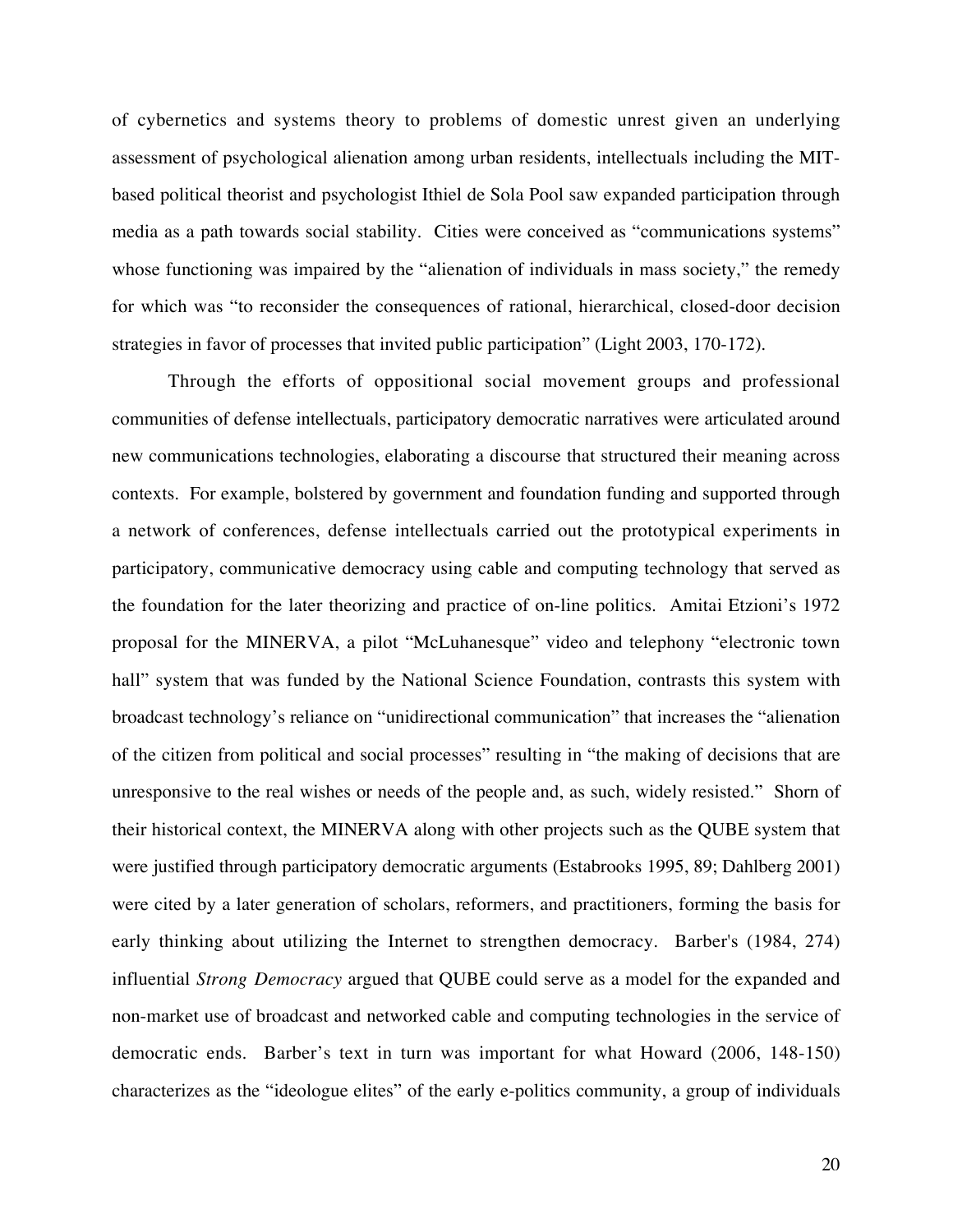of cybernetics and systems theory to problems of domestic unrest given an underlying assessment of psychological alienation among urban residents, intellectuals including the MIT-based political theorist and psychologist Ithiel de Sola Pool saw expanded participation through media as a path towards social stability. Cities were conceived as "communications systems" whose functioning was impaired by the "alienation of individuals in mass society," the remedy for which was "to reconsider the consequences of rational, hierarchical, closed-door decision strategies in favor of processes that invited public participation" (Light 2003, 170-172).

Through the efforts of oppositional social movement groups and professional communities of defense intellectuals, participatory democratic narratives were articulated around new communications technologies, elaborating a discourse that structured their meaning across contexts. For example, bolstered by government and foundation funding and supported through a network of conferences, defense intellectuals carried out the prototypical experiments in participatory, communicative democracy using cable and computing technology that served as the foundation for the later theorizing and practice of on-line politics. Amitai Etzioni's 1972 proposal for the MINERVA, a pilot "McLuhanesque" video and telephony "electronic town hall" system that was funded by the National Science Foundation, contrasts this system with broadcast technology's reliance on "unidirectional communication" that increases the "alienation of the citizen from political and social processes" resulting in "the making of decisions that are unresponsive to the real wishes or needs of the people and, as such, widely resisted." Shorn of their historical context, the MINERVA along with other projects such as the QUBE system that were justified through participatory democratic arguments (Estabrooks 1995, 89; Dahlberg 2001) were cited by a later generation of scholars, reformers, and practitioners, forming the basis for early thinking about utilizing the Internet to strengthen democracy. Barber's (1984, 274) influential *Strong Democracy* argued that QUBE could serve as a model for the expanded and non-market use of broadcast and networked cable and computing technologies in the service of democratic ends. Barber's text in turn was important for what Howard (2006, 148-150) characterizes as the "ideologue elites" of the early e-politics community, a group of individuals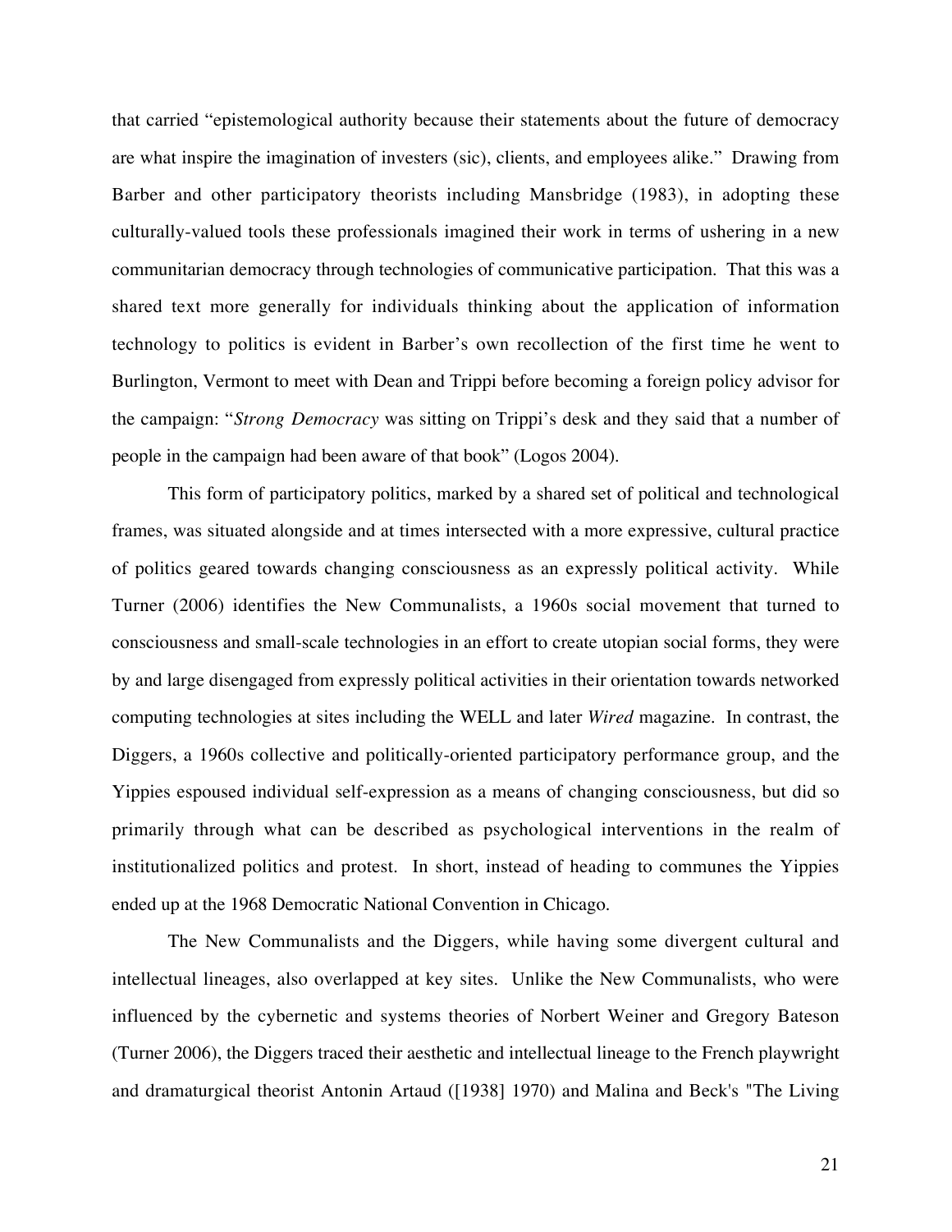that carried "epistemological authority because their statements about the future of democracy are what inspire the imagination of investers (sic), clients, and employees alike." Drawing from Barber and other participatory theorists including Mansbridge (1983), in adopting these culturally-valued tools these professionals imagined their work in terms of ushering in a new communitarian democracy through technologies of communicative participation. That this was a shared text more generally for individuals thinking about the application of information technology to politics is evident in Barber's own recollection of the first time he went to Burlington, Vermont to meet with Dean and Trippi before becoming a foreign policy advisor for the campaign: "*Strong Democracy* was sitting on Trippi's desk and they said that a number of people in the campaign had been aware of that book" (Logos 2004).

This form of participatory politics, marked by a shared set of political and technological frames, was situated alongside and at times intersected with a more expressive, cultural practice of politics geared towards changing consciousness as an expressly political activity. While Turner (2006) identifies the New Communalists, a 1960s social movement that turned to consciousness and small-scale technologies in an effort to create utopian social forms, they were by and large disengaged from expressly political activities in their orientation towards networked computing technologies at sites including the WELL and later *Wired* magazine. In contrast, the Diggers, a 1960s collective and politically-oriented participatory performance group, and the Yippies espoused individual self-expression as a means of changing consciousness, but did so primarily through what can be described as psychological interventions in the realm of institutionalized politics and protest. In short, instead of heading to communes the Yippies ended up at the 1968 Democratic National Convention in Chicago.

The New Communalists and the Diggers, while having some divergent cultural and intellectual lineages, also overlapped at key sites. Unlike the New Communalists, who were influenced by the cybernetic and systems theories of Norbert Weiner and Gregory Bateson (Turner 2006), the Diggers traced their aesthetic and intellectual lineage to the French playwright and dramaturgical theorist Antonin Artaud ([1938] 1970) and Malina and Beck's "The Living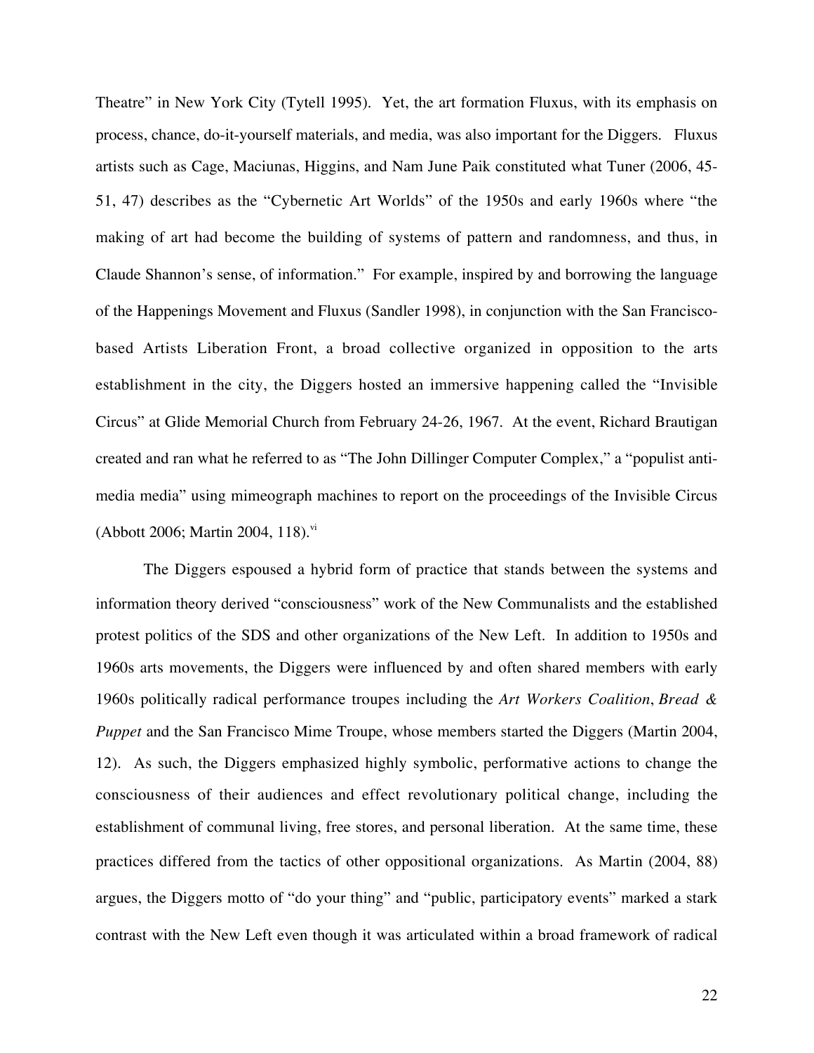Theatre" in New York City (Tytell 1995). Yet, the art formation Fluxus, with its emphasis on process, chance, do-it-yourself materials, and media, was also important for the Diggers. Fluxus artists such as Cage, Maciunas, Higgins, and Nam June Paik constituted what Tuner (2006, 45-51, 47) describes as the "Cybernetic Art Worlds" of the 1950s and early 1960s where "the making of art had become the building of systems of pattern and randomness, and thus, in Claude Shannon's sense, of information." For example, inspired by and borrowing the language of the Happenings Movement and Fluxus (Sandler 1998), in conjunction with the San Francisco-based Artists Liberation Front, a broad collective organized in opposition to the arts establishment in the city, the Diggers hosted an immersive happening called the "Invisible Circus" at Glide Memorial Church from February 24-26, 1967. At the event, Richard Brautigan created and ran what he referred to as "The John Dillinger Computer Complex," a "populist anti-media media" using mimeograph machines to report on the proceedings of the Invisible Circus (Abbott 2006; Martin 2004, 118).[vi]

The Diggers espoused a hybrid form of practice that stands between the systems and information theory derived "consciousness" work of the New Communalists and the established protest politics of the SDS and other organizations of the New Left. In addition to 1950s and 1960s arts movements, the Diggers were influenced by and often shared members with early 1960s politically radical performance troupes including the *Art Workers Coalition*, *Bread & Puppet* and the San Francisco Mime Troupe, whose members started the Diggers (Martin 2004, 12). As such, the Diggers emphasized highly symbolic, performative actions to change the consciousness of their audiences and effect revolutionary political change, including the establishment of communal living, free stores, and personal liberation. At the same time, these practices differed from the tactics of other oppositional organizations. As Martin (2004, 88) argues, the Diggers motto of "do your thing" and "public, participatory events" marked a stark contrast with the New Left even though it was articulated within a broad framework of radical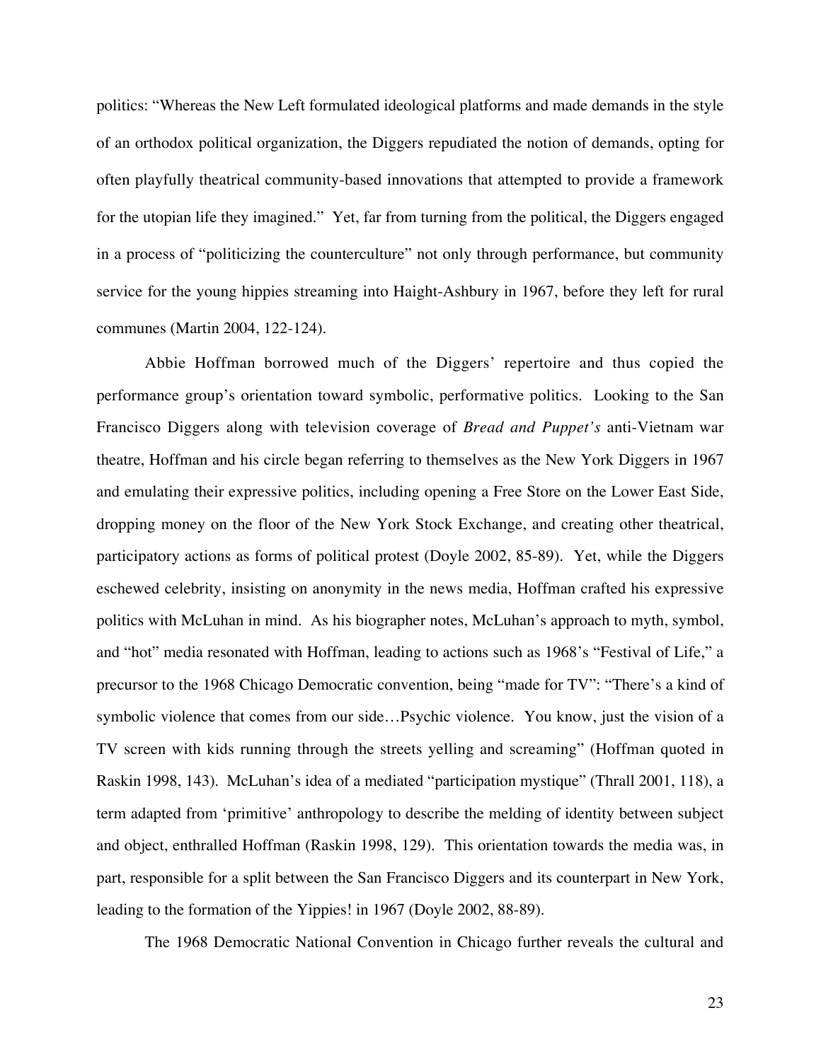politics: "Whereas the New Left formulated ideological platforms and made demands in the style of an orthodox political organization, the Diggers repudiated the notion of demands, opting for often playfully theatrical community-based innovations that attempted to provide a framework for the utopian life they imagined." Yet, far from turning from the political, the Diggers engaged in a process of "politicizing the counterculture" not only through performance, but community service for the young hippies streaming into Haight-Ashbury in 1967, before they left for rural communes (Martin 2004, 122-124).

Abbie Hoffman borrowed much of the Diggers' repertoire and thus copied the performance group's orientation toward symbolic, performative politics. Looking to the San Francisco Diggers along with television coverage of *Bread and Puppet's* anti-Vietnam war theatre, Hoffman and his circle began referring to themselves as the New York Diggers in 1967 and emulating their expressive politics, including opening a Free Store on the Lower East Side, dropping money on the floor of the New York Stock Exchange, and creating other theatrical, participatory actions as forms of political protest (Doyle 2002, 85-89). Yet, while the Diggers eschewed celebrity, insisting on anonymity in the news media, Hoffman crafted his expressive politics with McLuhan in mind. As his biographer notes, McLuhan's approach to myth, symbol, and "hot" media resonated with Hoffman, leading to actions such as 1968's "Festival of Life," a precursor to the 1968 Chicago Democratic convention, being "made for TV": "There's a kind of symbolic violence that comes from our side…Psychic violence. You know, just the vision of a TV screen with kids running through the streets yelling and screaming" (Hoffman quoted in Raskin 1998, 143). McLuhan's idea of a mediated "participation mystique" (Thrall 2001, 118), a term adapted from 'primitive' anthropology to describe the melding of identity between subject and object, enthralled Hoffman (Raskin 1998, 129). This orientation towards the media was, in part, responsible for a split between the San Francisco Diggers and its counterpart in New York, leading to the formation of the Yippies! in 1967 (Doyle 2002, 88-89).

The 1968 Democratic National Convention in Chicago further reveals the cultural and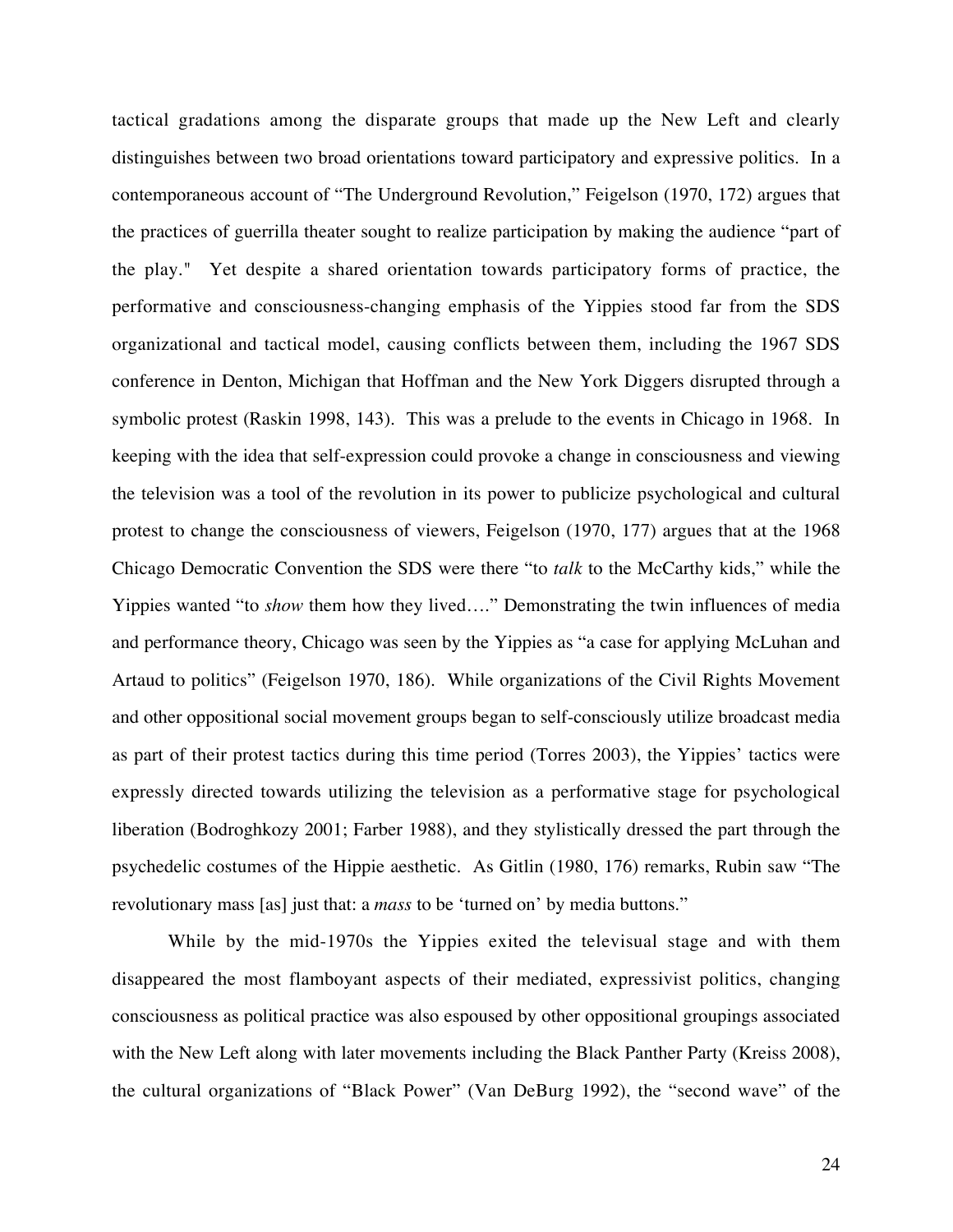tactical gradations among the disparate groups that made up the New Left and clearly distinguishes between two broad orientations toward participatory and expressive politics. In a contemporaneous account of "The Underground Revolution," Feigelson (1970, 172) argues that the practices of guerrilla theater sought to realize participation by making the audience "part of the play." Yet despite a shared orientation towards participatory forms of practice, the performative and consciousness-changing emphasis of the Yippies stood far from the SDS organizational and tactical model, causing conflicts between them, including the 1967 SDS conference in Denton, Michigan that Hoffman and the New York Diggers disrupted through a symbolic protest (Raskin 1998, 143). This was a prelude to the events in Chicago in 1968. In keeping with the idea that self-expression could provoke a change in consciousness and viewing the television was a tool of the revolution in its power to publicize psychological and cultural protest to change the consciousness of viewers, Feigelson (1970, 177) argues that at the 1968 Chicago Democratic Convention the SDS were there "to *talk* to the McCarthy kids," while the Yippies wanted "to *show* them how they lived…." Demonstrating the twin influences of media and performance theory, Chicago was seen by the Yippies as "a case for applying McLuhan and Artaud to politics" (Feigelson 1970, 186). While organizations of the Civil Rights Movement and other oppositional social movement groups began to self-consciously utilize broadcast media as part of their protest tactics during this time period (Torres 2003), the Yippies' tactics were expressly directed towards utilizing the television as a performative stage for psychological liberation (Bodroghkozy 2001; Farber 1988), and they stylistically dressed the part through the psychedelic costumes of the Hippie aesthetic. As Gitlin (1980, 176) remarks, Rubin saw "The revolutionary mass [as] just that: a *mass* to be 'turned on' by media buttons."

While by the mid-1970s the Yippies exited the televisual stage and with them disappeared the most flamboyant aspects of their mediated, expressivist politics, changing consciousness as political practice was also espoused by other oppositional groupings associated with the New Left along with later movements including the Black Panther Party (Kreiss 2008), the cultural organizations of "Black Power" (Van DeBurg 1992), the "second wave" of the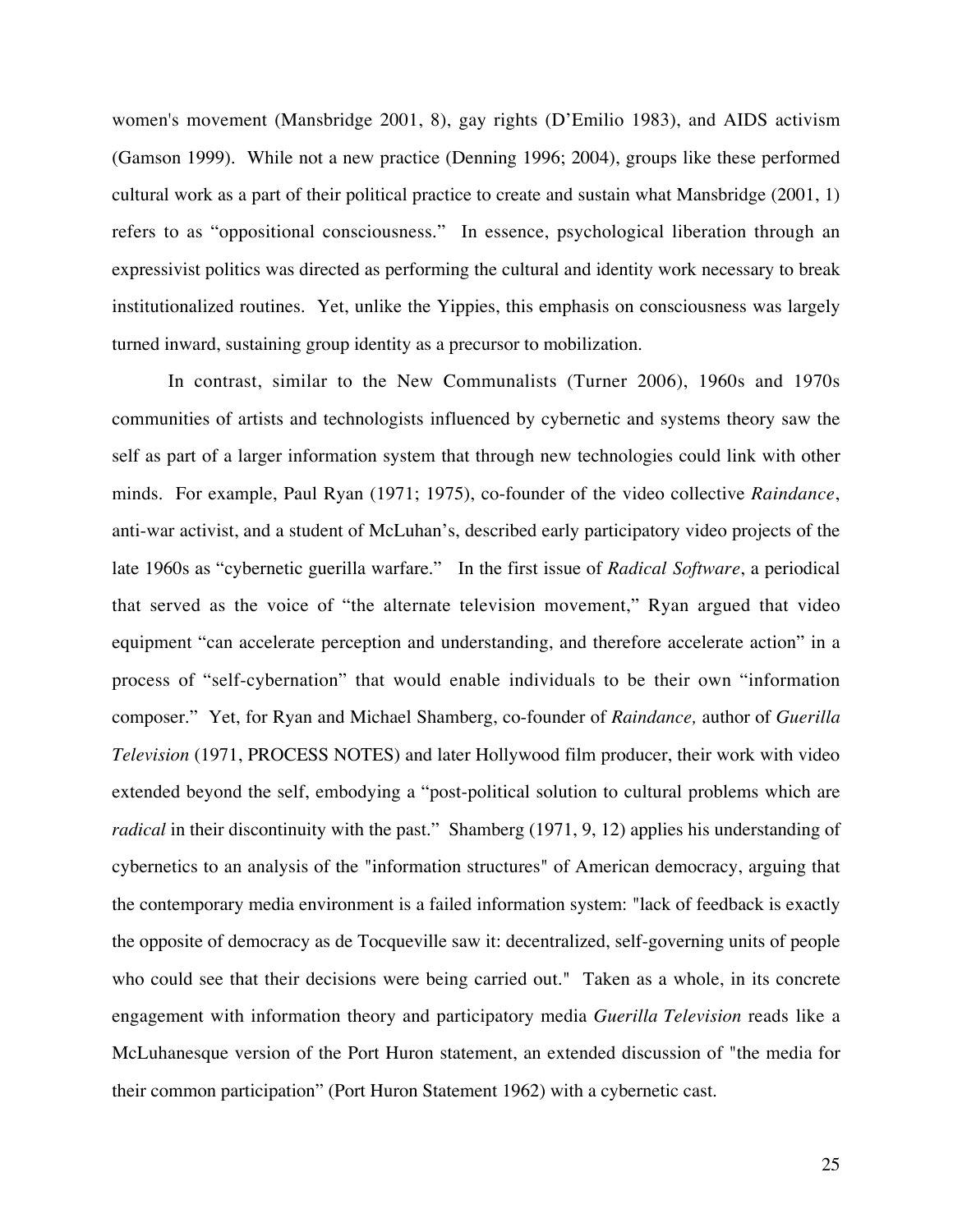women's movement (Mansbridge 2001, 8), gay rights (D'Emilio 1983), and AIDS activism (Gamson 1999). While not a new practice (Denning 1996; 2004), groups like these performed cultural work as a part of their political practice to create and sustain what Mansbridge (2001, 1) refers to as "oppositional consciousness." In essence, psychological liberation through an expressivist politics was directed as performing the cultural and identity work necessary to break institutionalized routines. Yet, unlike the Yippies, this emphasis on consciousness was largely turned inward, sustaining group identity as a precursor to mobilization.

In contrast, similar to the New Communalists (Turner 2006), 1960s and 1970s communities of artists and technologists influenced by cybernetic and systems theory saw the self as part of a larger information system that through new technologies could link with other minds. For example, Paul Ryan (1971; 1975), co-founder of the video collective *Raindance*, anti-war activist, and a student of McLuhan's, described early participatory video projects of the late 1960s as "cybernetic guerilla warfare." In the first issue of *Radical Software*, a periodical that served as the voice of "the alternate television movement," Ryan argued that video equipment "can accelerate perception and understanding, and therefore accelerate action" in a process of "self-cybernation" that would enable individuals to be their own "information composer." Yet, for Ryan and Michael Shamberg, co-founder of *Raindance,* author of *Guerilla Television* (1971, PROCESS NOTES) and later Hollywood film producer, their work with video extended beyond the self, embodying a "post-political solution to cultural problems which are *radical* in their discontinuity with the past." Shamberg (1971, 9, 12) applies his understanding of cybernetics to an analysis of the "information structures" of American democracy, arguing that the contemporary media environment is a failed information system: "lack of feedback is exactly the opposite of democracy as de Tocqueville saw it: decentralized, self-governing units of people who could see that their decisions were being carried out." Taken as a whole, in its concrete engagement with information theory and participatory media *Guerilla Television* reads like a McLuhanesque version of the Port Huron statement, an extended discussion of "the media for their common participation" (Port Huron Statement 1962) with a cybernetic cast.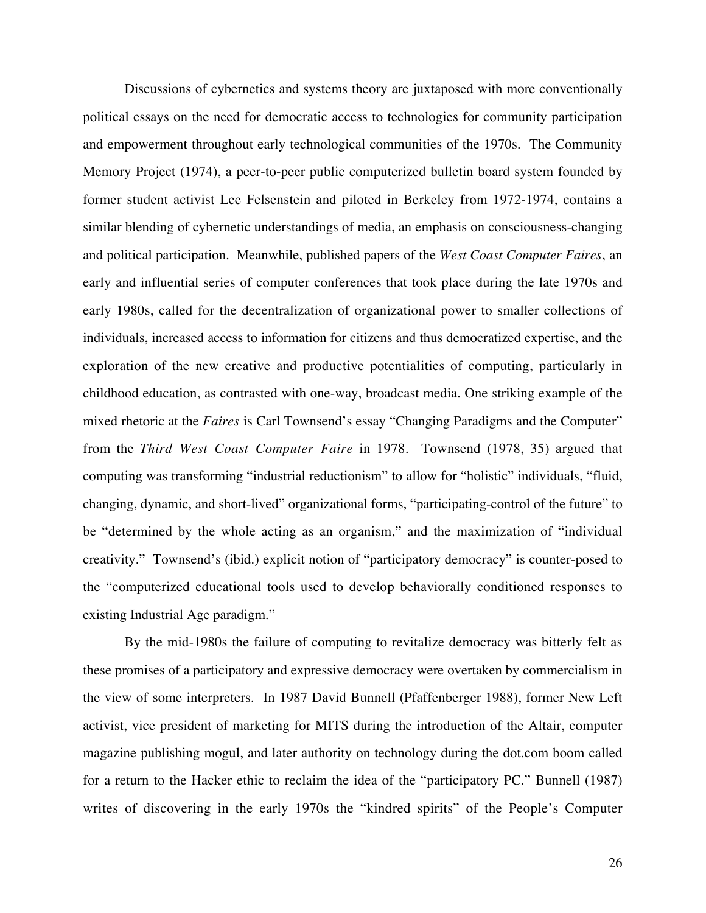Discussions of cybernetics and systems theory are juxtaposed with more conventionally political essays on the need for democratic access to technologies for community participation and empowerment throughout early technological communities of the 1970s. The Community Memory Project (1974), a peer-to-peer public computerized bulletin board system founded by former student activist Lee Felsenstein and piloted in Berkeley from 1972-1974, contains a similar blending of cybernetic understandings of media, an emphasis on consciousness-changing and political participation. Meanwhile, published papers of the *West Coast Computer Faires*, an early and influential series of computer conferences that took place during the late 1970s and early 1980s, called for the decentralization of organizational power to smaller collections of individuals, increased access to information for citizens and thus democratized expertise, and the exploration of the new creative and productive potentialities of computing, particularly in childhood education, as contrasted with one-way, broadcast media. One striking example of the mixed rhetoric at the *Faires* is Carl Townsend's essay "Changing Paradigms and the Computer" from the *Third West Coast Computer Faire* in 1978. Townsend (1978, 35) argued that computing was transforming "industrial reductionism" to allow for "holistic" individuals, "fluid, changing, dynamic, and short-lived" organizational forms, "participating-control of the future" to be "determined by the whole acting as an organism," and the maximization of "individual creativity." Townsend's (ibid.) explicit notion of "participatory democracy" is counter-posed to the "computerized educational tools used to develop behaviorally conditioned responses to existing Industrial Age paradigm."

By the mid-1980s the failure of computing to revitalize democracy was bitterly felt as these promises of a participatory and expressive democracy were overtaken by commercialism in the view of some interpreters. In 1987 David Bunnell (Pfaffenberger 1988), former New Left activist, vice president of marketing for MITS during the introduction of the Altair, computer magazine publishing mogul, and later authority on technology during the dot.com boom called for a return to the Hacker ethic to reclaim the idea of the "participatory PC." Bunnell (1987) writes of discovering in the early 1970s the "kindred spirits" of the People's Computer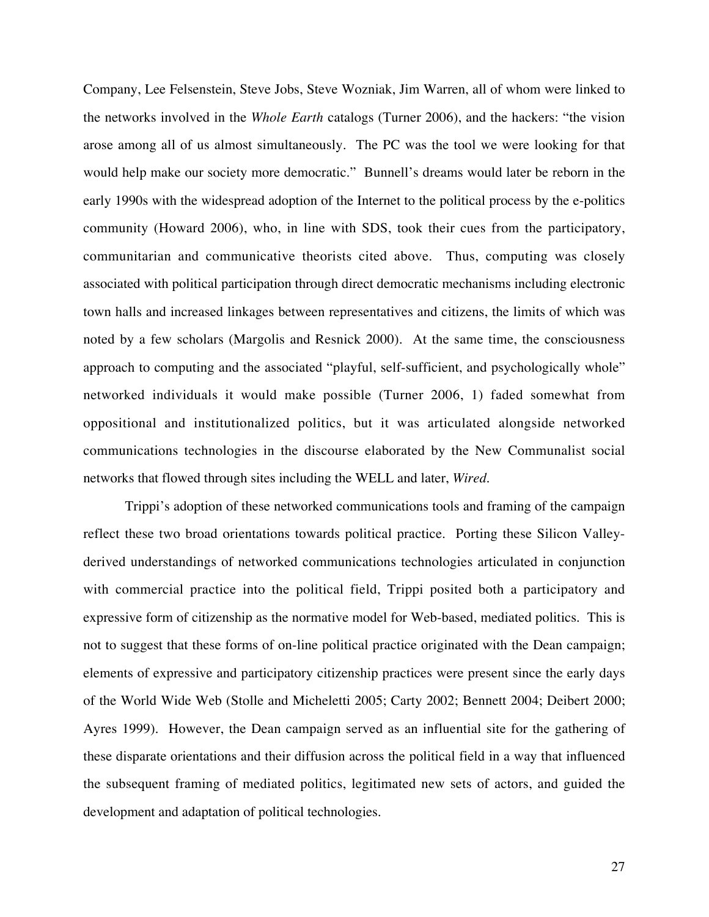Company, Lee Felsenstein, Steve Jobs, Steve Wozniak, Jim Warren, all of whom were linked to the networks involved in the *Whole Earth* catalogs (Turner 2006), and the hackers: "the vision arose among all of us almost simultaneously. The PC was the tool we were looking for that would help make our society more democratic." Bunnell's dreams would later be reborn in the early 1990s with the widespread adoption of the Internet to the political process by the e-politics community (Howard 2006), who, in line with SDS, took their cues from the participatory, communitarian and communicative theorists cited above. Thus, computing was closely associated with political participation through direct democratic mechanisms including electronic town halls and increased linkages between representatives and citizens, the limits of which was noted by a few scholars (Margolis and Resnick 2000). At the same time, the consciousness approach to computing and the associated "playful, self-sufficient, and psychologically whole" networked individuals it would make possible (Turner 2006, 1) faded somewhat from oppositional and institutionalized politics, but it was articulated alongside networked communications technologies in the discourse elaborated by the New Communalist social networks that flowed through sites including the WELL and later, *Wired*.

Trippi's adoption of these networked communications tools and framing of the campaign reflect these two broad orientations towards political practice. Porting these Silicon Valley-derived understandings of networked communications technologies articulated in conjunction with commercial practice into the political field, Trippi posited both a participatory and expressive form of citizenship as the normative model for Web-based, mediated politics. This is not to suggest that these forms of on-line political practice originated with the Dean campaign; elements of expressive and participatory citizenship practices were present since the early days of the World Wide Web (Stolle and Micheletti 2005; Carty 2002; Bennett 2004; Deibert 2000; Ayres 1999). However, the Dean campaign served as an influential site for the gathering of these disparate orientations and their diffusion across the political field in a way that influenced the subsequent framing of mediated politics, legitimated new sets of actors, and guided the development and adaptation of political technologies.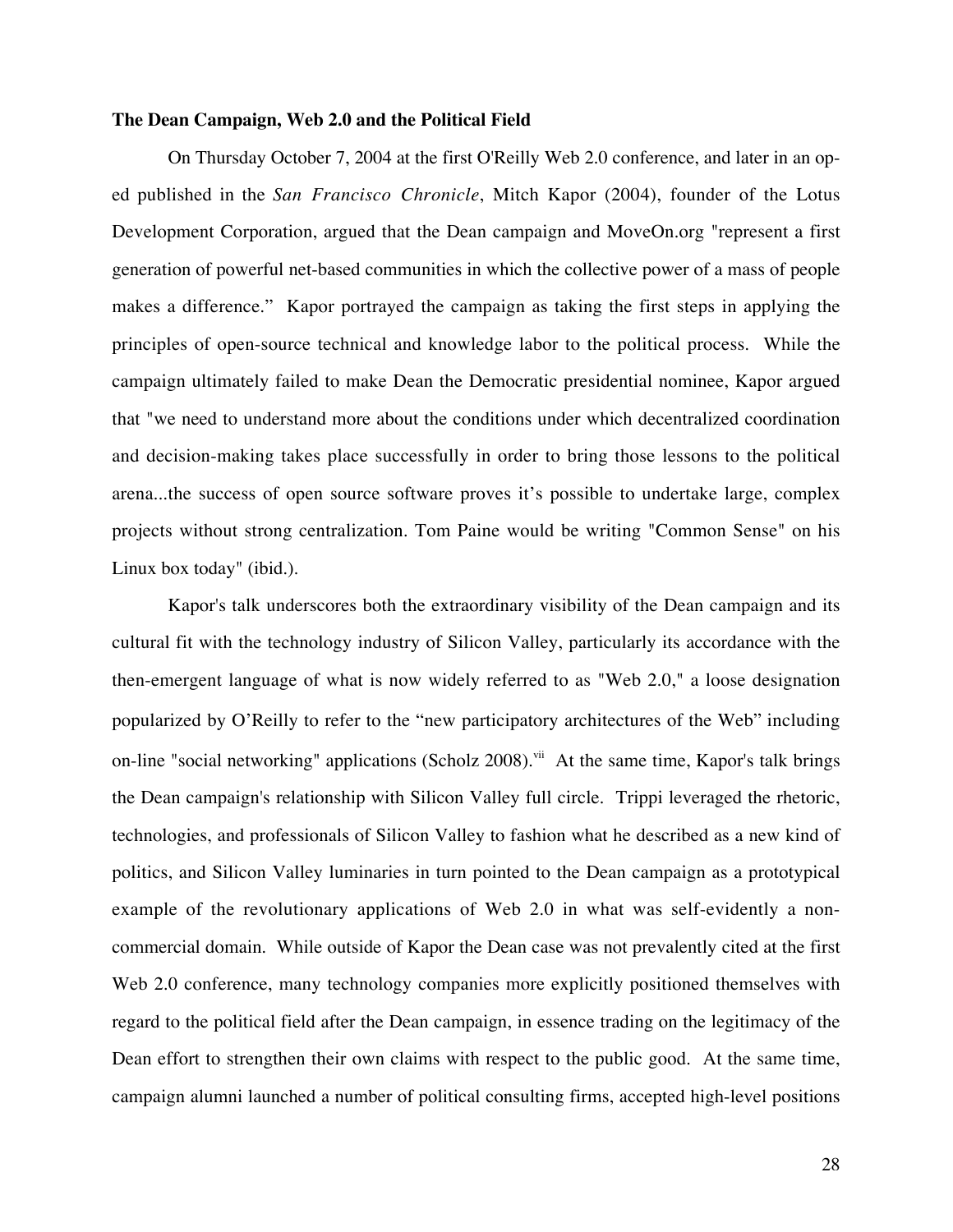**The Dean Campaign, Web 2.0 and the Political Field**

On Thursday October 7, 2004 at the first O'Reilly Web 2.0 conference, and later in an op-ed published in the *San Francisco Chronicle*, Mitch Kapor (2004), founder of the Lotus Development Corporation, argued that the Dean campaign and MoveOn.org "represent a first generation of powerful net-based communities in which the collective power of a mass of people makes a difference." Kapor portrayed the campaign as taking the first steps in applying the principles of open-source technical and knowledge labor to the political process. While the campaign ultimately failed to make Dean the Democratic presidential nominee, Kapor argued that "we need to understand more about the conditions under which decentralized coordination and decision-making takes place successfully in order to bring those lessons to the political arena...the success of open source software proves it's possible to undertake large, complex projects without strong centralization. Tom Paine would be writing "Common Sense" on his Linux box today" (ibid.).

Kapor's talk underscores both the extraordinary visibility of the Dean campaign and its cultural fit with the technology industry of Silicon Valley, particularly its accordance with the then-emergent language of what is now widely referred to as "Web 2.0," a loose designation popularized by O'Reilly to refer to the "new participatory architectures of the Web" including on-line "social networking" applications (Scholz 2008).[vii] At the same time, Kapor's talk brings the Dean campaign's relationship with Silicon Valley full circle. Trippi leveraged the rhetoric, technologies, and professionals of Silicon Valley to fashion what he described as a new kind of politics, and Silicon Valley luminaries in turn pointed to the Dean campaign as a prototypical example of the revolutionary applications of Web 2.0 in what was self-evidently a non-commercial domain. While outside of Kapor the Dean case was not prevalently cited at the first Web 2.0 conference, many technology companies more explicitly positioned themselves with regard to the political field after the Dean campaign, in essence trading on the legitimacy of the Dean effort to strengthen their own claims with respect to the public good. At the same time, campaign alumni launched a number of political consulting firms, accepted high-level positions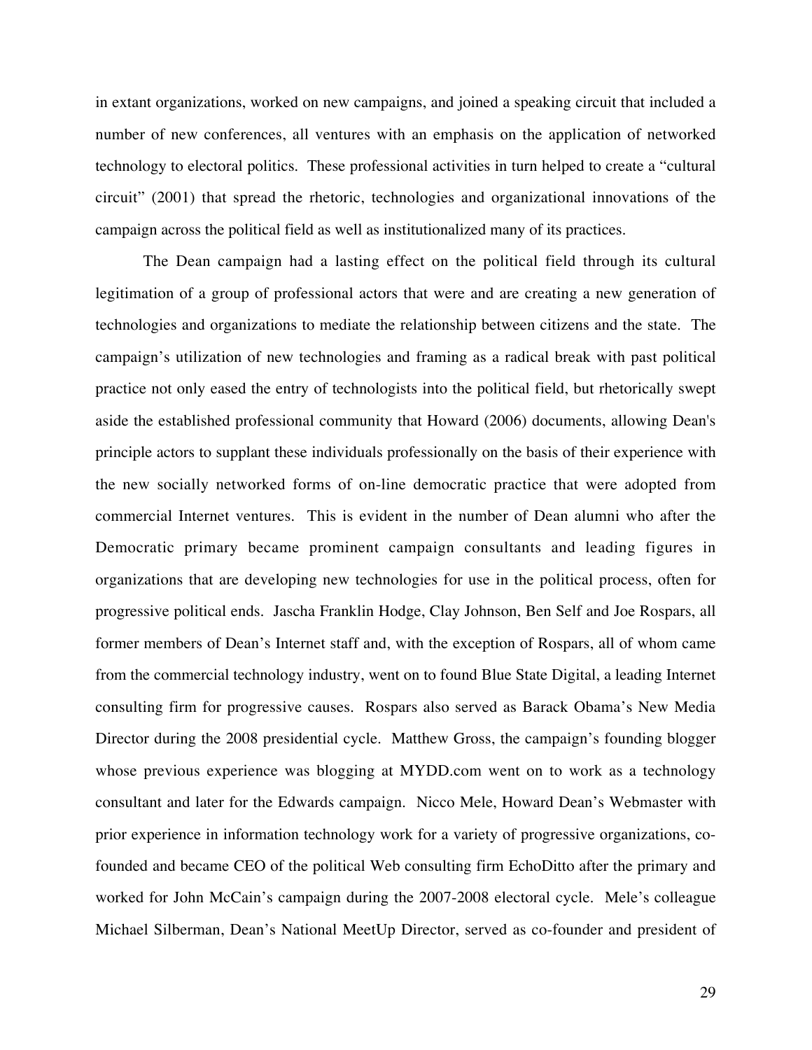in extant organizations, worked on new campaigns, and joined a speaking circuit that included a number of new conferences, all ventures with an emphasis on the application of networked technology to electoral politics. These professional activities in turn helped to create a "cultural circuit" (2001) that spread the rhetoric, technologies and organizational innovations of the campaign across the political field as well as institutionalized many of its practices.

The Dean campaign had a lasting effect on the political field through its cultural legitimation of a group of professional actors that were and are creating a new generation of technologies and organizations to mediate the relationship between citizens and the state. The campaign's utilization of new technologies and framing as a radical break with past political practice not only eased the entry of technologists into the political field, but rhetorically swept aside the established professional community that Howard (2006) documents, allowing Dean's principle actors to supplant these individuals professionally on the basis of their experience with the new socially networked forms of on-line democratic practice that were adopted from commercial Internet ventures. This is evident in the number of Dean alumni who after the Democratic primary became prominent campaign consultants and leading figures in organizations that are developing new technologies for use in the political process, often for progressive political ends. Jascha Franklin Hodge, Clay Johnson, Ben Self and Joe Rospars, all former members of Dean's Internet staff and, with the exception of Rospars, all of whom came from the commercial technology industry, went on to found Blue State Digital, a leading Internet consulting firm for progressive causes. Rospars also served as Barack Obama's New Media Director during the 2008 presidential cycle. Matthew Gross, the campaign's founding blogger whose previous experience was blogging at MYDD.com went on to work as a technology consultant and later for the Edwards campaign. Nicco Mele, Howard Dean's Webmaster with prior experience in information technology work for a variety of progressive organizations, co-founded and became CEO of the political Web consulting firm EchoDitto after the primary and worked for John McCain's campaign during the 2007-2008 electoral cycle. Mele's colleague Michael Silberman, Dean's National MeetUp Director, served as co-founder and president of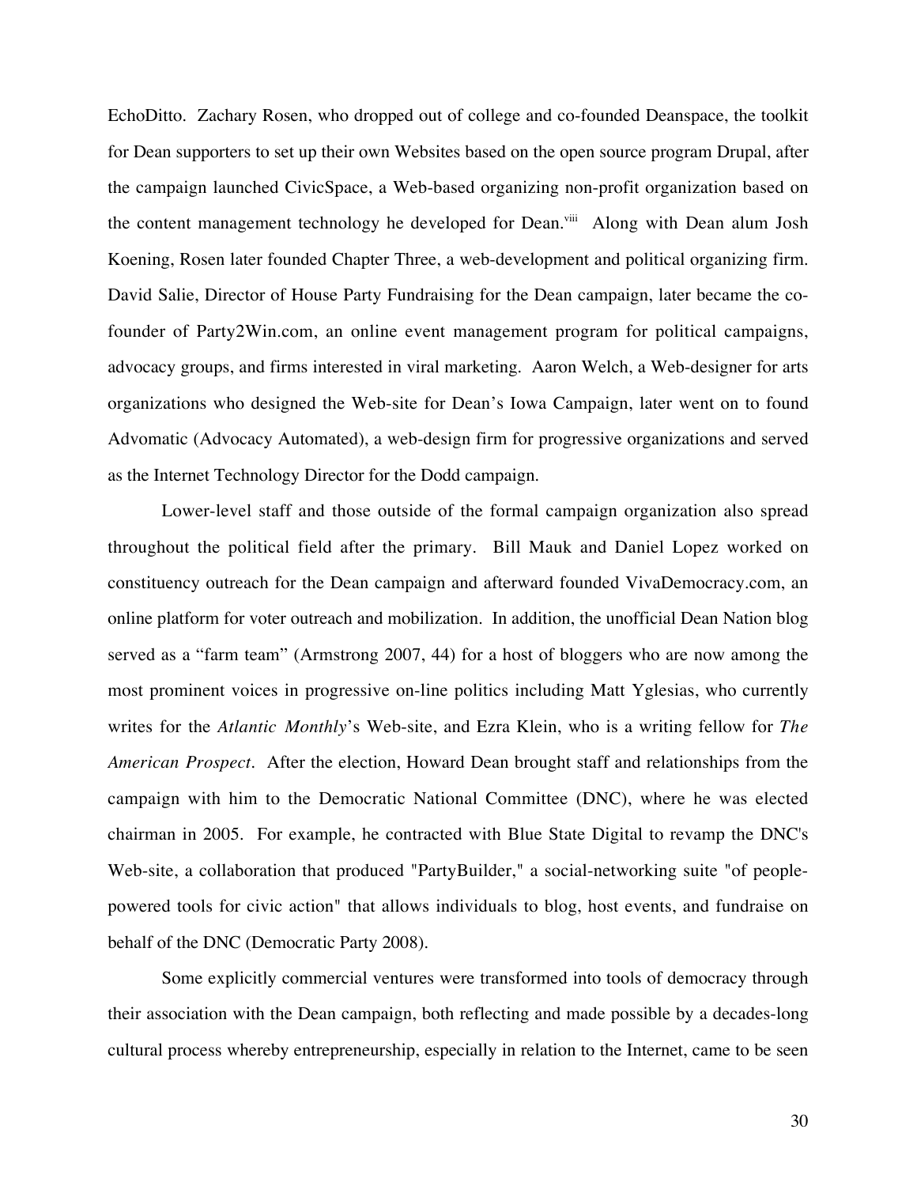EchoDitto. Zachary Rosen, who dropped out of college and co-founded Deanspace, the toolkit for Dean supporters to set up their own Websites based on the open source program Drupal, after the campaign launched CivicSpace, a Web-based organizing non-profit organization based on the content management technology he developed for Dean.[viii] Along with Dean alum Josh Koening, Rosen later founded Chapter Three, a web-development and political organizing firm. David Salie, Director of House Party Fundraising for the Dean campaign, later became the co-founder of Party2Win.com, an online event management program for political campaigns, advocacy groups, and firms interested in viral marketing. Aaron Welch, a Web-designer for arts organizations who designed the Web-site for Dean's Iowa Campaign, later went on to found Advomatic (Advocacy Automated), a web-design firm for progressive organizations and served as the Internet Technology Director for the Dodd campaign.

Lower-level staff and those outside of the formal campaign organization also spread throughout the political field after the primary. Bill Mauk and Daniel Lopez worked on constituency outreach for the Dean campaign and afterward founded VivaDemocracy.com, an online platform for voter outreach and mobilization. In addition, the unofficial Dean Nation blog served as a "farm team" (Armstrong 2007, 44) for a host of bloggers who are now among the most prominent voices in progressive on-line politics including Matt Yglesias, who currently writes for the *Atlantic Monthly*'s Web-site, and Ezra Klein, who is a writing fellow for *The American Prospect*. After the election, Howard Dean brought staff and relationships from the campaign with him to the Democratic National Committee (DNC), where he was elected chairman in 2005. For example, he contracted with Blue State Digital to revamp the DNC's Web-site, a collaboration that produced "PartyBuilder," a social-networking suite "of people-powered tools for civic action" that allows individuals to blog, host events, and fundraise on behalf of the DNC (Democratic Party 2008).

Some explicitly commercial ventures were transformed into tools of democracy through their association with the Dean campaign, both reflecting and made possible by a decades-long cultural process whereby entrepreneurship, especially in relation to the Internet, came to be seen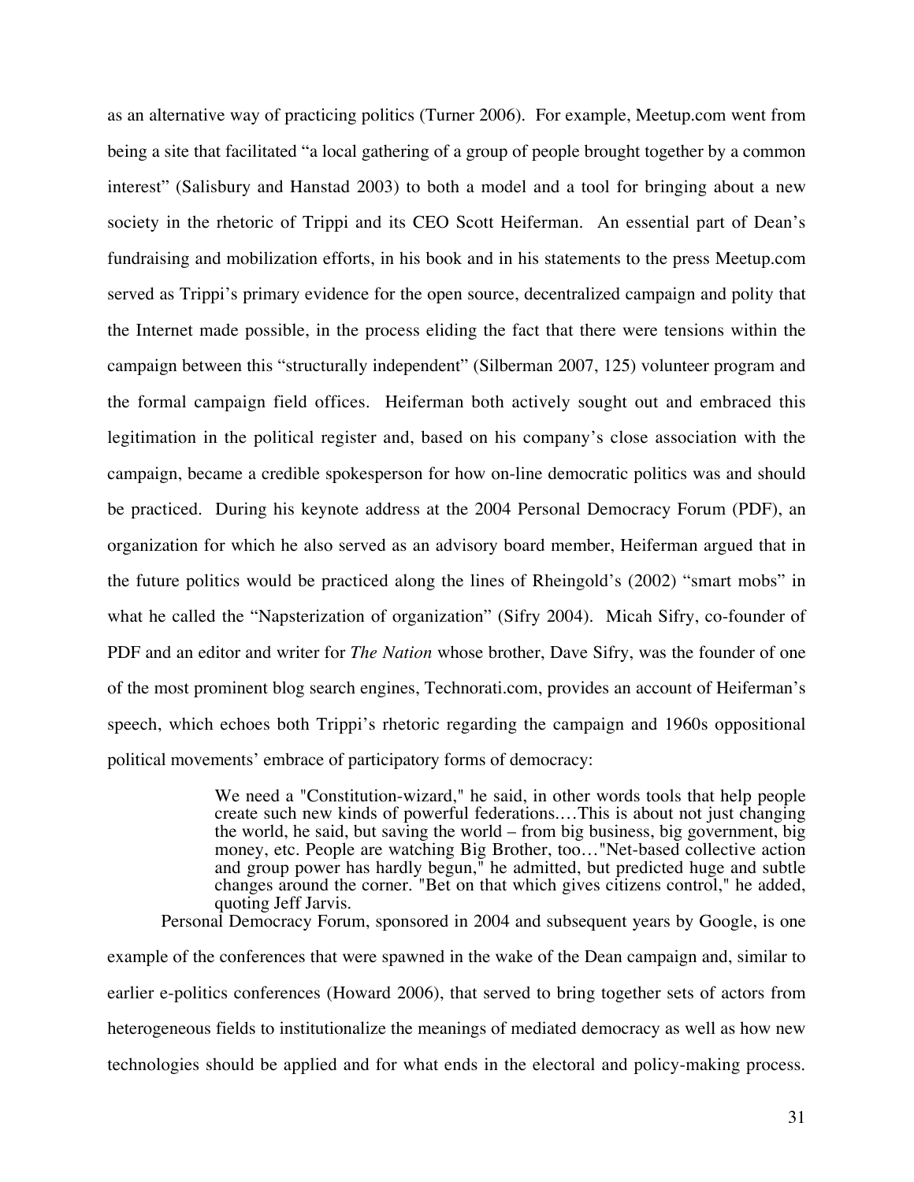as an alternative way of practicing politics (Turner 2006). For example, Meetup.com went from being a site that facilitated "a local gathering of a group of people brought together by a common interest" (Salisbury and Hanstad 2003) to both a model and a tool for bringing about a new society in the rhetoric of Trippi and its CEO Scott Heiferman. An essential part of Dean's fundraising and mobilization efforts, in his book and in his statements to the press Meetup.com served as Trippi's primary evidence for the open source, decentralized campaign and polity that the Internet made possible, in the process eliding the fact that there were tensions within the campaign between this "structurally independent" (Silberman 2007, 125) volunteer program and the formal campaign field offices. Heiferman both actively sought out and embraced this legitimation in the political register and, based on his company's close association with the campaign, became a credible spokesperson for how on-line democratic politics was and should be practiced. During his keynote address at the 2004 Personal Democracy Forum (PDF), an organization for which he also served as an advisory board member, Heiferman argued that in the future politics would be practiced along the lines of Rheingold's (2002) "smart mobs" in what he called the "Napsterization of organization" (Sifry 2004). Micah Sifry, co-founder of PDF and an editor and writer for *The Nation* whose brother, Dave Sifry, was the founder of one of the most prominent blog search engines, Technorati.com, provides an account of Heiferman's speech, which echoes both Trippi's rhetoric regarding the campaign and 1960s oppositional political movements' embrace of participatory forms of democracy:

> We need a "Constitution-wizard," he said, in other words tools that help people create such new kinds of powerful federations.…This is about not just changing the world, he said, but saving the world – from big business, big government, big money, etc. People are watching Big Brother, too…"Net-based collective action and group power has hardly begun," he admitted, but predicted huge and subtle changes around the corner. "Bet on that which gives citizens control," he added, quoting Jeff Jarvis.

Personal Democracy Forum, sponsored in 2004 and subsequent years by Google, is one example of the conferences that were spawned in the wake of the Dean campaign and, similar to earlier e-politics conferences (Howard 2006), that served to bring together sets of actors from heterogeneous fields to institutionalize the meanings of mediated democracy as well as how new technologies should be applied and for what ends in the electoral and policy-making process.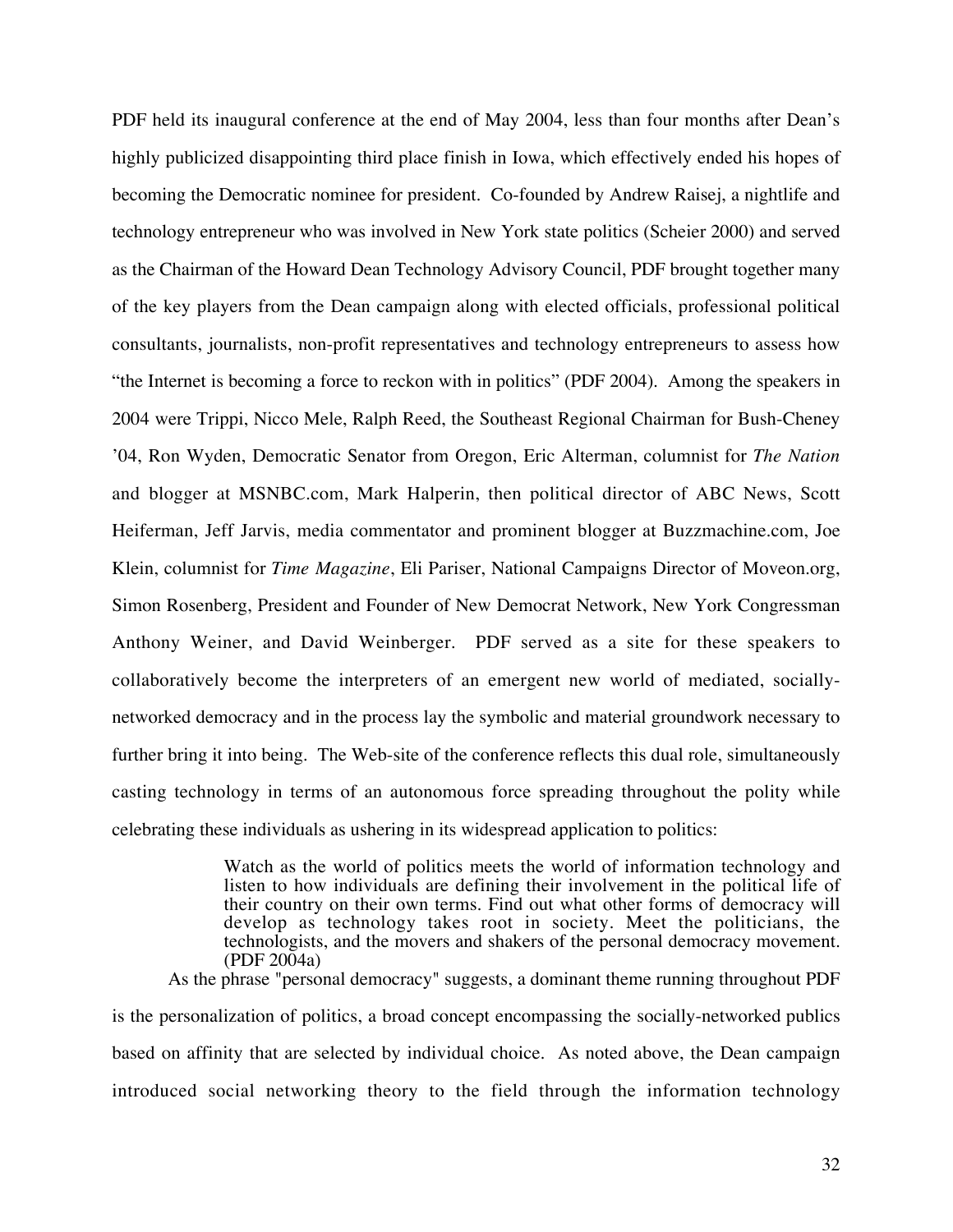PDF held its inaugural conference at the end of May 2004, less than four months after Dean's highly publicized disappointing third place finish in Iowa, which effectively ended his hopes of becoming the Democratic nominee for president. Co-founded by Andrew Raisej, a nightlife and technology entrepreneur who was involved in New York state politics (Scheier 2000) and served as the Chairman of the Howard Dean Technology Advisory Council, PDF brought together many of the key players from the Dean campaign along with elected officials, professional political consultants, journalists, non-profit representatives and technology entrepreneurs to assess how "the Internet is becoming a force to reckon with in politics" (PDF 2004). Among the speakers in 2004 were Trippi, Nicco Mele, Ralph Reed, the Southeast Regional Chairman for Bush-Cheney '04, Ron Wyden, Democratic Senator from Oregon, Eric Alterman, columnist for *The Nation* and blogger at MSNBC.com, Mark Halperin, then political director of ABC News, Scott Heiferman, Jeff Jarvis, media commentator and prominent blogger at Buzzmachine.com, Joe Klein, columnist for *Time Magazine*, Eli Pariser, National Campaigns Director of Moveon.org, Simon Rosenberg, President and Founder of New Democrat Network, New York Congressman Anthony Weiner, and David Weinberger. PDF served as a site for these speakers to collaboratively become the interpreters of an emergent new world of mediated, socially-networked democracy and in the process lay the symbolic and material groundwork necessary to further bring it into being. The Web-site of the conference reflects this dual role, simultaneously casting technology in terms of an autonomous force spreading throughout the polity while celebrating these individuals as ushering in its widespread application to politics:

> Watch as the world of politics meets the world of information technology and listen to how individuals are defining their involvement in the political life of their country on their own terms. Find out what other forms of democracy will develop as technology takes root in society. Meet the politicians, the technologists, and the movers and shakers of the personal democracy movement. (PDF 2004a)

As the phrase "personal democracy" suggests, a dominant theme running throughout PDF is the personalization of politics, a broad concept encompassing the socially-networked publics based on affinity that are selected by individual choice. As noted above, the Dean campaign introduced social networking theory to the field through the information technology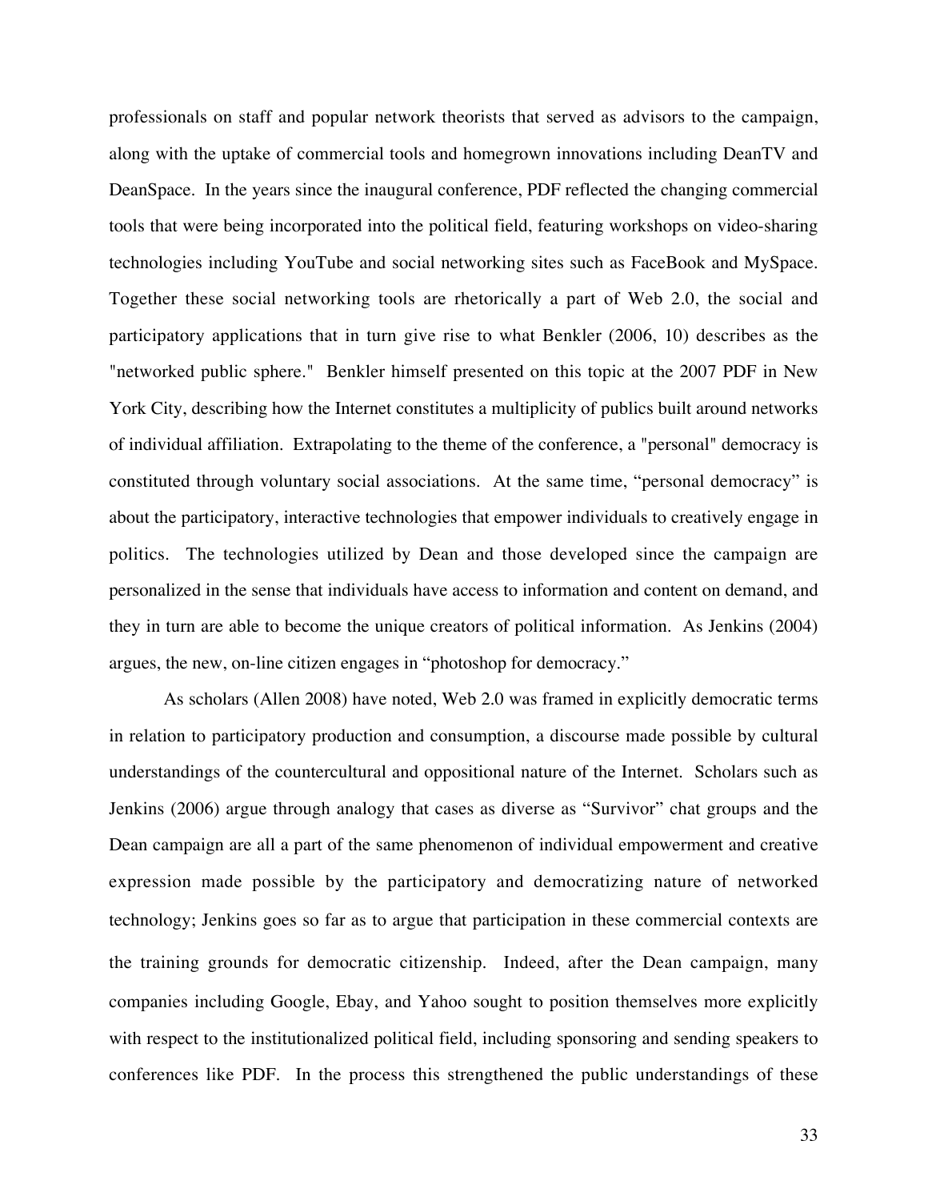professionals on staff and popular network theorists that served as advisors to the campaign, along with the uptake of commercial tools and homegrown innovations including DeanTV and DeanSpace. In the years since the inaugural conference, PDF reflected the changing commercial tools that were being incorporated into the political field, featuring workshops on video-sharing technologies including YouTube and social networking sites such as FaceBook and MySpace. Together these social networking tools are rhetorically a part of Web 2.0, the social and participatory applications that in turn give rise to what Benkler (2006, 10) describes as the "networked public sphere." Benkler himself presented on this topic at the 2007 PDF in New York City, describing how the Internet constitutes a multiplicity of publics built around networks of individual affiliation. Extrapolating to the theme of the conference, a "personal" democracy is constituted through voluntary social associations. At the same time, "personal democracy" is about the participatory, interactive technologies that empower individuals to creatively engage in politics. The technologies utilized by Dean and those developed since the campaign are personalized in the sense that individuals have access to information and content on demand, and they in turn are able to become the unique creators of political information. As Jenkins (2004) argues, the new, on-line citizen engages in "photoshop for democracy."

As scholars (Allen 2008) have noted, Web 2.0 was framed in explicitly democratic terms in relation to participatory production and consumption, a discourse made possible by cultural understandings of the countercultural and oppositional nature of the Internet. Scholars such as Jenkins (2006) argue through analogy that cases as diverse as "Survivor" chat groups and the Dean campaign are all a part of the same phenomenon of individual empowerment and creative expression made possible by the participatory and democratizing nature of networked technology; Jenkins goes so far as to argue that participation in these commercial contexts are the training grounds for democratic citizenship. Indeed, after the Dean campaign, many companies including Google, Ebay, and Yahoo sought to position themselves more explicitly with respect to the institutionalized political field, including sponsoring and sending speakers to conferences like PDF. In the process this strengthened the public understandings of these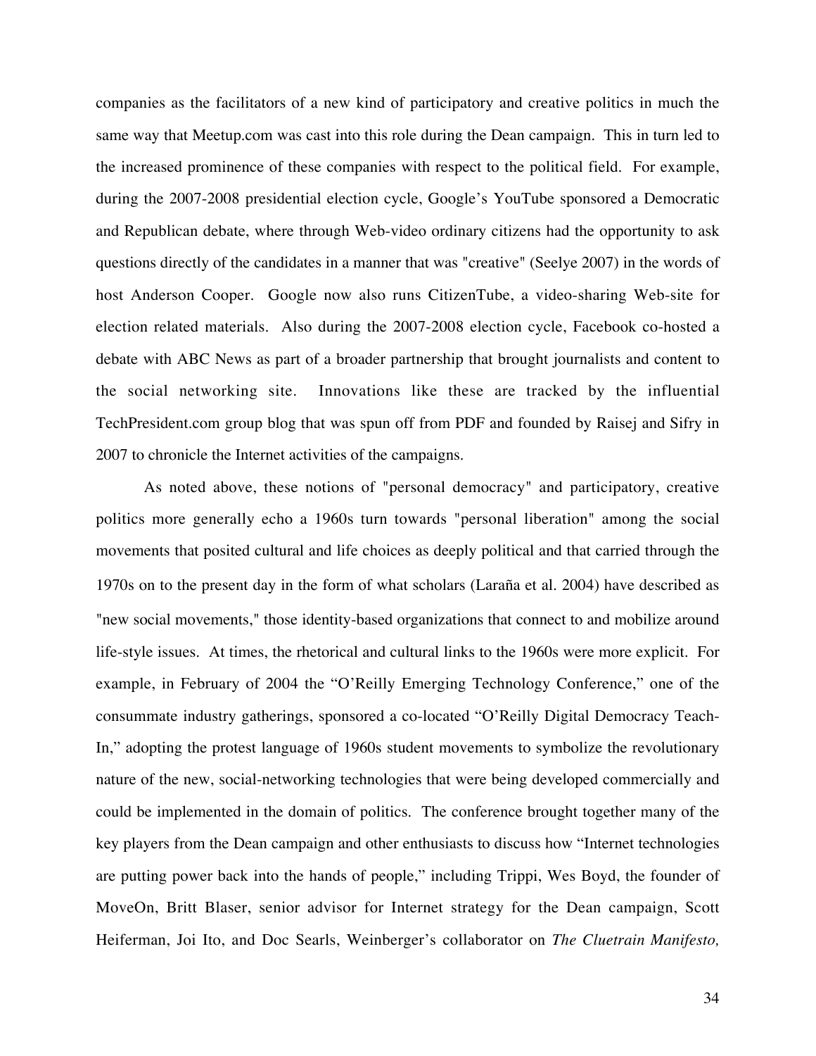companies as the facilitators of a new kind of participatory and creative politics in much the same way that Meetup.com was cast into this role during the Dean campaign. This in turn led to the increased prominence of these companies with respect to the political field. For example, during the 2007-2008 presidential election cycle, Google's YouTube sponsored a Democratic and Republican debate, where through Web-video ordinary citizens had the opportunity to ask questions directly of the candidates in a manner that was "creative" (Seelye 2007) in the words of host Anderson Cooper. Google now also runs CitizenTube, a video-sharing Web-site for election related materials. Also during the 2007-2008 election cycle, Facebook co-hosted a debate with ABC News as part of a broader partnership that brought journalists and content to the social networking site. Innovations like these are tracked by the influential TechPresident.com group blog that was spun off from PDF and founded by Raisej and Sifry in 2007 to chronicle the Internet activities of the campaigns.

As noted above, these notions of "personal democracy" and participatory, creative politics more generally echo a 1960s turn towards "personal liberation" among the social movements that posited cultural and life choices as deeply political and that carried through the 1970s on to the present day in the form of what scholars (Laraña et al. 2004) have described as "new social movements," those identity-based organizations that connect to and mobilize around life-style issues. At times, the rhetorical and cultural links to the 1960s were more explicit. For example, in February of 2004 the "O'Reilly Emerging Technology Conference," one of the consummate industry gatherings, sponsored a co-located "O'Reilly Digital Democracy Teach-In," adopting the protest language of 1960s student movements to symbolize the revolutionary nature of the new, social-networking technologies that were being developed commercially and could be implemented in the domain of politics. The conference brought together many of the key players from the Dean campaign and other enthusiasts to discuss how "Internet technologies are putting power back into the hands of people," including Trippi, Wes Boyd, the founder of MoveOn, Britt Blaser, senior advisor for Internet strategy for the Dean campaign, Scott Heiferman, Joi Ito, and Doc Searls, Weinberger's collaborator on *The Cluetrain Manifesto,*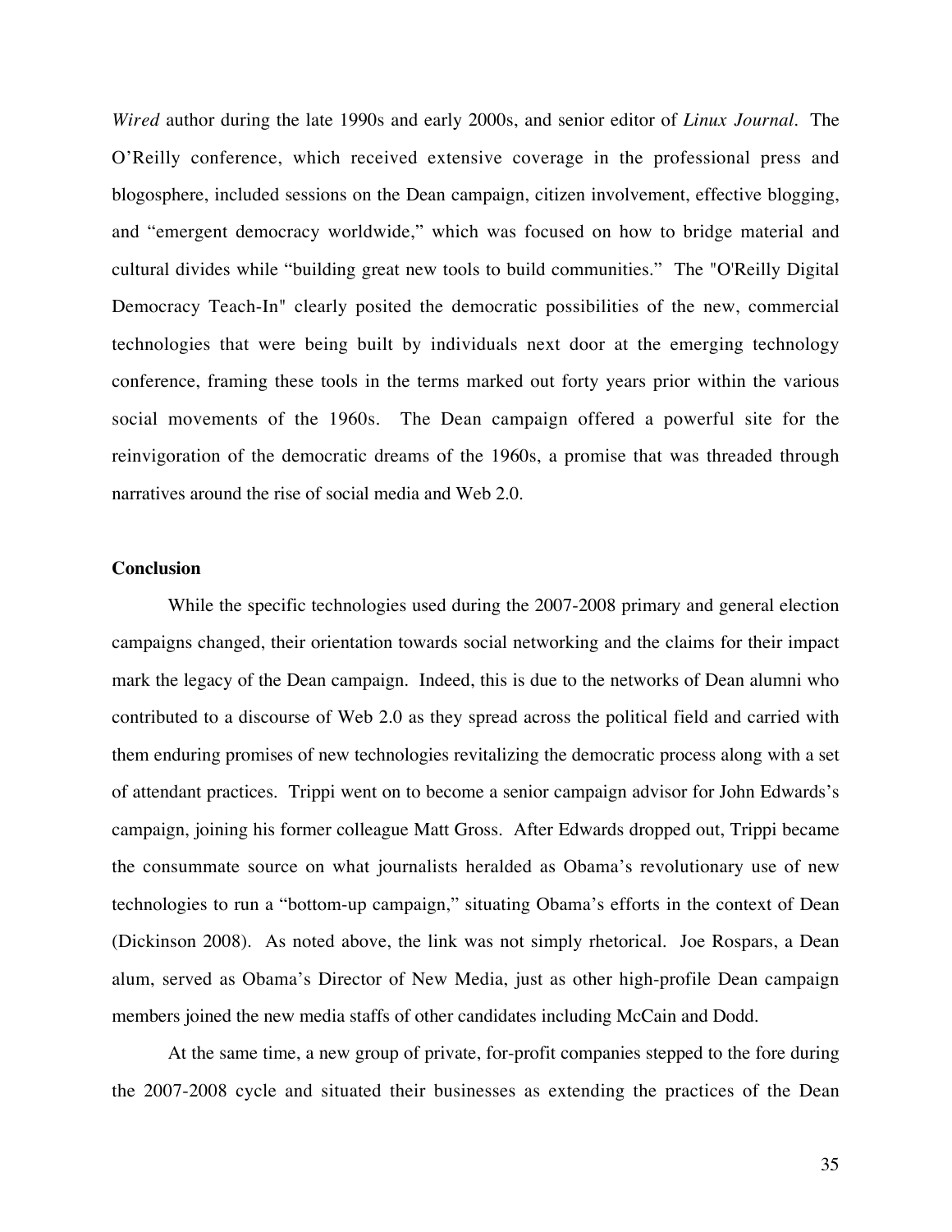*Wired* author during the late 1990s and early 2000s, and senior editor of *Linux Journal*. The O'Reilly conference, which received extensive coverage in the professional press and blogosphere, included sessions on the Dean campaign, citizen involvement, effective blogging, and "emergent democracy worldwide," which was focused on how to bridge material and cultural divides while "building great new tools to build communities." The "O'Reilly Digital Democracy Teach-In" clearly posited the democratic possibilities of the new, commercial technologies that were being built by individuals next door at the emerging technology conference, framing these tools in the terms marked out forty years prior within the various social movements of the 1960s. The Dean campaign offered a powerful site for the reinvigoration of the democratic dreams of the 1960s, a promise that was threaded through narratives around the rise of social media and Web 2.0.

**Conclusion**

While the specific technologies used during the 2007-2008 primary and general election campaigns changed, their orientation towards social networking and the claims for their impact mark the legacy of the Dean campaign. Indeed, this is due to the networks of Dean alumni who contributed to a discourse of Web 2.0 as they spread across the political field and carried with them enduring promises of new technologies revitalizing the democratic process along with a set of attendant practices. Trippi went on to become a senior campaign advisor for John Edwards's campaign, joining his former colleague Matt Gross. After Edwards dropped out, Trippi became the consummate source on what journalists heralded as Obama's revolutionary use of new technologies to run a "bottom-up campaign," situating Obama's efforts in the context of Dean (Dickinson 2008). As noted above, the link was not simply rhetorical. Joe Rospars, a Dean alum, served as Obama's Director of New Media, just as other high-profile Dean campaign members joined the new media staffs of other candidates including McCain and Dodd.

At the same time, a new group of private, for-profit companies stepped to the fore during the 2007-2008 cycle and situated their businesses as extending the practices of the Dean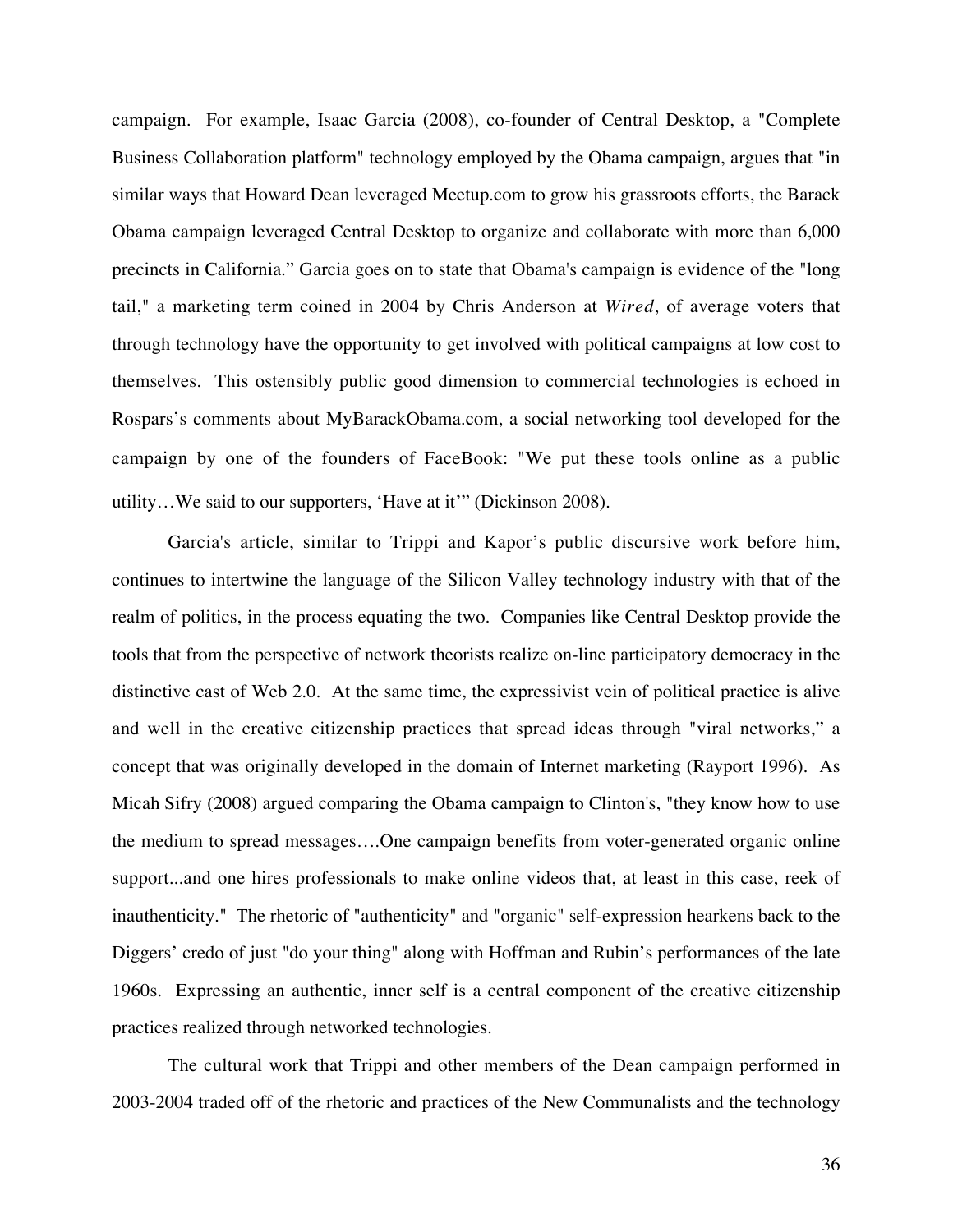campaign. For example, Isaac Garcia (2008), co-founder of Central Desktop, a "Complete Business Collaboration platform" technology employed by the Obama campaign, argues that "in similar ways that Howard Dean leveraged Meetup.com to grow his grassroots efforts, the Barack Obama campaign leveraged Central Desktop to organize and collaborate with more than 6,000 precincts in California." Garcia goes on to state that Obama's campaign is evidence of the "long tail," a marketing term coined in 2004 by Chris Anderson at *Wired*, of average voters that through technology have the opportunity to get involved with political campaigns at low cost to themselves. This ostensibly public good dimension to commercial technologies is echoed in Rospars's comments about MyBarackObama.com, a social networking tool developed for the campaign by one of the founders of FaceBook: "We put these tools online as a public utility…We said to our supporters, 'Have at it'" (Dickinson 2008).

Garcia's article, similar to Trippi and Kapor's public discursive work before him, continues to intertwine the language of the Silicon Valley technology industry with that of the realm of politics, in the process equating the two. Companies like Central Desktop provide the tools that from the perspective of network theorists realize on-line participatory democracy in the distinctive cast of Web 2.0. At the same time, the expressivist vein of political practice is alive and well in the creative citizenship practices that spread ideas through "viral networks," a concept that was originally developed in the domain of Internet marketing (Rayport 1996). As Micah Sifry (2008) argued comparing the Obama campaign to Clinton's, "they know how to use the medium to spread messages….One campaign benefits from voter-generated organic online support...and one hires professionals to make online videos that, at least in this case, reek of inauthenticity." The rhetoric of "authenticity" and "organic" self-expression hearkens back to the Diggers' credo of just "do your thing" along with Hoffman and Rubin's performances of the late 1960s. Expressing an authentic, inner self is a central component of the creative citizenship practices realized through networked technologies.

The cultural work that Trippi and other members of the Dean campaign performed in 2003-2004 traded off of the rhetoric and practices of the New Communalists and the technology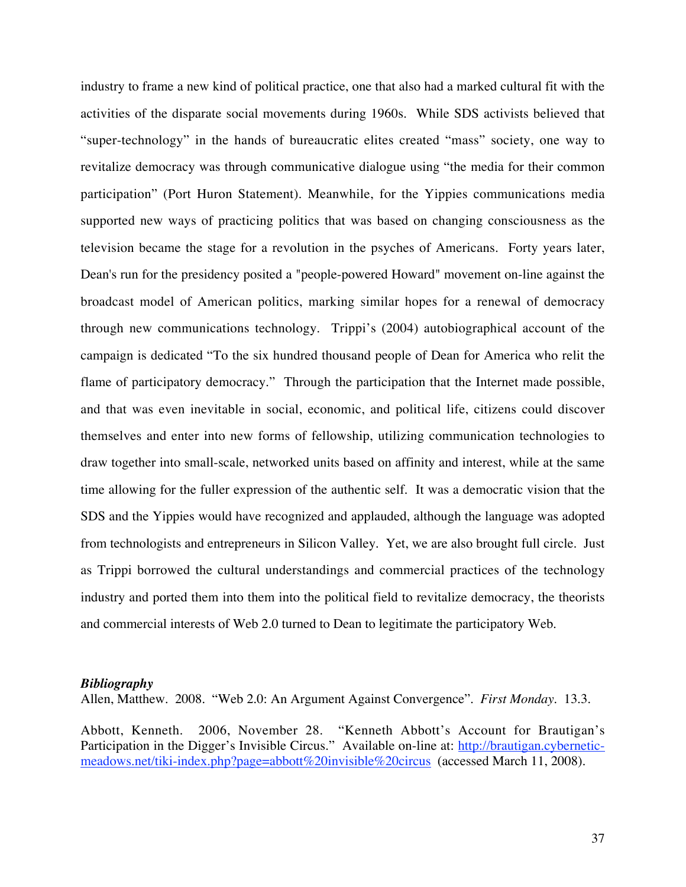industry to frame a new kind of political practice, one that also had a marked cultural fit with the activities of the disparate social movements during 1960s. While SDS activists believed that "super-technology" in the hands of bureaucratic elites created "mass" society, one way to revitalize democracy was through communicative dialogue using "the media for their common participation" (Port Huron Statement). Meanwhile, for the Yippies communications media supported new ways of practicing politics that was based on changing consciousness as the television became the stage for a revolution in the psyches of Americans. Forty years later, Dean's run for the presidency posited a "people-powered Howard" movement on-line against the broadcast model of American politics, marking similar hopes for a renewal of democracy through new communications technology. Trippi's (2004) autobiographical account of the campaign is dedicated "To the six hundred thousand people of Dean for America who relit the flame of participatory democracy." Through the participation that the Internet made possible, and that was even inevitable in social, economic, and political life, citizens could discover themselves and enter into new forms of fellowship, utilizing communication technologies to draw together into small-scale, networked units based on affinity and interest, while at the same time allowing for the fuller expression of the authentic self. It was a democratic vision that the SDS and the Yippies would have recognized and applauded, although the language was adopted from technologists and entrepreneurs in Silicon Valley. Yet, we are also brought full circle. Just as Trippi borrowed the cultural understandings and commercial practices of the technology industry and ported them into them into the political field to revitalize democracy, the theorists and commercial interests of Web 2.0 turned to Dean to legitimate the participatory Web.

***Bibliography***

Allen, Matthew. 2008. "Web 2.0: An Argument Against Convergence". *First Monday*. 13.3.

Abbott, Kenneth. 2006, November 28. "Kenneth Abbott's Account for Brautigan's Participation in the Digger's Invisible Circus." Available on-line at: http://brautigan.cybernetic-meadows.net/tiki-index.php?page=abbott%20invisible%20circus (accessed March 11, 2008).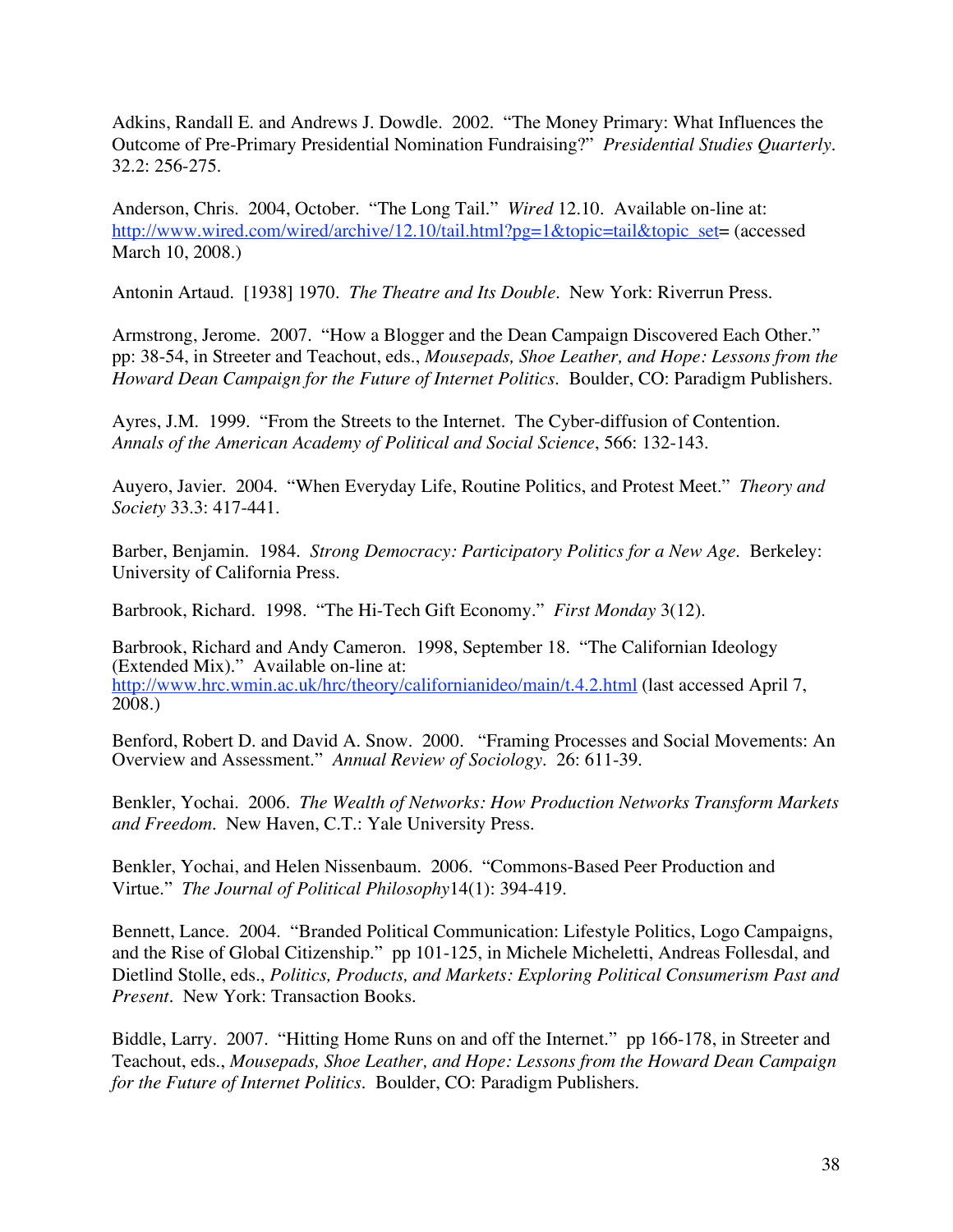Adkins, Randall E. and Andrews J. Dowdle. 2002. "The Money Primary: What Influences the Outcome of Pre-Primary Presidential Nomination Fundraising?" *Presidential Studies Quarterly*. 32.2: 256-275.

Anderson, Chris. 2004, October. "The Long Tail." *Wired* 12.10. Available on-line at: http://www.wired.com/wired/archive/12.10/tail.html?pg=1&topic=tail&topic_set= (accessed March 10, 2008.)

Antonin Artaud. [1938] 1970. *The Theatre and Its Double*. New York: Riverrun Press.

Armstrong, Jerome. 2007. "How a Blogger and the Dean Campaign Discovered Each Other." pp: 38-54, in Streeter and Teachout, eds., *Mousepads, Shoe Leather, and Hope: Lessons from the Howard Dean Campaign for the Future of Internet Politics*. Boulder, CO: Paradigm Publishers.

Ayres, J.M. 1999. "From the Streets to the Internet. The Cyber-diffusion of Contention. *Annals of the American Academy of Political and Social Science*, 566: 132-143.

Auyero, Javier. 2004. "When Everyday Life, Routine Politics, and Protest Meet." *Theory and Society* 33.3: 417-441.

Barber, Benjamin. 1984. *Strong Democracy: Participatory Politics for a New Age*. Berkeley: University of California Press.

Barbrook, Richard. 1998. "The Hi-Tech Gift Economy." *First Monday* 3(12).

Barbrook, Richard and Andy Cameron. 1998, September 18. "The Californian Ideology (Extended Mix)." Available on-line at: http://www.hrc.wmin.ac.uk/hrc/theory/californianideo/main/t.4.2.html (last accessed April 7, 2008.)

Benford, Robert D. and David A. Snow. 2000. "Framing Processes and Social Movements: An Overview and Assessment." *Annual Review of Sociology*. 26: 611-39.

Benkler, Yochai. 2006. *The Wealth of Networks: How Production Networks Transform Markets and Freedom*. New Haven, C.T.: Yale University Press.

Benkler, Yochai, and Helen Nissenbaum. 2006. "Commons-Based Peer Production and Virtue." *The Journal of Political Philosophy*14(1): 394-419.

Bennett, Lance. 2004. "Branded Political Communication: Lifestyle Politics, Logo Campaigns, and the Rise of Global Citizenship." pp 101-125, in Michele Micheletti, Andreas Follesdal, and Dietlind Stolle, eds., *Politics, Products, and Markets: Exploring Political Consumerism Past and Present*. New York: Transaction Books.

Biddle, Larry. 2007. "Hitting Home Runs on and off the Internet." pp 166-178, in Streeter and Teachout, eds., *Mousepads, Shoe Leather, and Hope: Lessons from the Howard Dean Campaign for the Future of Internet Politics*. Boulder, CO: Paradigm Publishers.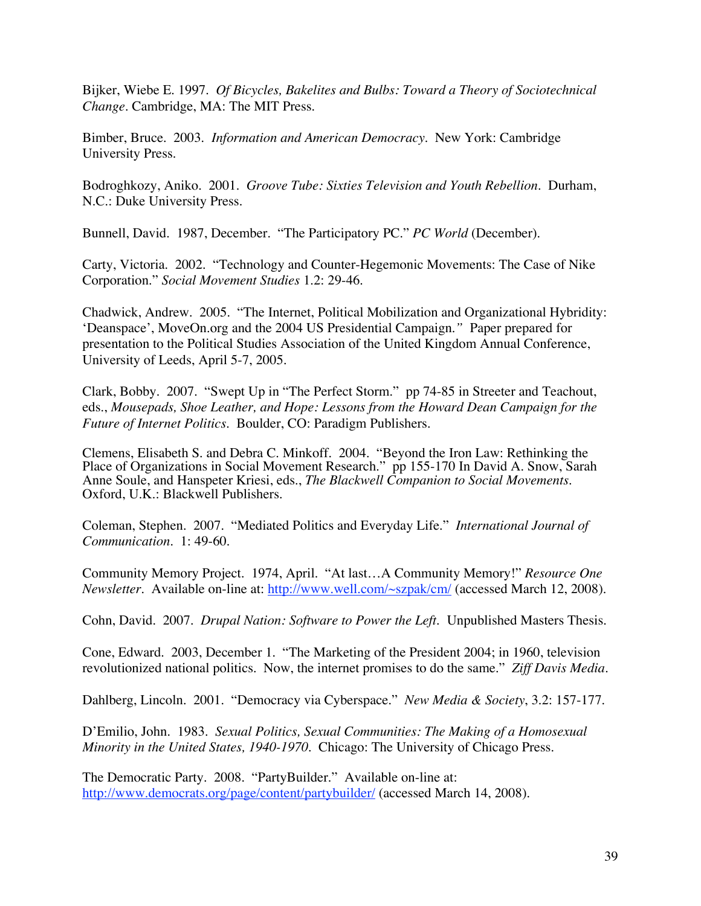Bijker, Wiebe E. 1997. *Of Bicycles, Bakelites and Bulbs: Toward a Theory of Sociotechnical Change*. Cambridge, MA: The MIT Press.

Bimber, Bruce. 2003. *Information and American Democracy.* New York: Cambridge University Press.

Bodroghkozy, Aniko. 2001. *Groove Tube: Sixties Television and Youth Rebellion*. Durham, N.C.: Duke University Press.

Bunnell, David. 1987, December. "The Participatory PC." *PC World* (December).

Carty, Victoria. 2002. "Technology and Counter-Hegemonic Movements: The Case of Nike Corporation." *Social Movement Studies* 1.2: 29-46.

Chadwick, Andrew. 2005. "The Internet, Political Mobilization and Organizational Hybridity: 'Deanspace', MoveOn.org and the 2004 US Presidential Campaign*."* Paper prepared for presentation to the Political Studies Association of the United Kingdom Annual Conference, University of Leeds, April 5-7, 2005.

Clark, Bobby. 2007. "Swept Up in "The Perfect Storm." pp 74-85 in Streeter and Teachout, eds., *Mousepads, Shoe Leather, and Hope: Lessons from the Howard Dean Campaign for the Future of Internet Politics.* Boulder, CO: Paradigm Publishers.

Clemens, Elisabeth S. and Debra C. Minkoff. 2004. "Beyond the Iron Law: Rethinking the Place of Organizations in Social Movement Research." pp 155-170 In David A. Snow, Sarah Anne Soule, and Hanspeter Kriesi, eds., *The Blackwell Companion to Social Movements.* Oxford, U.K.: Blackwell Publishers.

Coleman, Stephen. 2007. "Mediated Politics and Everyday Life." *International Journal of Communication*. 1: 49-60.

Community Memory Project. 1974, April. "At last…A Community Memory!" *Resource One Newsletter*. Available on-line at: http://www.well.com/~szpak/cm/ (accessed March 12, 2008).

Cohn, David. 2007. *Drupal Nation: Software to Power the Left*. Unpublished Masters Thesis.

Cone, Edward. 2003, December 1. "The Marketing of the President 2004; in 1960, television revolutionized national politics. Now, the internet promises to do the same." *Ziff Davis Media*.

Dahlberg, Lincoln. 2001. "Democracy via Cyberspace." *New Media & Society*, 3.2: 157-177.

D'Emilio, John. 1983. *Sexual Politics, Sexual Communities: The Making of a Homosexual Minority in the United States, 1940-1970*. Chicago: The University of Chicago Press.

The Democratic Party. 2008. "PartyBuilder." Available on-line at: http://www.democrats.org/page/content/partybuilder/ (accessed March 14, 2008).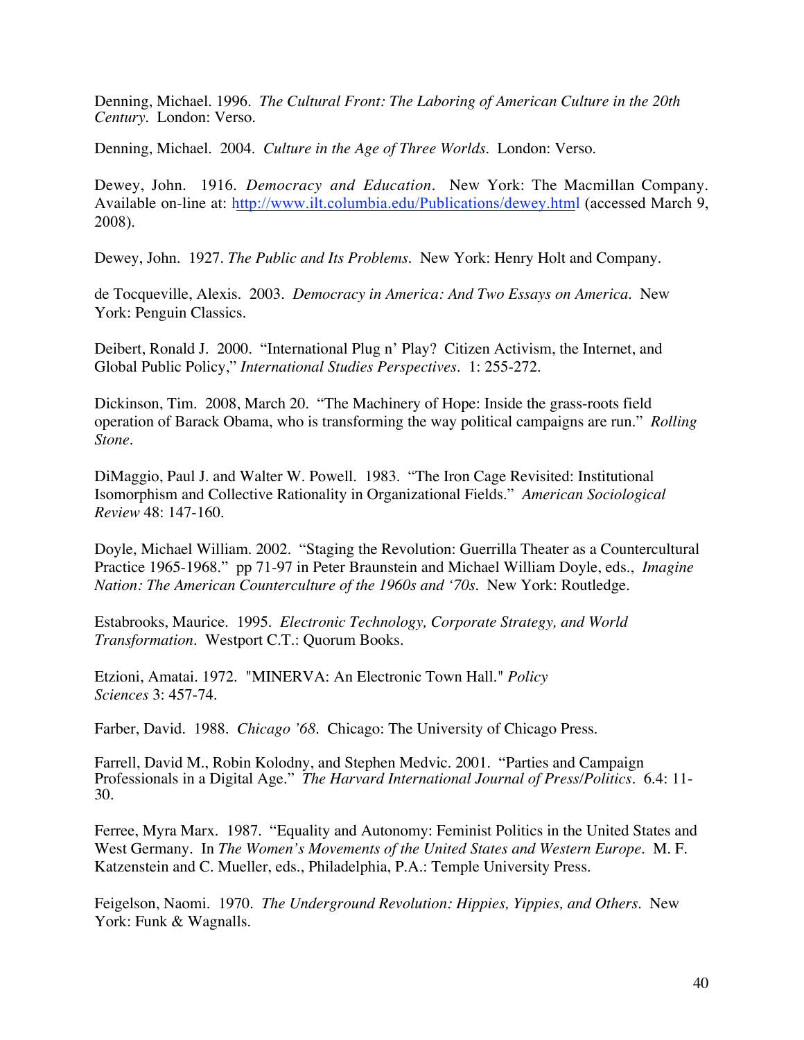Denning, Michael. 1996. *The Cultural Front: The Laboring of American Culture in the 20th Century.* London: Verso.

Denning, Michael. 2004. *Culture in the Age of Three Worlds.* London: Verso.

Dewey, John. 1916. *Democracy and Education.* New York: The Macmillan Company. Available on-line at: http://www.ilt.columbia.edu/Publications/dewey.html (accessed March 9, 2008).

Dewey, John. 1927. *The Public and Its Problems.* New York: Henry Holt and Company.

de Tocqueville, Alexis. 2003. *Democracy in America: And Two Essays on America.* New York: Penguin Classics.

Deibert, Ronald J. 2000. "International Plug n' Play? Citizen Activism, the Internet, and Global Public Policy," *International Studies Perspectives.* 1: 255-272.

Dickinson, Tim. 2008, March 20. "The Machinery of Hope: Inside the grass-roots field operation of Barack Obama, who is transforming the way political campaigns are run." *Rolling Stone.*

DiMaggio, Paul J. and Walter W. Powell. 1983. "The Iron Cage Revisited: Institutional Isomorphism and Collective Rationality in Organizational Fields." *American Sociological Review* 48: 147-160.

Doyle, Michael William. 2002. "Staging the Revolution: Guerrilla Theater as a Countercultural Practice 1965-1968." pp 71-97 in Peter Braunstein and Michael William Doyle, eds., *Imagine Nation: The American Counterculture of the 1960s and '70s.* New York: Routledge.

Estabrooks, Maurice. 1995. *Electronic Technology, Corporate Strategy, and World Transformation.* Westport C.T.: Quorum Books.

Etzioni, Amatai. 1972. "MINERVA: An Electronic Town Hall." *Policy Sciences* 3: 457-74.

Farber, David. 1988. *Chicago '68.* Chicago: The University of Chicago Press.

Farrell, David M., Robin Kolodny, and Stephen Medvic. 2001. "Parties and Campaign Professionals in a Digital Age." *The Harvard International Journal of Press/Politics.* 6.4: 11-30.

Ferree, Myra Marx. 1987. "Equality and Autonomy: Feminist Politics in the United States and West Germany. In *The Women's Movements of the United States and Western Europe.* M. F. Katzenstein and C. Mueller, eds., Philadelphia, P.A.: Temple University Press.

Feigelson, Naomi. 1970. *The Underground Revolution: Hippies, Yippies, and Others.* New York: Funk & Wagnalls.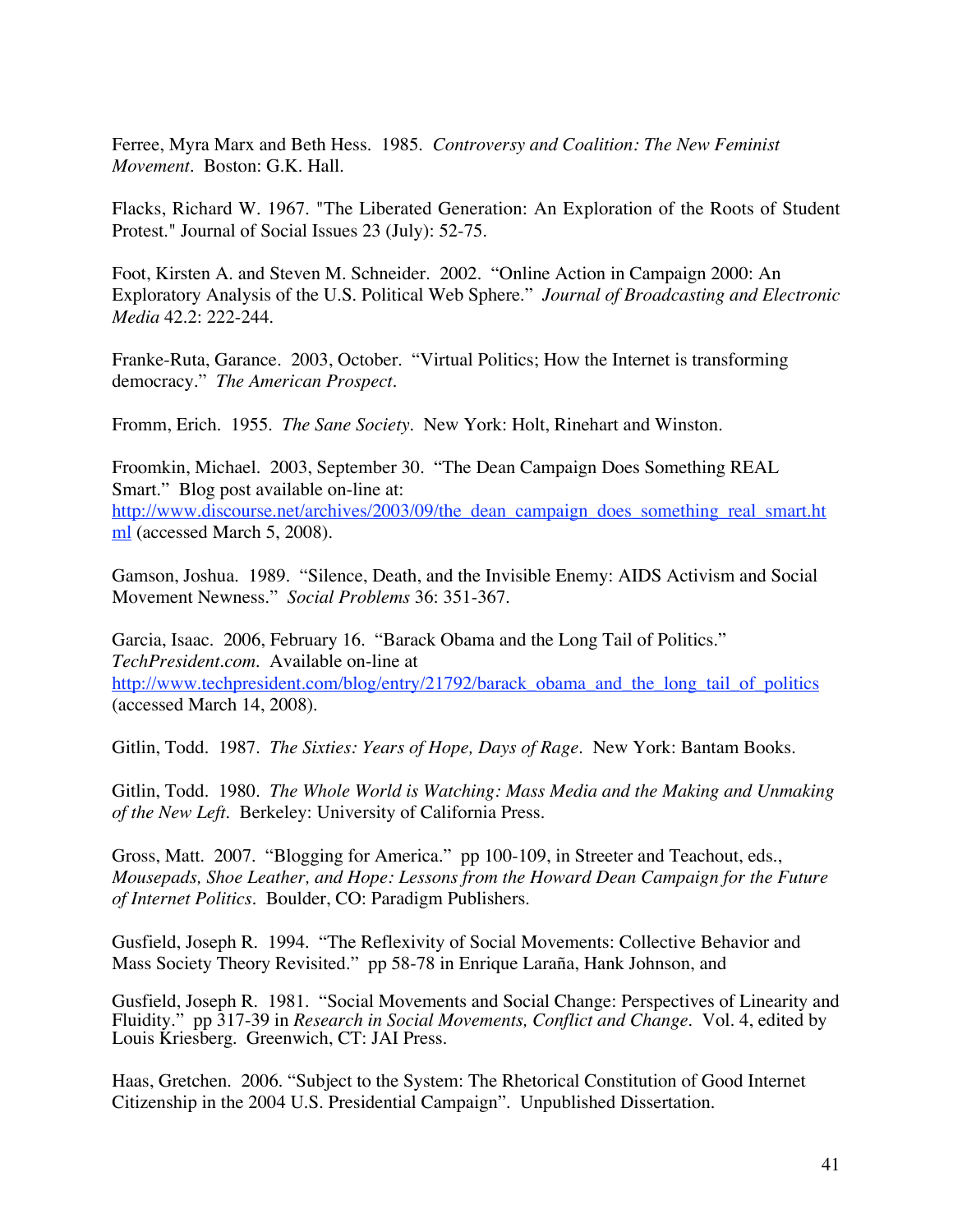Ferree, Myra Marx and Beth Hess. 1985. *Controversy and Coalition: The New Feminist Movement*. Boston: G.K. Hall.

Flacks, Richard W. 1967. "The Liberated Generation: An Exploration of the Roots of Student Protest." Journal of Social Issues 23 (July): 52-75.

Foot, Kirsten A. and Steven M. Schneider. 2002. "Online Action in Campaign 2000: An Exploratory Analysis of the U.S. Political Web Sphere." *Journal of Broadcasting and Electronic Media* 42.2: 222-244.

Franke-Ruta, Garance. 2003, October. "Virtual Politics; How the Internet is transforming democracy." *The American Prospect*.

Fromm, Erich. 1955. *The Sane Society*. New York: Holt, Rinehart and Winston.

Froomkin, Michael. 2003, September 30. "The Dean Campaign Does Something REAL Smart." Blog post available on-line at: [http://www.discourse.net/archives/2003/09/the_dean_campaign_does_something_real_smart.html](http://www.discourse.net/archives/2003/09/the_dean_campaign_does_something_real_smart.html) (accessed March 5, 2008).

Gamson, Joshua. 1989. "Silence, Death, and the Invisible Enemy: AIDS Activism and Social Movement Newness." *Social Problems* 36: 351-367.

Garcia, Isaac. 2006, February 16. "Barack Obama and the Long Tail of Politics." *TechPresident.com*. Available on-line at [http://www.techpresident.com/blog/entry/21792/barack_obama_and_the_long_tail_of_politics](http://www.techpresident.com/blog/entry/21792/barack_obama_and_the_long_tail_of_politics) (accessed March 14, 2008).

Gitlin, Todd. 1987. *The Sixties: Years of Hope, Days of Rage*. New York: Bantam Books.

Gitlin, Todd. 1980. *The Whole World is Watching: Mass Media and the Making and Unmaking of the New Left*. Berkeley: University of California Press.

Gross, Matt. 2007. "Blogging for America." pp 100-109, in Streeter and Teachout, eds., *Mousepads, Shoe Leather, and Hope: Lessons from the Howard Dean Campaign for the Future of Internet Politics*. Boulder, CO: Paradigm Publishers.

Gusfield, Joseph R. 1994. "The Reflexivity of Social Movements: Collective Behavior and Mass Society Theory Revisited." pp 58-78 in Enrique Laraña, Hank Johnson, and

Gusfield, Joseph R. 1981. "Social Movements and Social Change: Perspectives of Linearity and Fluidity." pp 317-39 in *Research in Social Movements, Conflict and Change*. Vol. 4, edited by Louis Kriesberg. Greenwich, CT: JAI Press.

Haas, Gretchen. 2006. "Subject to the System: The Rhetorical Constitution of Good Internet Citizenship in the 2004 U.S. Presidential Campaign". Unpublished Dissertation.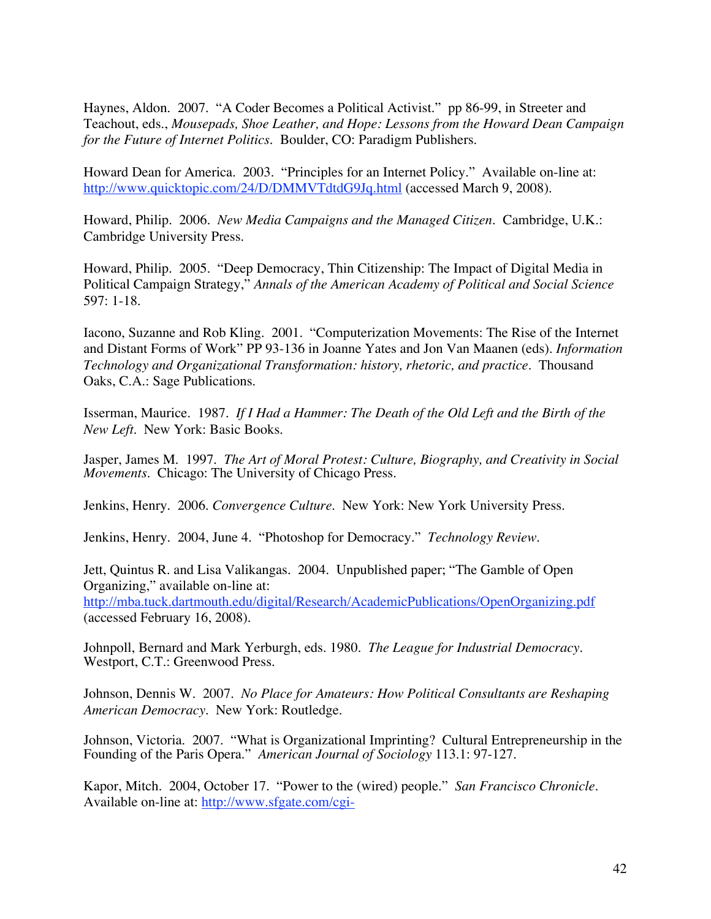Haynes, Aldon. 2007. “A Coder Becomes a Political Activist.” pp 86-99, in Streeter and Teachout, eds., *Mousepads, Shoe Leather, and Hope: Lessons from the Howard Dean Campaign for the Future of Internet Politics*. Boulder, CO: Paradigm Publishers.

Howard Dean for America. 2003. “Principles for an Internet Policy.” Available on-line at: http://www.quicktopic.com/24/D/DMMVTdtdG9Jq.html (accessed March 9, 2008).

Howard, Philip. 2006. *New Media Campaigns and the Managed Citizen*. Cambridge, U.K.: Cambridge University Press.

Howard, Philip. 2005. “Deep Democracy, Thin Citizenship: The Impact of Digital Media in Political Campaign Strategy,” *Annals of the American Academy of Political and Social Science* 597: 1-18.

Iacono, Suzanne and Rob Kling. 2001. “Computerization Movements: The Rise of the Internet and Distant Forms of Work” PP 93-136 in Joanne Yates and Jon Van Maanen (eds). *Information Technology and Organizational Transformation: history, rhetoric, and practice*. Thousand Oaks, C.A.: Sage Publications.

Isserman, Maurice. 1987. *If I Had a Hammer: The Death of the Old Left and the Birth of the New Left*. New York: Basic Books.

Jasper, James M. 1997. *The Art of Moral Protest: Culture, Biography, and Creativity in Social Movements*. Chicago: The University of Chicago Press.

Jenkins, Henry. 2006. *Convergence Culture*. New York: New York University Press.

Jenkins, Henry. 2004, June 4. “Photoshop for Democracy.” *Technology Review*.

Jett, Quintus R. and Lisa Valikangas. 2004. Unpublished paper; “The Gamble of Open Organizing,” available on-line at: http://mba.tuck.dartmouth.edu/digital/Research/AcademicPublications/OpenOrganizing.pdf (accessed February 16, 2008).

Johnpoll, Bernard and Mark Yerburgh, eds. 1980. *The League for Industrial Democracy*. Westport, C.T.: Greenwood Press.

Johnson, Dennis W. 2007. *No Place for Amateurs: How Political Consultants are Reshaping American Democracy*. New York: Routledge.

Johnson, Victoria. 2007. “What is Organizational Imprinting? Cultural Entrepreneurship in the Founding of the Paris Opera.” *American Journal of Sociology* 113.1: 97-127.

Kapor, Mitch. 2004, October 17. “Power to the (wired) people.” *San Francisco Chronicle*. Available on-line at: http://www.sfgate.com/cgi-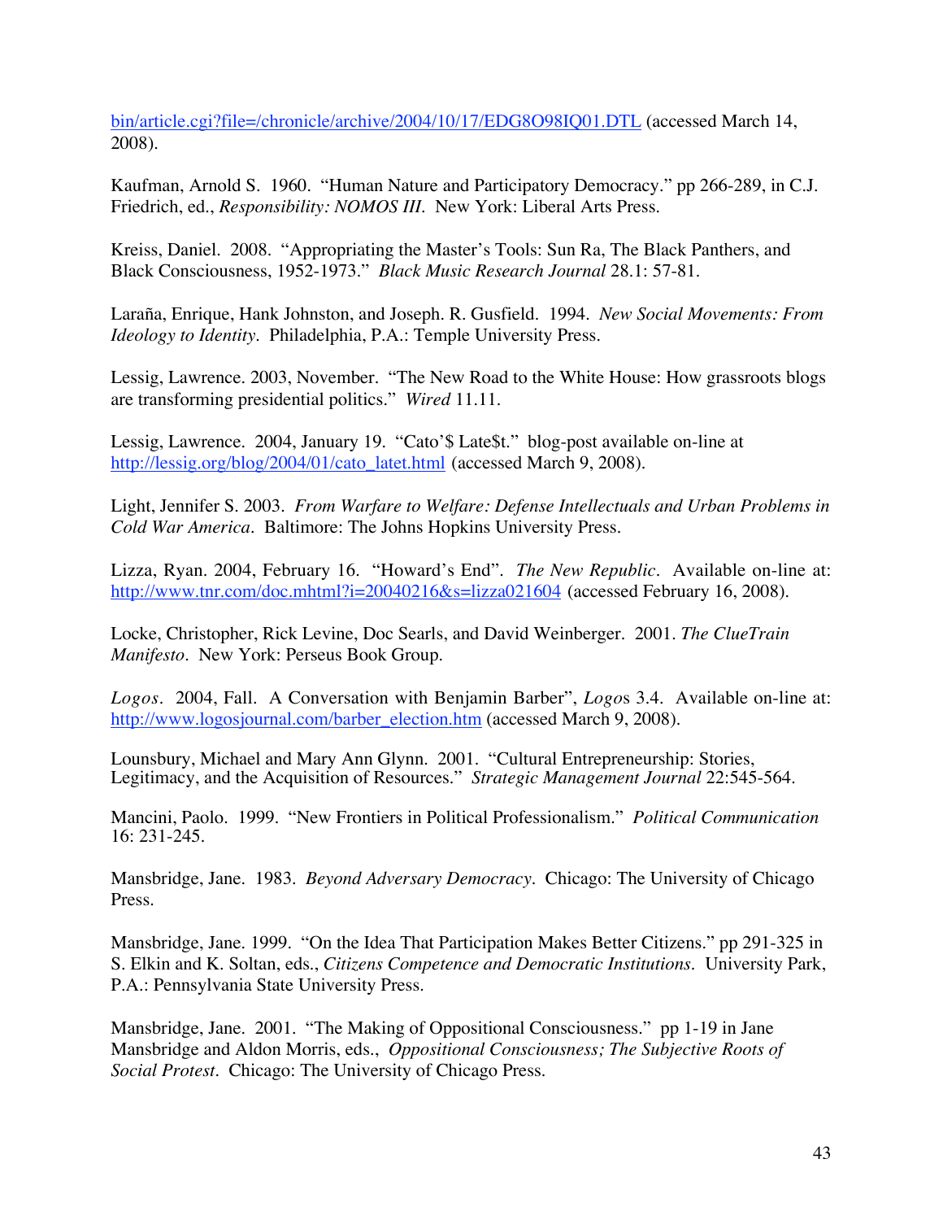bin/article.cgi?file=/chronicle/archive/2004/10/17/EDG8O98IQ01.DTL (accessed March 14, 2008).

Kaufman, Arnold S. 1960. "Human Nature and Participatory Democracy." pp 266-289, in C.J. Friedrich, ed., *Responsibility: NOMOS III*. New York: Liberal Arts Press.

Kreiss, Daniel. 2008. "Appropriating the Master's Tools: Sun Ra, The Black Panthers, and Black Consciousness, 1952-1973." *Black Music Research Journal* 28.1: 57-81.

Laraña, Enrique, Hank Johnston, and Joseph. R. Gusfield. 1994. *New Social Movements: From Ideology to Identity*. Philadelphia, P.A.: Temple University Press.

Lessig, Lawrence. 2003, November. "The New Road to the White House: How grassroots blogs are transforming presidential politics." *Wired* 11.11.

Lessig, Lawrence. 2004, January 19. "Cato'$ Late$t." blog-post available on-line at http://lessig.org/blog/2004/01/cato_latet.html (accessed March 9, 2008).

Light, Jennifer S. 2003. *From Warfare to Welfare: Defense Intellectuals and Urban Problems in Cold War America*. Baltimore: The Johns Hopkins University Press.

Lizza, Ryan. 2004, February 16. "Howard's End". *The New Republic*. Available on-line at: http://www.tnr.com/doc.mhtml?i=20040216&s=lizza021604 (accessed February 16, 2008).

Locke, Christopher, Rick Levine, Doc Searls, and David Weinberger. 2001. *The ClueTrain Manifesto*. New York: Perseus Book Group.

*Logos*. 2004, Fall. A Conversation with Benjamin Barber", *Logos* 3.4. Available on-line at: http://www.logosjournal.com/barber_election.htm (accessed March 9, 2008).

Lounsbury, Michael and Mary Ann Glynn. 2001. "Cultural Entrepreneurship: Stories, Legitimacy, and the Acquisition of Resources." *Strategic Management Journal* 22:545-564.

Mancini, Paolo. 1999. "New Frontiers in Political Professionalism." *Political Communication* 16: 231-245.

Mansbridge, Jane. 1983. *Beyond Adversary Democracy*. Chicago: The University of Chicago Press.

Mansbridge, Jane. 1999. "On the Idea That Participation Makes Better Citizens." pp 291-325 in S. Elkin and K. Soltan, eds., *Citizens Competence and Democratic Institutions*. University Park, P.A.: Pennsylvania State University Press.

Mansbridge, Jane. 2001. "The Making of Oppositional Consciousness." pp 1-19 in Jane Mansbridge and Aldon Morris, eds., *Oppositional Consciousness; The Subjective Roots of Social Protest*. Chicago: The University of Chicago Press.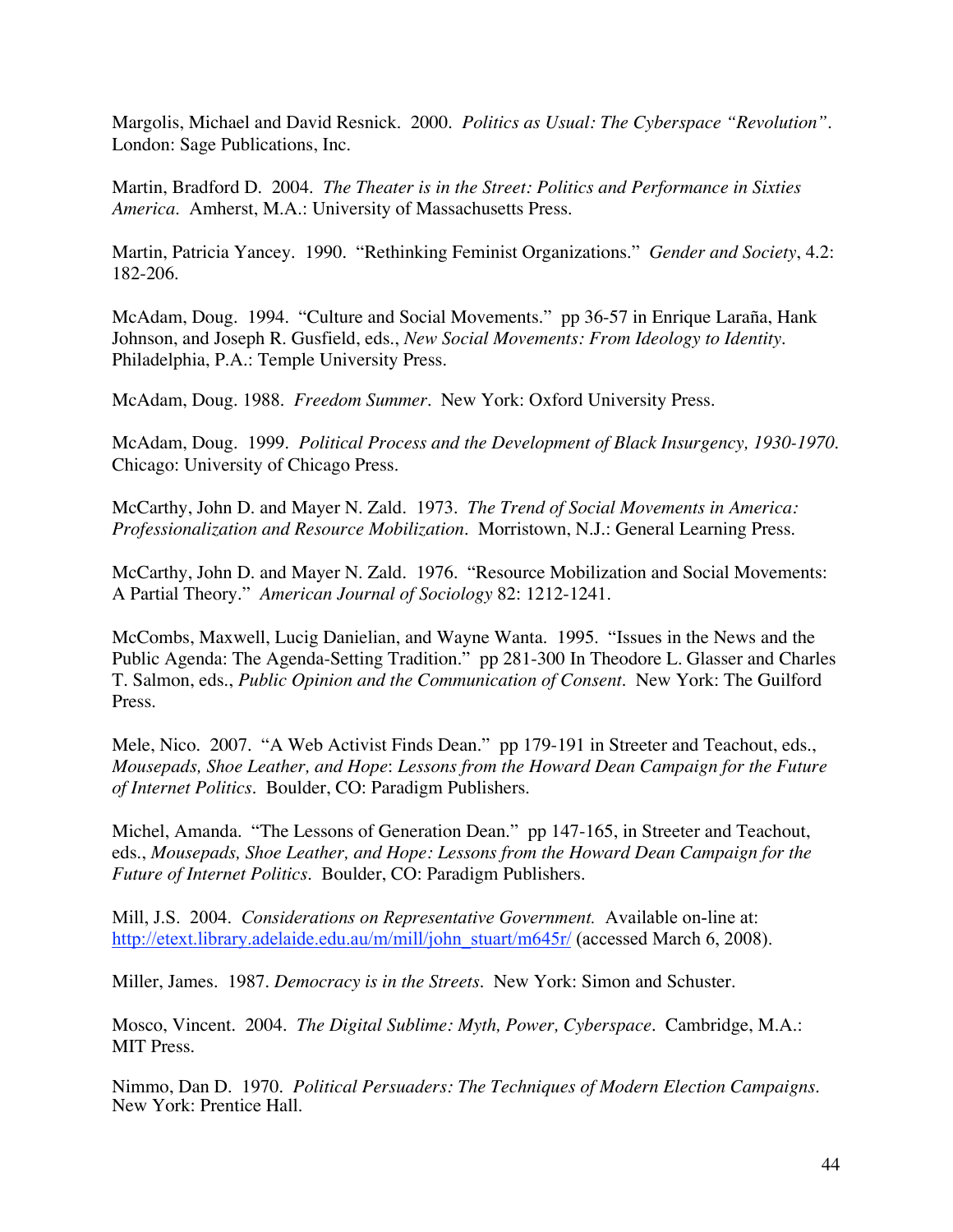Margolis, Michael and David Resnick. 2000. *Politics as Usual: The Cyberspace "Revolution"*. London: Sage Publications, Inc.

Martin, Bradford D. 2004. *The Theater is in the Street: Politics and Performance in Sixties America*. Amherst, M.A.: University of Massachusetts Press.

Martin, Patricia Yancey. 1990. "Rethinking Feminist Organizations." *Gender and Society*, 4.2: 182-206.

McAdam, Doug. 1994. "Culture and Social Movements." pp 36-57 in Enrique Laraña, Hank Johnson, and Joseph R. Gusfield, eds., *New Social Movements: From Ideology to Identity*. Philadelphia, P.A.: Temple University Press.

McAdam, Doug. 1988. *Freedom Summer*. New York: Oxford University Press.

McAdam, Doug. 1999. *Political Process and the Development of Black Insurgency, 1930-1970*. Chicago: University of Chicago Press.

McCarthy, John D. and Mayer N. Zald. 1973. *The Trend of Social Movements in America: Professionalization and Resource Mobilization*. Morristown, N.J.: General Learning Press.

McCarthy, John D. and Mayer N. Zald. 1976. "Resource Mobilization and Social Movements: A Partial Theory." *American Journal of Sociology* 82: 1212-1241.

McCombs, Maxwell, Lucig Danielian, and Wayne Wanta. 1995. "Issues in the News and the Public Agenda: The Agenda-Setting Tradition." pp 281-300 In Theodore L. Glasser and Charles T. Salmon, eds., *Public Opinion and the Communication of Consent*. New York: The Guilford Press.

Mele, Nico. 2007. "A Web Activist Finds Dean." pp 179-191 in Streeter and Teachout, eds., *Mousepads, Shoe Leather, and Hope*: *Lessons from the Howard Dean Campaign for the Future of Internet Politics*. Boulder, CO: Paradigm Publishers.

Michel, Amanda. "The Lessons of Generation Dean." pp 147-165, in Streeter and Teachout, eds., *Mousepads, Shoe Leather, and Hope: Lessons from the Howard Dean Campaign for the Future of Internet Politics*. Boulder, CO: Paradigm Publishers.

Mill, J.S. 2004. *Considerations on Representative Government.* Available on-line at: http://etext.library.adelaide.edu.au/m/mill/john_stuart/m645r/ (accessed March 6, 2008).

Miller, James. 1987. *Democracy is in the Streets*. New York: Simon and Schuster.

Mosco, Vincent. 2004. *The Digital Sublime: Myth, Power, Cyberspace*. Cambridge, M.A.: MIT Press.

Nimmo, Dan D. 1970. *Political Persuaders: The Techniques of Modern Election Campaigns.* New York: Prentice Hall.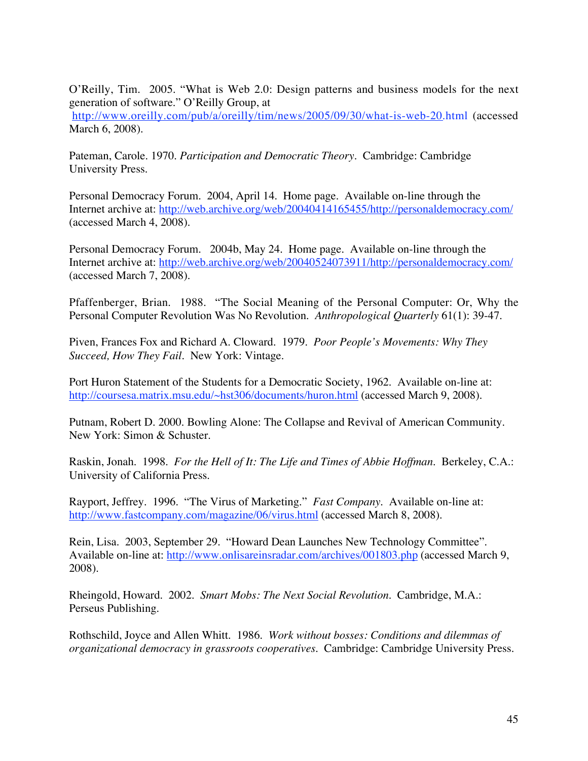O'Reilly, Tim. 2005. "What is Web 2.0: Design patterns and business models for the next generation of software." O'Reilly Group, at http://www.oreilly.com/pub/a/oreilly/tim/news/2005/09/30/what-is-web-20.html (accessed March 6, 2008).

Pateman, Carole. 1970. *Participation and Democratic Theory*. Cambridge: Cambridge University Press.

Personal Democracy Forum. 2004, April 14. Home page. Available on-line through the Internet archive at: http://web.archive.org/web/20040414165455/http://personaldemocracy.com/ (accessed March 4, 2008).

Personal Democracy Forum. 2004b, May 24. Home page. Available on-line through the Internet archive at: http://web.archive.org/web/20040524073911/http://personaldemocracy.com/ (accessed March 7, 2008).

Pfaffenberger, Brian. 1988. "The Social Meaning of the Personal Computer: Or, Why the Personal Computer Revolution Was No Revolution. *Anthropological Quarterly* 61(1): 39-47.

Piven, Frances Fox and Richard A. Cloward. 1979. *Poor People's Movements: Why They Succeed, How They Fail*. New York: Vintage.

Port Huron Statement of the Students for a Democratic Society, 1962. Available on-line at: http://coursesa.matrix.msu.edu/~hst306/documents/huron.html (accessed March 9, 2008).

Putnam, Robert D. 2000. Bowling Alone: The Collapse and Revival of American Community. New York: Simon & Schuster.

Raskin, Jonah. 1998. *For the Hell of It: The Life and Times of Abbie Hoffman*. Berkeley, C.A.: University of California Press.

Rayport, Jeffrey. 1996. "The Virus of Marketing." *Fast Company*. Available on-line at: http://www.fastcompany.com/magazine/06/virus.html (accessed March 8, 2008).

Rein, Lisa. 2003, September 29. "Howard Dean Launches New Technology Committee". Available on-line at: http://www.onlisareinsradar.com/archives/001803.php (accessed March 9, 2008).

Rheingold, Howard. 2002. *Smart Mobs: The Next Social Revolution*. Cambridge, M.A.: Perseus Publishing.

Rothschild, Joyce and Allen Whitt. 1986. *Work without bosses: Conditions and dilemmas of organizational democracy in grassroots cooperatives*. Cambridge: Cambridge University Press.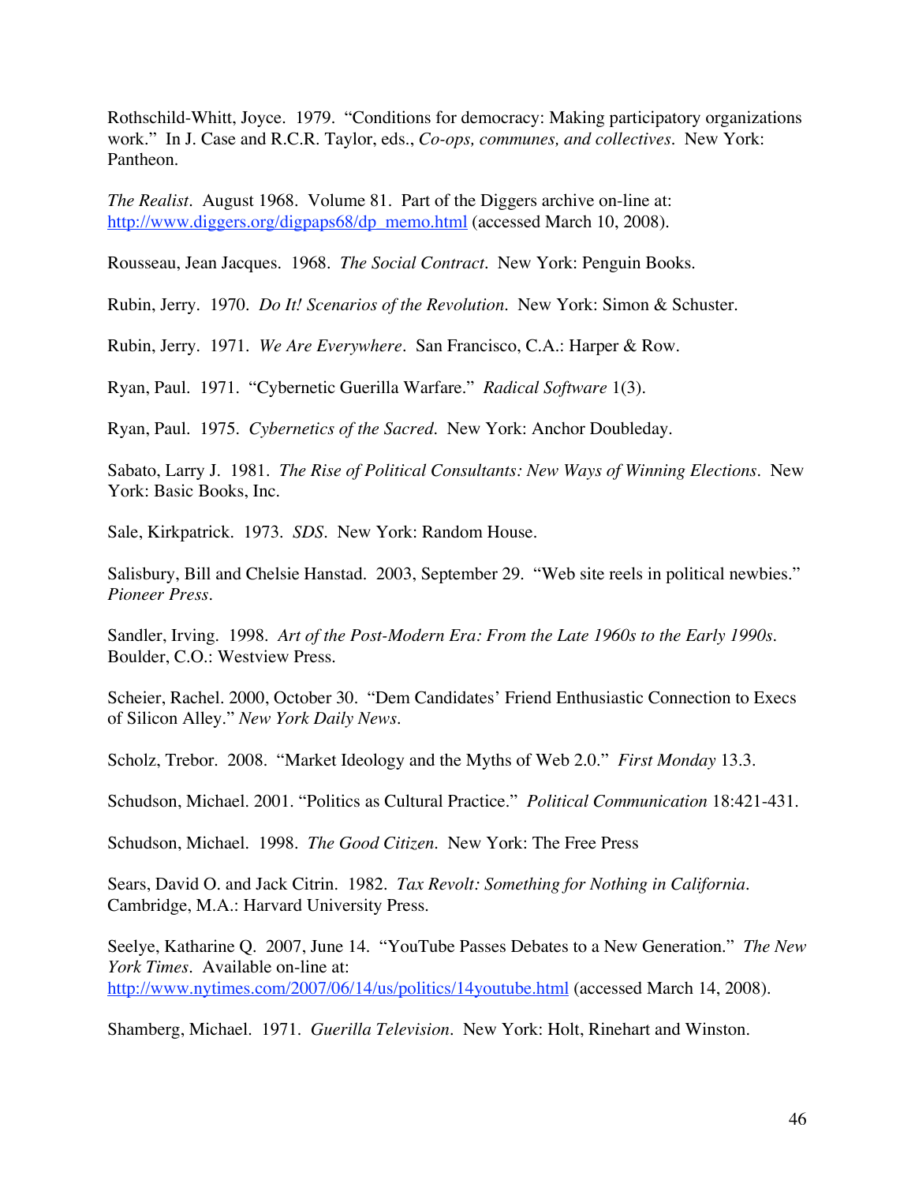Rothschild-Whitt, Joyce. 1979. "Conditions for democracy: Making participatory organizations work." In J. Case and R.C.R. Taylor, eds., *Co-ops, communes, and collectives*. New York: Pantheon.

*The Realist*. August 1968. Volume 81. Part of the Diggers archive on-line at: http://www.diggers.org/digpaps68/dp_memo.html (accessed March 10, 2008).

Rousseau, Jean Jacques. 1968. *The Social Contract*. New York: Penguin Books.

Rubin, Jerry. 1970. *Do It! Scenarios of the Revolution*. New York: Simon & Schuster.

Rubin, Jerry. 1971. *We Are Everywhere*. San Francisco, C.A.: Harper & Row.

Ryan, Paul. 1971. "Cybernetic Guerilla Warfare." *Radical Software* 1(3).

Ryan, Paul. 1975. *Cybernetics of the Sacred*. New York: Anchor Doubleday.

Sabato, Larry J. 1981. *The Rise of Political Consultants: New Ways of Winning Elections*. New York: Basic Books, Inc.

Sale, Kirkpatrick. 1973. *SDS*. New York: Random House.

Salisbury, Bill and Chelsie Hanstad. 2003, September 29. "Web site reels in political newbies." *Pioneer Press*.

Sandler, Irving. 1998. *Art of the Post-Modern Era: From the Late 1960s to the Early 1990s*. Boulder, C.O.: Westview Press.

Scheier, Rachel. 2000, October 30. "Dem Candidates' Friend Enthusiastic Connection to Execs of Silicon Alley." *New York Daily News*.

Scholz, Trebor. 2008. "Market Ideology and the Myths of Web 2.0." *First Monday* 13.3.

Schudson, Michael. 2001. "Politics as Cultural Practice." *Political Communication* 18:421-431.

Schudson, Michael. 1998. *The Good Citizen*. New York: The Free Press

Sears, David O. and Jack Citrin. 1982. *Tax Revolt: Something for Nothing in California*. Cambridge, M.A.: Harvard University Press.

Seelye, Katharine Q. 2007, June 14. "YouTube Passes Debates to a New Generation." *The New York Times*. Available on-line at: http://www.nytimes.com/2007/06/14/us/politics/14youtube.html (accessed March 14, 2008).

Shamberg, Michael. 1971. *Guerilla Television*. New York: Holt, Rinehart and Winston.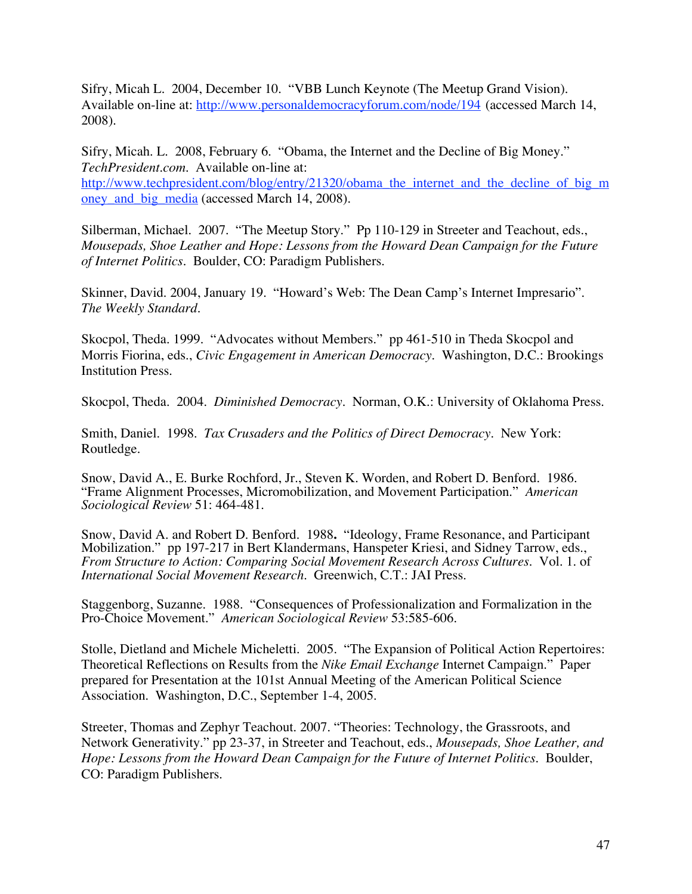Sifry, Micah L. 2004, December 10. "VBB Lunch Keynote (The Meetup Grand Vision). Available on-line at: http://www.personaldemocracyforum.com/node/194 (accessed March 14, 2008).

Sifry, Micah. L. 2008, February 6. "Obama, the Internet and the Decline of Big Money." *TechPresident.com*. Available on-line at: http://www.techpresident.com/blog/entry/21320/obama_the_internet_and_the_decline_of_big_money_and_big_media (accessed March 14, 2008).

Silberman, Michael. 2007. "The Meetup Story." Pp 110-129 in Streeter and Teachout, eds., *Mousepads, Shoe Leather and Hope: Lessons from the Howard Dean Campaign for the Future of Internet Politics*. Boulder, CO: Paradigm Publishers.

Skinner, David. 2004, January 19. "Howard's Web: The Dean Camp's Internet Impresario". *The Weekly Standard*.

Skocpol, Theda. 1999. "Advocates without Members." pp 461-510 in Theda Skocpol and Morris Fiorina, eds., *Civic Engagement in American Democracy*. Washington, D.C.: Brookings Institution Press.

Skocpol, Theda. 2004. *Diminished Democracy*. Norman, O.K.: University of Oklahoma Press.

Smith, Daniel. 1998. *Tax Crusaders and the Politics of Direct Democracy*. New York: Routledge.

Snow, David A., E. Burke Rochford, Jr., Steven K. Worden, and Robert D. Benford. 1986. "Frame Alignment Processes, Micromobilization, and Movement Participation." *American Sociological Review* 51: 464-481.

Snow, David A. and Robert D. Benford. 1988**.** "Ideology, Frame Resonance, and Participant Mobilization." pp 197-217 in Bert Klandermans, Hanspeter Kriesi, and Sidney Tarrow, eds., *From Structure to Action: Comparing Social Movement Research Across Cultures*. Vol. 1. of *International Social Movement Research*. Greenwich, C.T.: JAI Press.

Staggenborg, Suzanne. 1988. "Consequences of Professionalization and Formalization in the Pro-Choice Movement." *American Sociological Review* 53:585-606.

Stolle, Dietland and Michele Micheletti. 2005. "The Expansion of Political Action Repertoires: Theoretical Reflections on Results from the *Nike Email Exchange* Internet Campaign." Paper prepared for Presentation at the 101st Annual Meeting of the American Political Science Association. Washington, D.C., September 1-4, 2005.

Streeter, Thomas and Zephyr Teachout. 2007. "Theories: Technology, the Grassroots, and Network Generativity." pp 23-37, in Streeter and Teachout, eds., *Mousepads, Shoe Leather, and Hope: Lessons from the Howard Dean Campaign for the Future of Internet Politics*. Boulder, CO: Paradigm Publishers.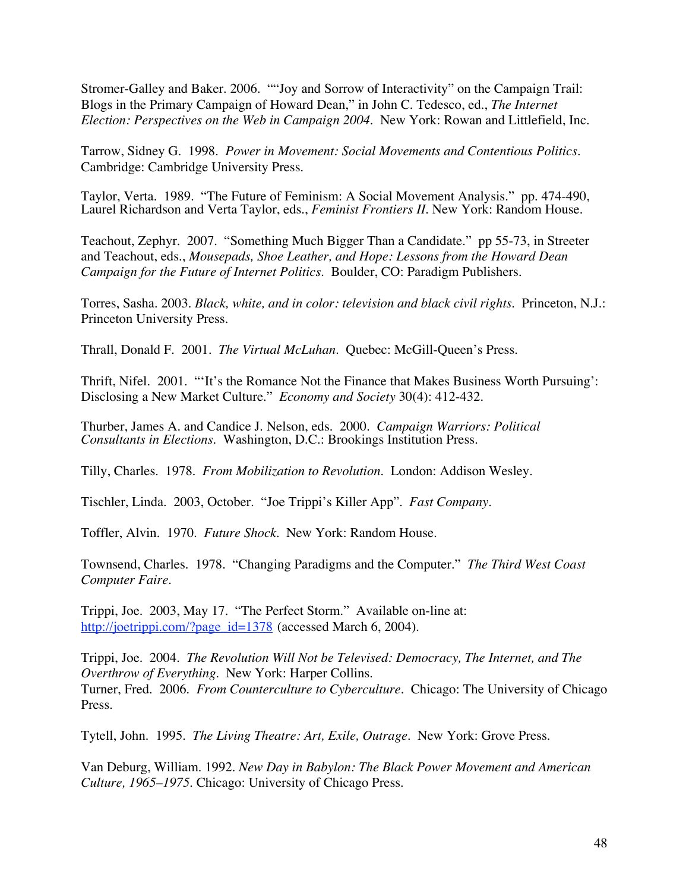Stromer-Galley and Baker. 2006. ""Joy and Sorrow of Interactivity" on the Campaign Trail: Blogs in the Primary Campaign of Howard Dean," in John C. Tedesco, ed., *The Internet Election: Perspectives on the Web in Campaign 2004*. New York: Rowan and Littlefield, Inc.

Tarrow, Sidney G. 1998. *Power in Movement: Social Movements and Contentious Politics*. Cambridge: Cambridge University Press.

Taylor, Verta. 1989. "The Future of Feminism: A Social Movement Analysis." pp. 474-490, Laurel Richardson and Verta Taylor, eds., *Feminist Frontiers II*. New York: Random House.

Teachout, Zephyr. 2007. "Something Much Bigger Than a Candidate." pp 55-73, in Streeter and Teachout, eds., *Mousepads, Shoe Leather, and Hope: Lessons from the Howard Dean Campaign for the Future of Internet Politics*. Boulder, CO: Paradigm Publishers.

Torres, Sasha. 2003. *Black, white, and in color: television and black civil rights*. Princeton, N.J.: Princeton University Press.

Thrall, Donald F. 2001. *The Virtual McLuhan*. Quebec: McGill-Queen's Press.

Thrift, Nifel. 2001. "'It's the Romance Not the Finance that Makes Business Worth Pursuing': Disclosing a New Market Culture." *Economy and Society* 30(4): 412-432.

Thurber, James A. and Candice J. Nelson, eds. 2000. *Campaign Warriors: Political Consultants in Elections*. Washington, D.C.: Brookings Institution Press.

Tilly, Charles. 1978. *From Mobilization to Revolution*. London: Addison Wesley.

Tischler, Linda. 2003, October. "Joe Trippi's Killer App". *Fast Company*.

Toffler, Alvin. 1970. *Future Shock*. New York: Random House.

Townsend, Charles. 1978. "Changing Paradigms and the Computer." *The Third West Coast Computer Faire*.

Trippi, Joe. 2003, May 17. "The Perfect Storm." Available on-line at: http://joetrippi.com/?page_id=1378 (accessed March 6, 2004).

Trippi, Joe. 2004. *The Revolution Will Not be Televised: Democracy, The Internet, and The Overthrow of Everything*. New York: Harper Collins.
Turner, Fred. 2006. *From Counterculture to Cyberculture*. Chicago: The University of Chicago Press.

Tytell, John. 1995. *The Living Theatre: Art, Exile, Outrage*. New York: Grove Press.

Van Deburg, William. 1992. *New Day in Babylon: The Black Power Movement and American Culture, 1965–1975*. Chicago: University of Chicago Press.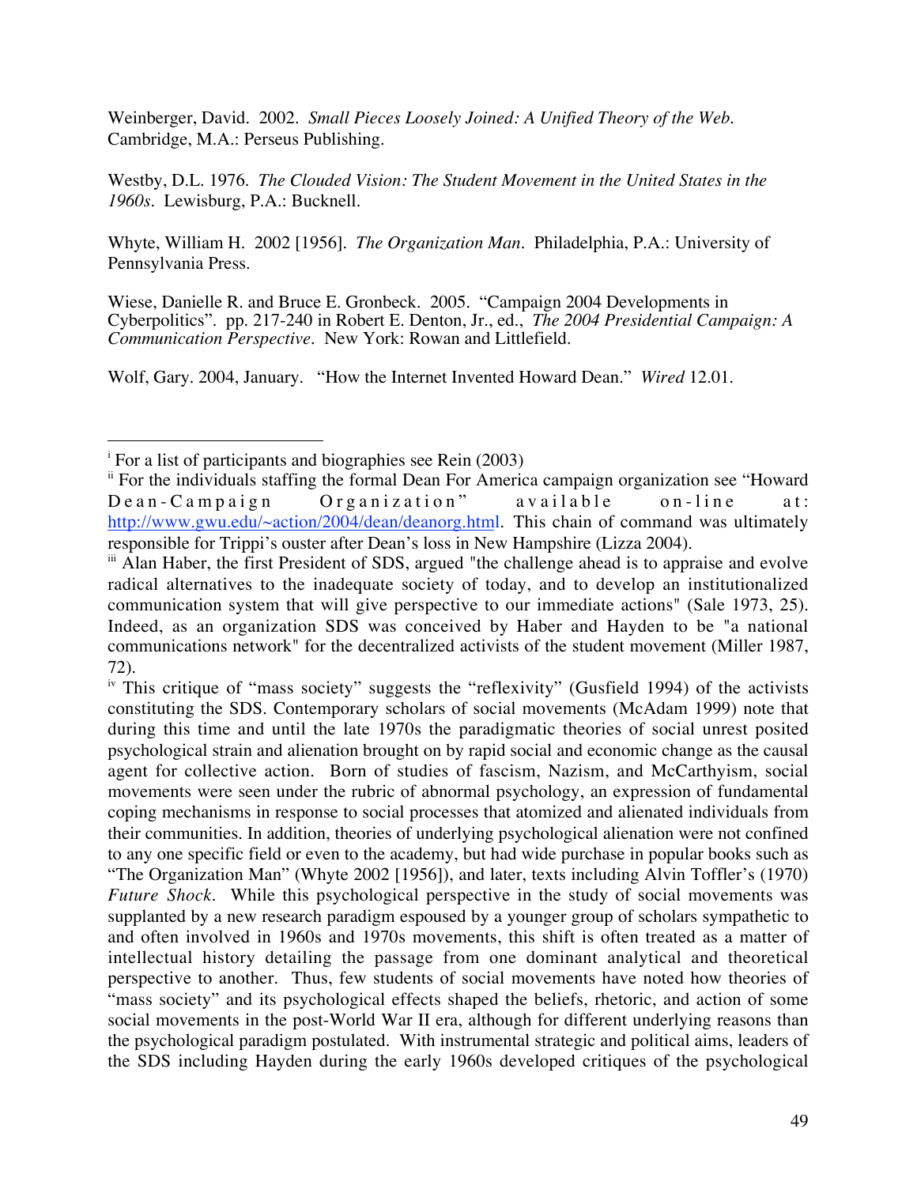Weinberger, David. 2002. *Small Pieces Loosely Joined: A Unified Theory of the Web*. Cambridge, M.A.: Perseus Publishing.

Westby, D.L. 1976. *The Clouded Vision: The Student Movement in the United States in the 1960s*. Lewisburg, P.A.: Bucknell.

Whyte, William H. 2002 [1956]. *The Organization Man*. Philadelphia, P.A.: University of Pennsylvania Press.

Wiese, Danielle R. and Bruce E. Gronbeck. 2005. "Campaign 2004 Developments in Cyberpolitics". pp. 217-240 in Robert E. Denton, Jr., ed., *The 2004 Presidential Campaign: A Communication Perspective*. New York: Rowan and Littlefield.

Wolf, Gary. 2004, January. "How the Internet Invented Howard Dean." *Wired* 12.01.

---

[i] For a list of participants and biographies see Rein (2003)

[ii] For the individuals staffing the formal Dean For America campaign organization see "Howard Dean-Campaign Organization" available on-line at: http://www.gwu.edu/~action/2004/dean/deanorg.html. This chain of command was ultimately responsible for Trippi's ouster after Dean's loss in New Hampshire (Lizza 2004).

[iii] Alan Haber, the first President of SDS, argued "the challenge ahead is to appraise and evolve radical alternatives to the inadequate society of today, and to develop an institutionalized communication system that will give perspective to our immediate actions" (Sale 1973, 25). Indeed, as an organization SDS was conceived by Haber and Hayden to be "a national communications network" for the decentralized activists of the student movement (Miller 1987, 72).

[iv] This critique of "mass society" suggests the "reflexivity" (Gusfield 1994) of the activists constituting the SDS. Contemporary scholars of social movements (McAdam 1999) note that during this time and until the late 1970s the paradigmatic theories of social unrest posited psychological strain and alienation brought on by rapid social and economic change as the causal agent for collective action. Born of studies of fascism, Nazism, and McCarthyism, social movements were seen under the rubric of abnormal psychology, an expression of fundamental coping mechanisms in response to social processes that atomized and alienated individuals from their communities. In addition, theories of underlying psychological alienation were not confined to any one specific field or even to the academy, but had wide purchase in popular books such as "The Organization Man" (Whyte 2002 [1956]), and later, texts including Alvin Toffler's (1970) *Future Shock*. While this psychological perspective in the study of social movements was supplanted by a new research paradigm espoused by a younger group of scholars sympathetic to and often involved in 1960s and 1970s movements, this shift is often treated as a matter of intellectual history detailing the passage from one dominant analytical and theoretical perspective to another. Thus, few students of social movements have noted how theories of "mass society" and its psychological effects shaped the beliefs, rhetoric, and action of some social movements in the post-World War II era, although for different underlying reasons than the psychological paradigm postulated. With instrumental strategic and political aims, leaders of the SDS including Hayden during the early 1960s developed critiques of the psychological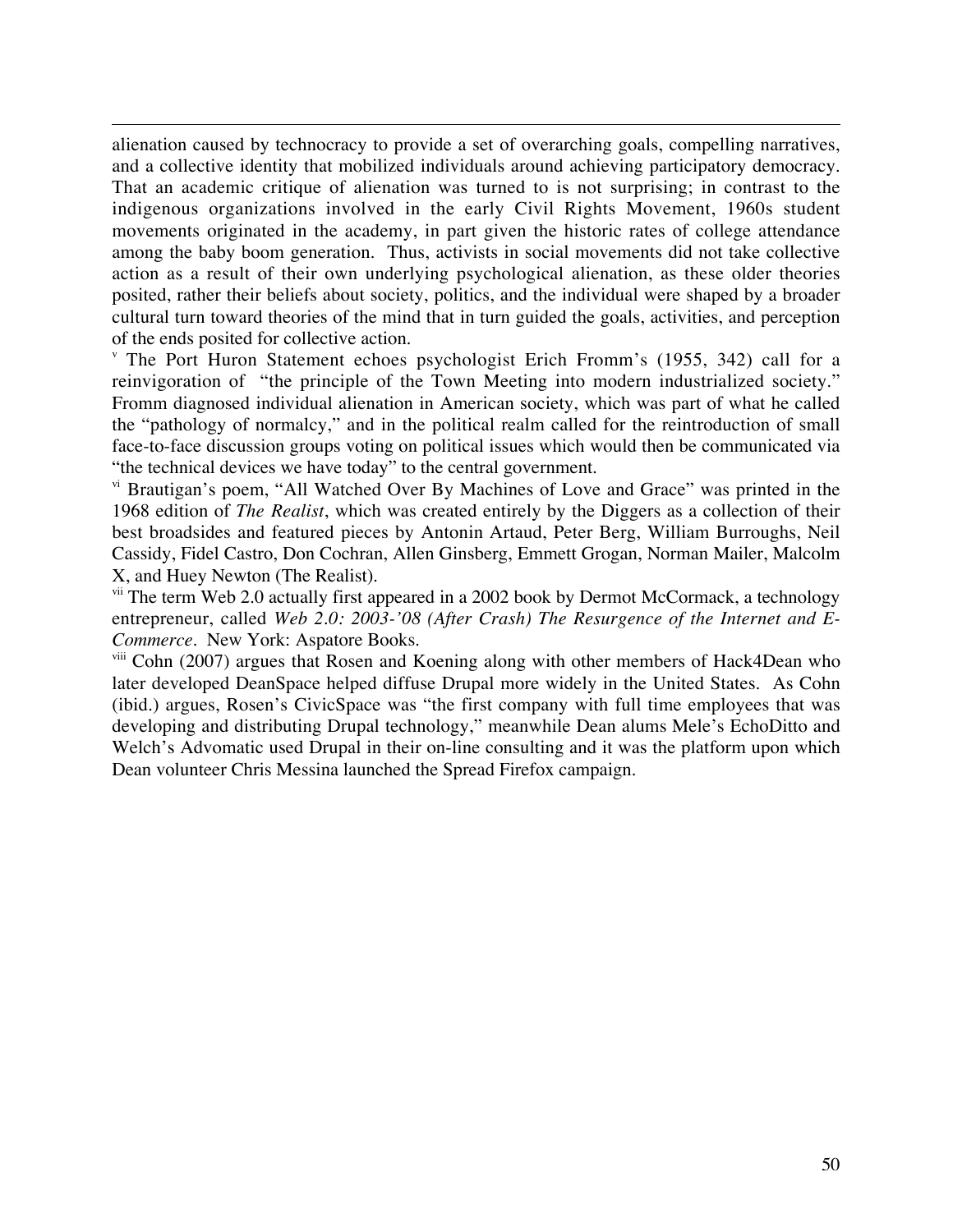alienation caused by technocracy to provide a set of overarching goals, compelling narratives, and a collective identity that mobilized individuals around achieving participatory democracy. That an academic critique of alienation was turned to is not surprising; in contrast to the indigenous organizations involved in the early Civil Rights Movement, 1960s student movements originated in the academy, in part given the historic rates of college attendance among the baby boom generation. Thus, activists in social movements did not take collective action as a result of their own underlying psychological alienation, as these older theories posited, rather their beliefs about society, politics, and the individual were shaped by a broader cultural turn toward theories of the mind that in turn guided the goals, activities, and perception of the ends posited for collective action.

[v] The Port Huron Statement echoes psychologist Erich Fromm's (1955, 342) call for a reinvigoration of "the principle of the Town Meeting into modern industrialized society." Fromm diagnosed individual alienation in American society, which was part of what he called the "pathology of normalcy," and in the political realm called for the reintroduction of small face-to-face discussion groups voting on political issues which would then be communicated via "the technical devices we have today" to the central government.

[vi] Brautigan's poem, "All Watched Over By Machines of Love and Grace" was printed in the 1968 edition of *The Realist*, which was created entirely by the Diggers as a collection of their best broadsides and featured pieces by Antonin Artaud, Peter Berg, William Burroughs, Neil Cassidy, Fidel Castro, Don Cochran, Allen Ginsberg, Emmett Grogan, Norman Mailer, Malcolm X, and Huey Newton (The Realist).

[vii] The term Web 2.0 actually first appeared in a 2002 book by Dermot McCormack, a technology entrepreneur, called *Web 2.0: 2003-'08 (After Crash) The Resurgence of the Internet and E-Commerce*. New York: Aspatore Books.

[viii] Cohn (2007) argues that Rosen and Koening along with other members of Hack4Dean who later developed DeanSpace helped diffuse Drupal more widely in the United States. As Cohn (ibid.) argues, Rosen's CivicSpace was "the first company with full time employees that was developing and distributing Drupal technology," meanwhile Dean alums Mele's EchoDitto and Welch's Advomatic used Drupal in their on-line consulting and it was the platform upon which Dean volunteer Chris Messina launched the Spread Firefox campaign.